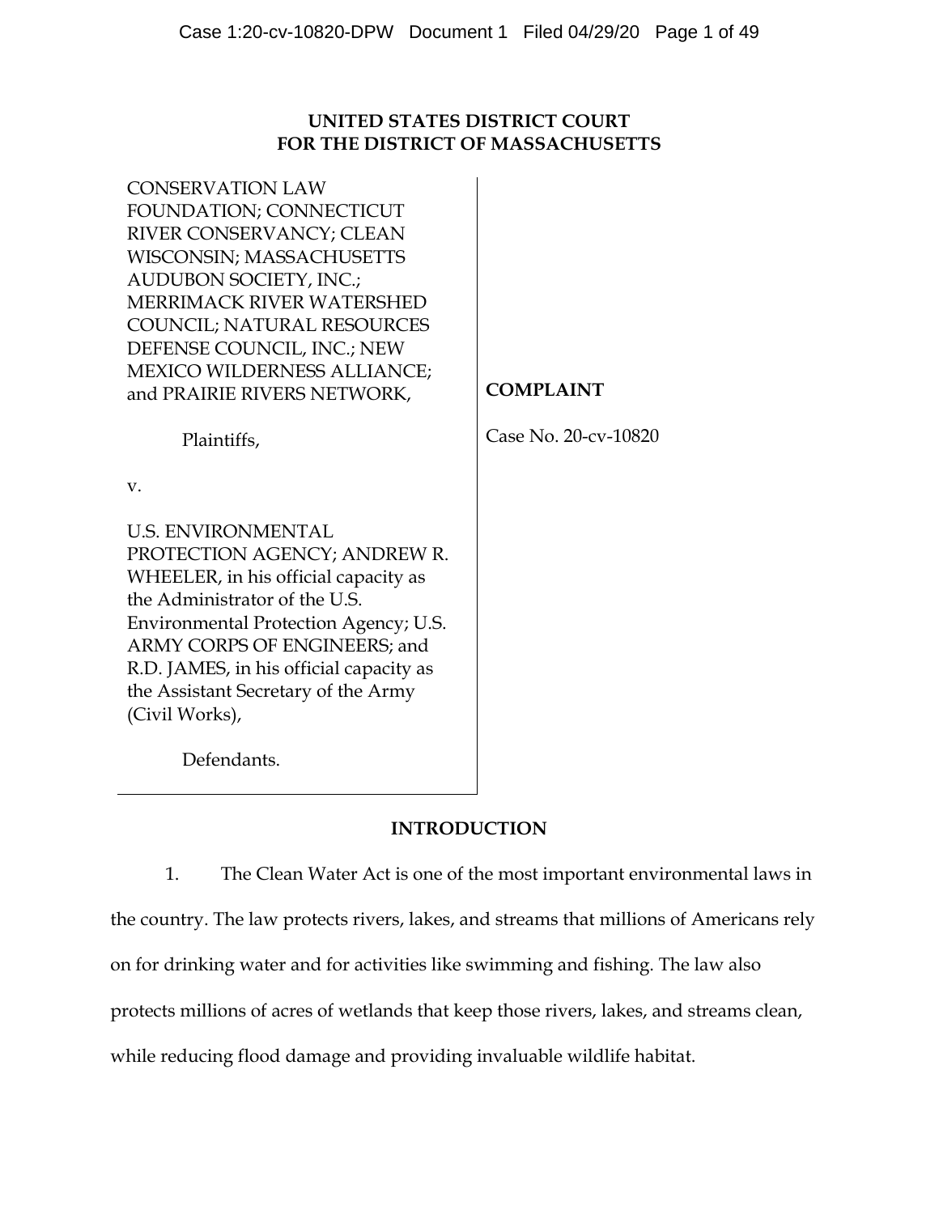**UNITED STATES DISTRICT COURT**
**FOR THE DISTRICT OF MASSACHUSETTS**

| | |
|---|---|
| CONSERVATION LAW FOUNDATION; CONNECTICUT RIVER CONSERVANCY; CLEAN WISCONSIN; MASSACHUSETTS AUDUBON SOCIETY, INC.; MERRIMACK RIVER WATERSHED COUNCIL; NATURAL RESOURCES DEFENSE COUNCIL, INC.; NEW MEXICO WILDERNESS ALLIANCE; and PRAIRIE RIVERS NETWORK,<br><br>Plaintiffs,<br><br>v.<br><br>U.S. ENVIRONMENTAL PROTECTION AGENCY; ANDREW R. WHEELER, in his official capacity as the Administrator of the U.S. Environmental Protection Agency; U.S. ARMY CORPS OF ENGINEERS; and R.D. JAMES, in his official capacity as the Assistant Secretary of the Army (Civil Works),<br><br>Defendants. | **COMPLAINT**<br><br>Case No. 20-cv-10820 |

## INTRODUCTION

1. The Clean Water Act is one of the most important environmental laws in the country. The law protects rivers, lakes, and streams that millions of Americans rely on for drinking water and for activities like swimming and fishing. The law also protects millions of acres of wetlands that keep those rivers, lakes, and streams clean, while reducing flood damage and providing invaluable wildlife habitat.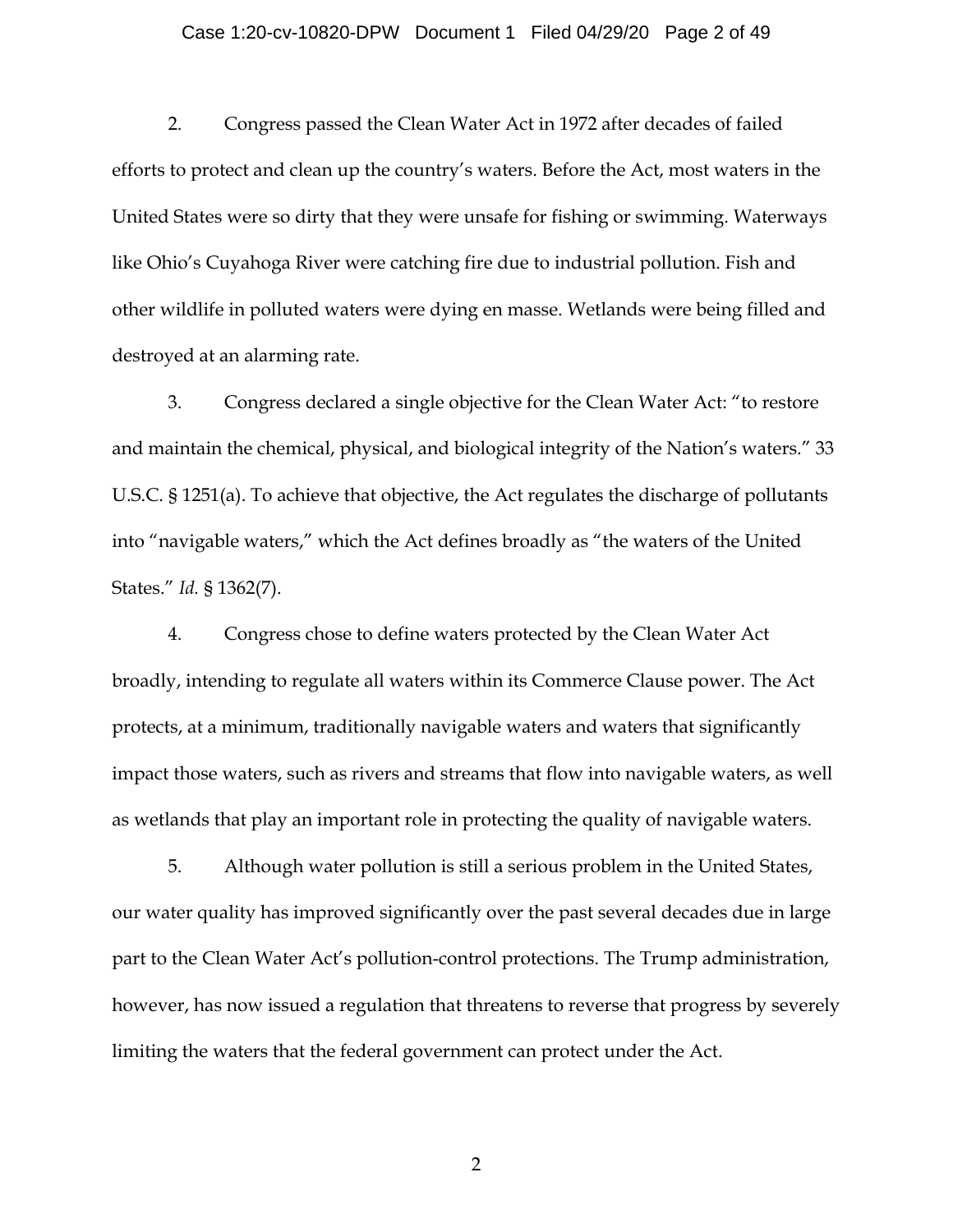2. Congress passed the Clean Water Act in 1972 after decades of failed efforts to protect and clean up the country's waters. Before the Act, most waters in the United States were so dirty that they were unsafe for fishing or swimming. Waterways like Ohio's Cuyahoga River were catching fire due to industrial pollution. Fish and other wildlife in polluted waters were dying en masse. Wetlands were being filled and destroyed at an alarming rate.

3. Congress declared a single objective for the Clean Water Act: "to restore and maintain the chemical, physical, and biological integrity of the Nation's waters." 33 U.S.C. § 1251(a). To achieve that objective, the Act regulates the discharge of pollutants into "navigable waters," which the Act defines broadly as "the waters of the United States." *Id.* § 1362(7).

4. Congress chose to define waters protected by the Clean Water Act broadly, intending to regulate all waters within its Commerce Clause power. The Act protects, at a minimum, traditionally navigable waters and waters that significantly impact those waters, such as rivers and streams that flow into navigable waters, as well as wetlands that play an important role in protecting the quality of navigable waters.

5. Although water pollution is still a serious problem in the United States, our water quality has improved significantly over the past several decades due in large part to the Clean Water Act's pollution-control protections. The Trump administration, however, has now issued a regulation that threatens to reverse that progress by severely limiting the waters that the federal government can protect under the Act.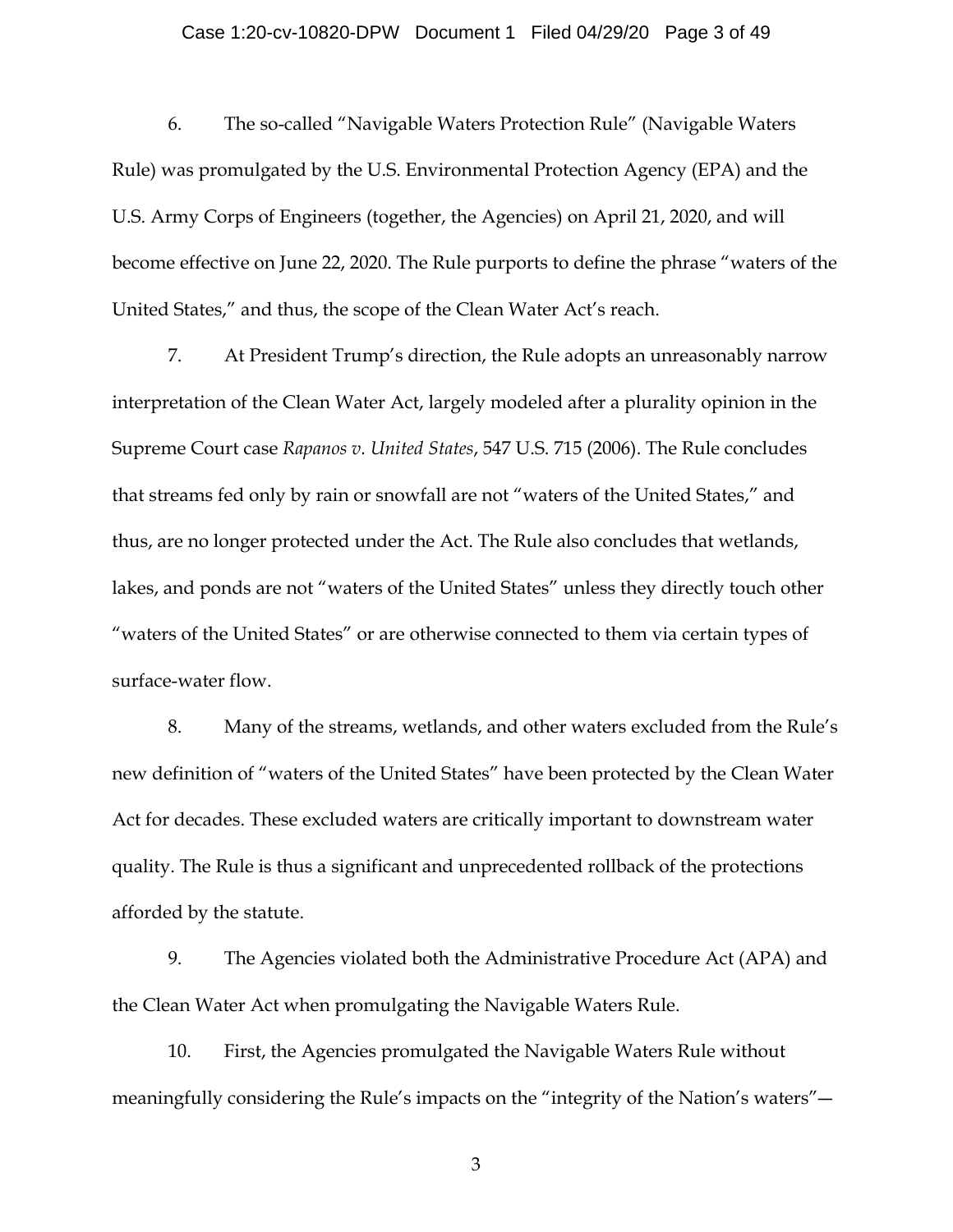6. The so-called "Navigable Waters Protection Rule" (Navigable Waters Rule) was promulgated by the U.S. Environmental Protection Agency (EPA) and the U.S. Army Corps of Engineers (together, the Agencies) on April 21, 2020, and will become effective on June 22, 2020. The Rule purports to define the phrase "waters of the United States," and thus, the scope of the Clean Water Act's reach.

7. At President Trump's direction, the Rule adopts an unreasonably narrow interpretation of the Clean Water Act, largely modeled after a plurality opinion in the Supreme Court case *Rapanos v. United States*, 547 U.S. 715 (2006). The Rule concludes that streams fed only by rain or snowfall are not "waters of the United States," and thus, are no longer protected under the Act. The Rule also concludes that wetlands, lakes, and ponds are not "waters of the United States" unless they directly touch other "waters of the United States" or are otherwise connected to them via certain types of surface-water flow.

8. Many of the streams, wetlands, and other waters excluded from the Rule's new definition of "waters of the United States" have been protected by the Clean Water Act for decades. These excluded waters are critically important to downstream water quality. The Rule is thus a significant and unprecedented rollback of the protections afforded by the statute.

9. The Agencies violated both the Administrative Procedure Act (APA) and the Clean Water Act when promulgating the Navigable Waters Rule.

10. First, the Agencies promulgated the Navigable Waters Rule without meaningfully considering the Rule's impacts on the "integrity of the Nation's waters"—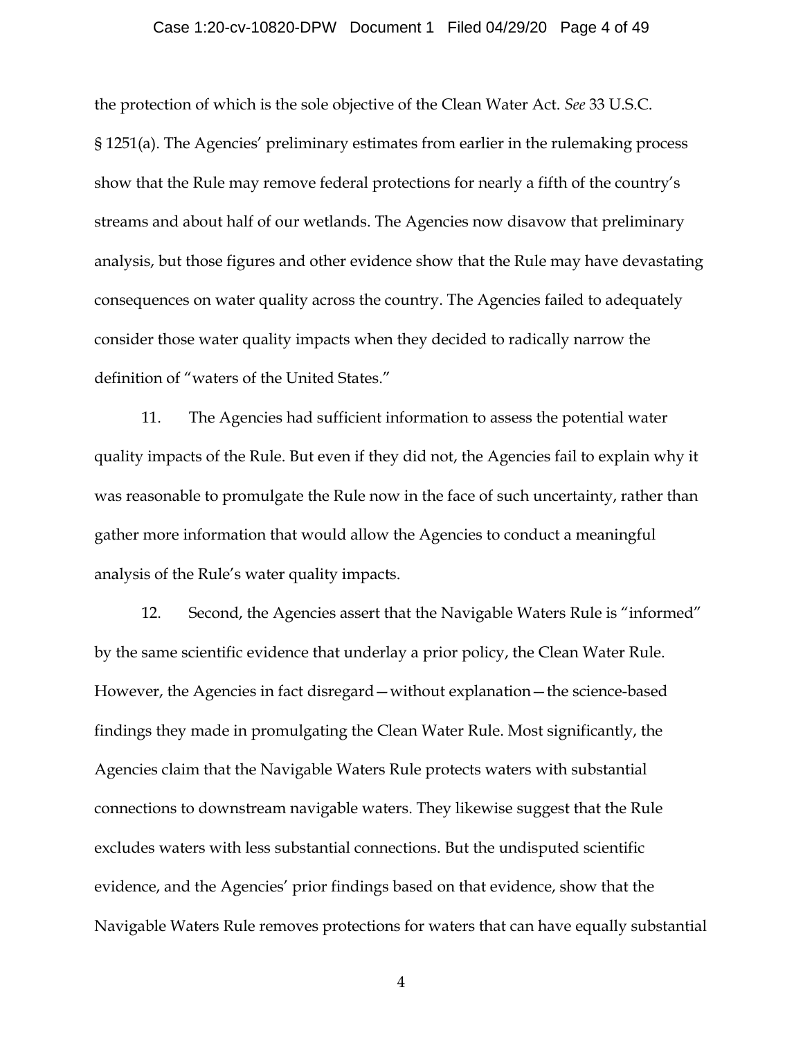the protection of which is the sole objective of the Clean Water Act. *See* 33 U.S.C. § 1251(a). The Agencies' preliminary estimates from earlier in the rulemaking process show that the Rule may remove federal protections for nearly a fifth of the country's streams and about half of our wetlands. The Agencies now disavow that preliminary analysis, but those figures and other evidence show that the Rule may have devastating consequences on water quality across the country. The Agencies failed to adequately consider those water quality impacts when they decided to radically narrow the definition of "waters of the United States."

11. The Agencies had sufficient information to assess the potential water quality impacts of the Rule. But even if they did not, the Agencies fail to explain why it was reasonable to promulgate the Rule now in the face of such uncertainty, rather than gather more information that would allow the Agencies to conduct a meaningful analysis of the Rule's water quality impacts.

12. Second, the Agencies assert that the Navigable Waters Rule is "informed" by the same scientific evidence that underlay a prior policy, the Clean Water Rule. However, the Agencies in fact disregard—without explanation—the science-based findings they made in promulgating the Clean Water Rule. Most significantly, the Agencies claim that the Navigable Waters Rule protects waters with substantial connections to downstream navigable waters. They likewise suggest that the Rule excludes waters with less substantial connections. But the undisputed scientific evidence, and the Agencies' prior findings based on that evidence, show that the Navigable Waters Rule removes protections for waters that can have equally substantial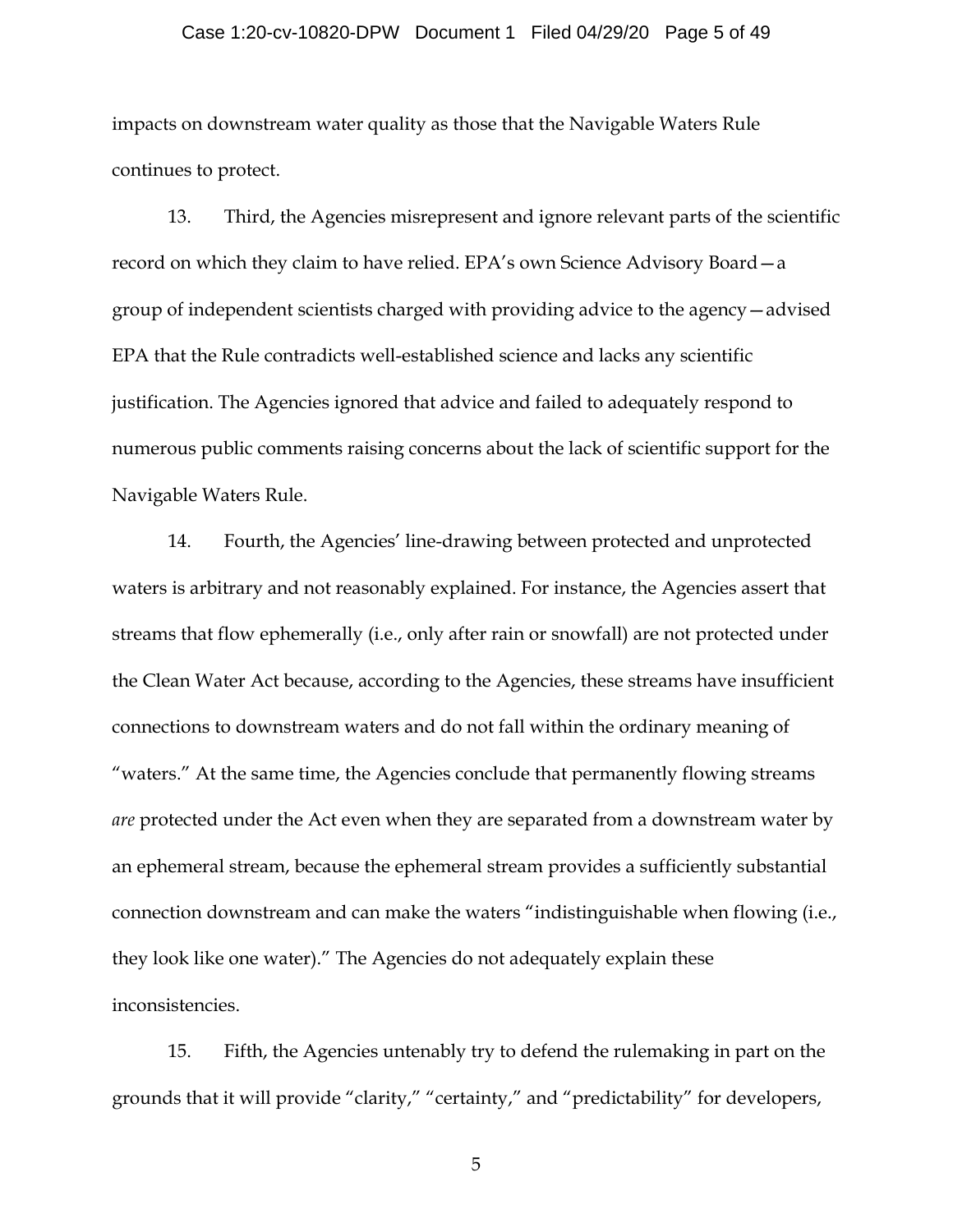impacts on downstream water quality as those that the Navigable Waters Rule continues to protect.

13. Third, the Agencies misrepresent and ignore relevant parts of the scientific record on which they claim to have relied. EPA's own Science Advisory Board—a group of independent scientists charged with providing advice to the agency—advised EPA that the Rule contradicts well-established science and lacks any scientific justification. The Agencies ignored that advice and failed to adequately respond to numerous public comments raising concerns about the lack of scientific support for the Navigable Waters Rule.

14. Fourth, the Agencies' line-drawing between protected and unprotected waters is arbitrary and not reasonably explained. For instance, the Agencies assert that streams that flow ephemerally (i.e., only after rain or snowfall) are not protected under the Clean Water Act because, according to the Agencies, these streams have insufficient connections to downstream waters and do not fall within the ordinary meaning of "waters." At the same time, the Agencies conclude that permanently flowing streams *are* protected under the Act even when they are separated from a downstream water by an ephemeral stream, because the ephemeral stream provides a sufficiently substantial connection downstream and can make the waters "indistinguishable when flowing (i.e., they look like one water)." The Agencies do not adequately explain these inconsistencies.

15. Fifth, the Agencies untenably try to defend the rulemaking in part on the grounds that it will provide "clarity," "certainty," and "predictability" for developers,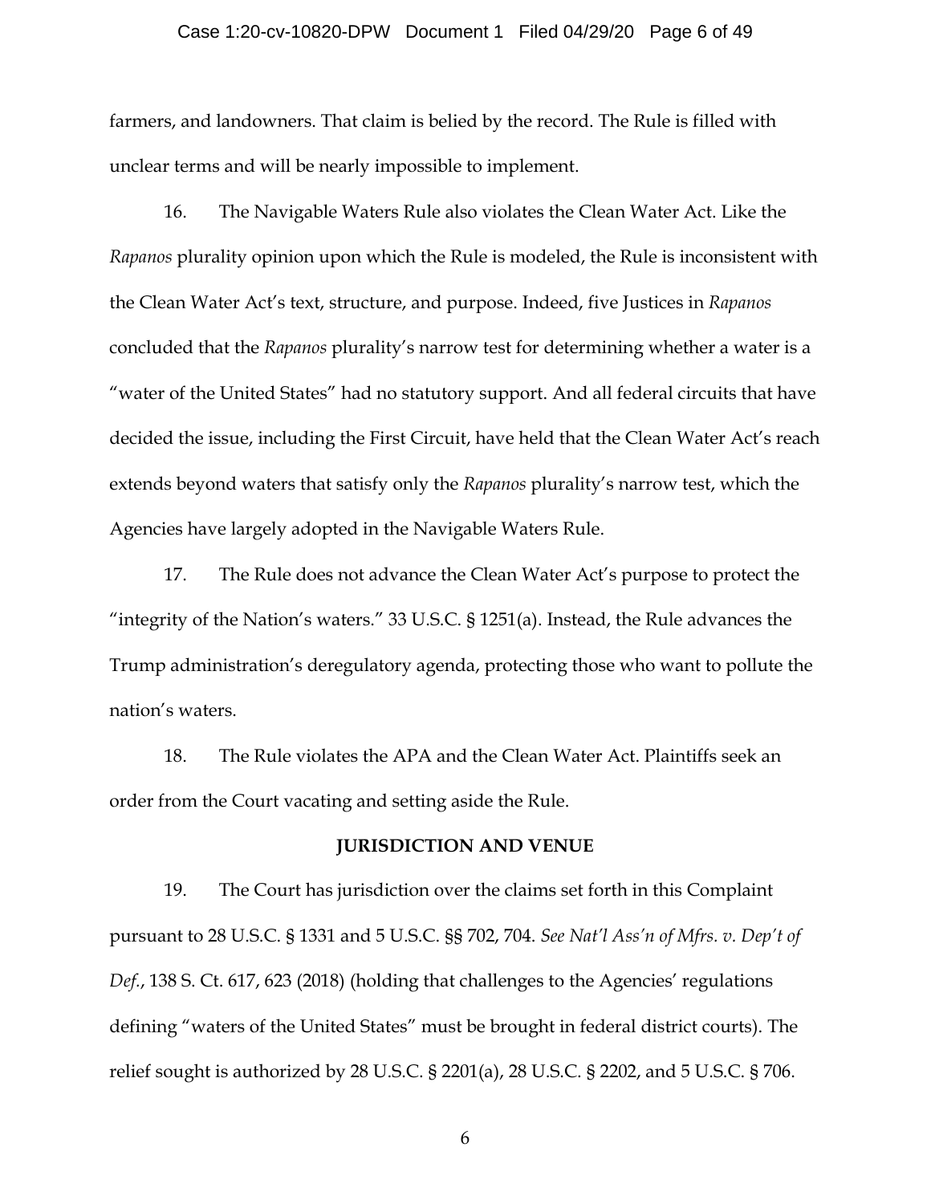farmers, and landowners. That claim is belied by the record. The Rule is filled with unclear terms and will be nearly impossible to implement.

16. The Navigable Waters Rule also violates the Clean Water Act. Like the *Rapanos* plurality opinion upon which the Rule is modeled, the Rule is inconsistent with the Clean Water Act's text, structure, and purpose. Indeed, five Justices in *Rapanos* concluded that the *Rapanos* plurality's narrow test for determining whether a water is a "water of the United States" had no statutory support. And all federal circuits that have decided the issue, including the First Circuit, have held that the Clean Water Act's reach extends beyond waters that satisfy only the *Rapanos* plurality's narrow test, which the Agencies have largely adopted in the Navigable Waters Rule.

17. The Rule does not advance the Clean Water Act's purpose to protect the "integrity of the Nation's waters." 33 U.S.C. § 1251(a). Instead, the Rule advances the Trump administration's deregulatory agenda, protecting those who want to pollute the nation's waters.

18. The Rule violates the APA and the Clean Water Act. Plaintiffs seek an order from the Court vacating and setting aside the Rule.

## JURISDICTION AND VENUE

19. The Court has jurisdiction over the claims set forth in this Complaint pursuant to 28 U.S.C. § 1331 and 5 U.S.C. §§ 702, 704. *See Nat'l Ass'n of Mfrs. v. Dep't of Def.*, 138 S. Ct. 617, 623 (2018) (holding that challenges to the Agencies' regulations defining "waters of the United States" must be brought in federal district courts). The relief sought is authorized by 28 U.S.C. § 2201(a), 28 U.S.C. § 2202, and 5 U.S.C. § 706.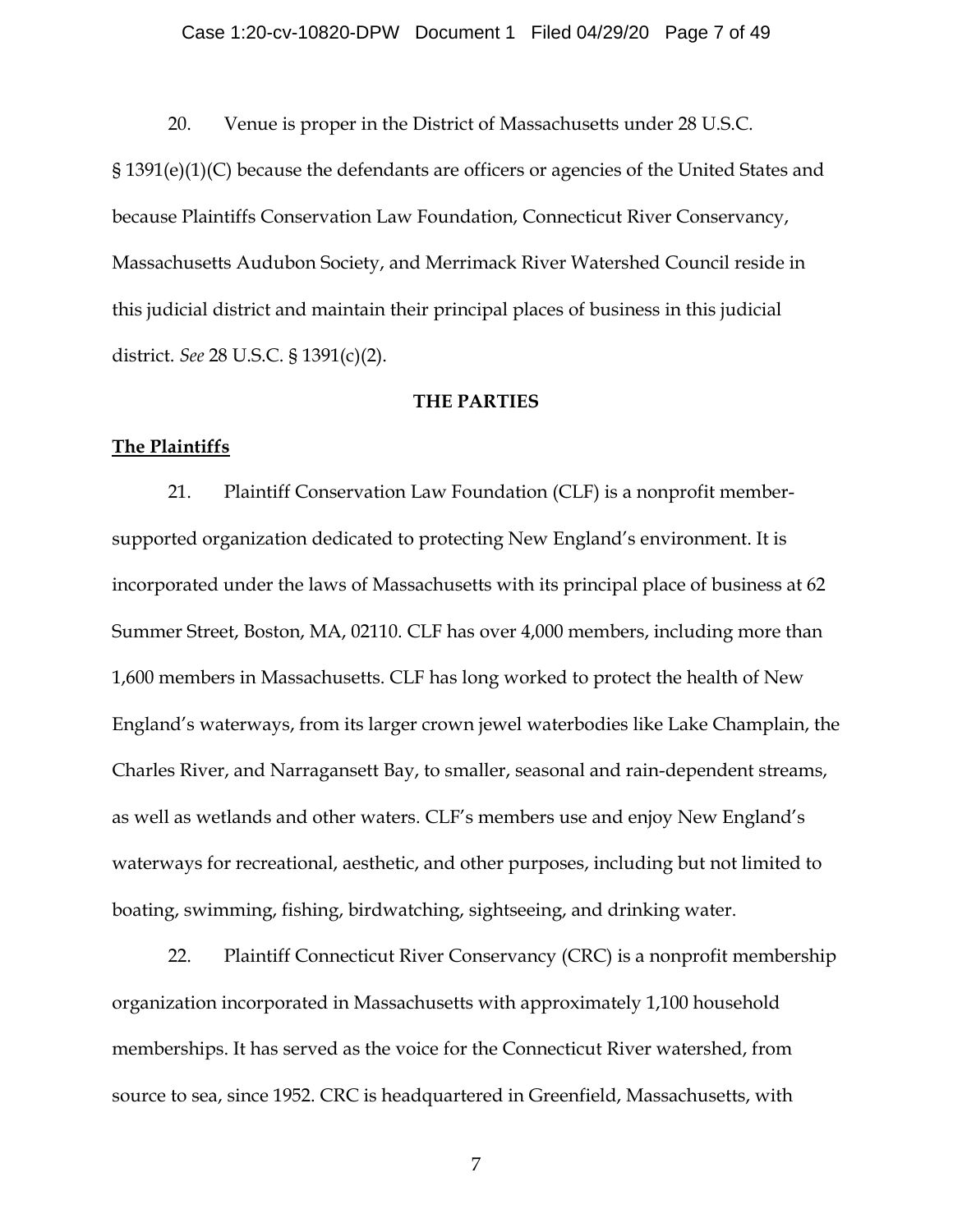20. Venue is proper in the District of Massachusetts under 28 U.S.C. § 1391(e)(1)(C) because the defendants are officers or agencies of the United States and because Plaintiffs Conservation Law Foundation, Connecticut River Conservancy, Massachusetts Audubon Society, and Merrimack River Watershed Council reside in this judicial district and maintain their principal places of business in this judicial district. *See* 28 U.S.C. § 1391(c)(2).

**THE PARTIES**

**The Plaintiffs**

21. Plaintiff Conservation Law Foundation (CLF) is a nonprofit member-supported organization dedicated to protecting New England's environment. It is incorporated under the laws of Massachusetts with its principal place of business at 62 Summer Street, Boston, MA, 02110. CLF has over 4,000 members, including more than 1,600 members in Massachusetts. CLF has long worked to protect the health of New England's waterways, from its larger crown jewel waterbodies like Lake Champlain, the Charles River, and Narragansett Bay, to smaller, seasonal and rain-dependent streams, as well as wetlands and other waters. CLF's members use and enjoy New England's waterways for recreational, aesthetic, and other purposes, including but not limited to boating, swimming, fishing, birdwatching, sightseeing, and drinking water.

22. Plaintiff Connecticut River Conservancy (CRC) is a nonprofit membership organization incorporated in Massachusetts with approximately 1,100 household memberships. It has served as the voice for the Connecticut River watershed, from source to sea, since 1952. CRC is headquartered in Greenfield, Massachusetts, with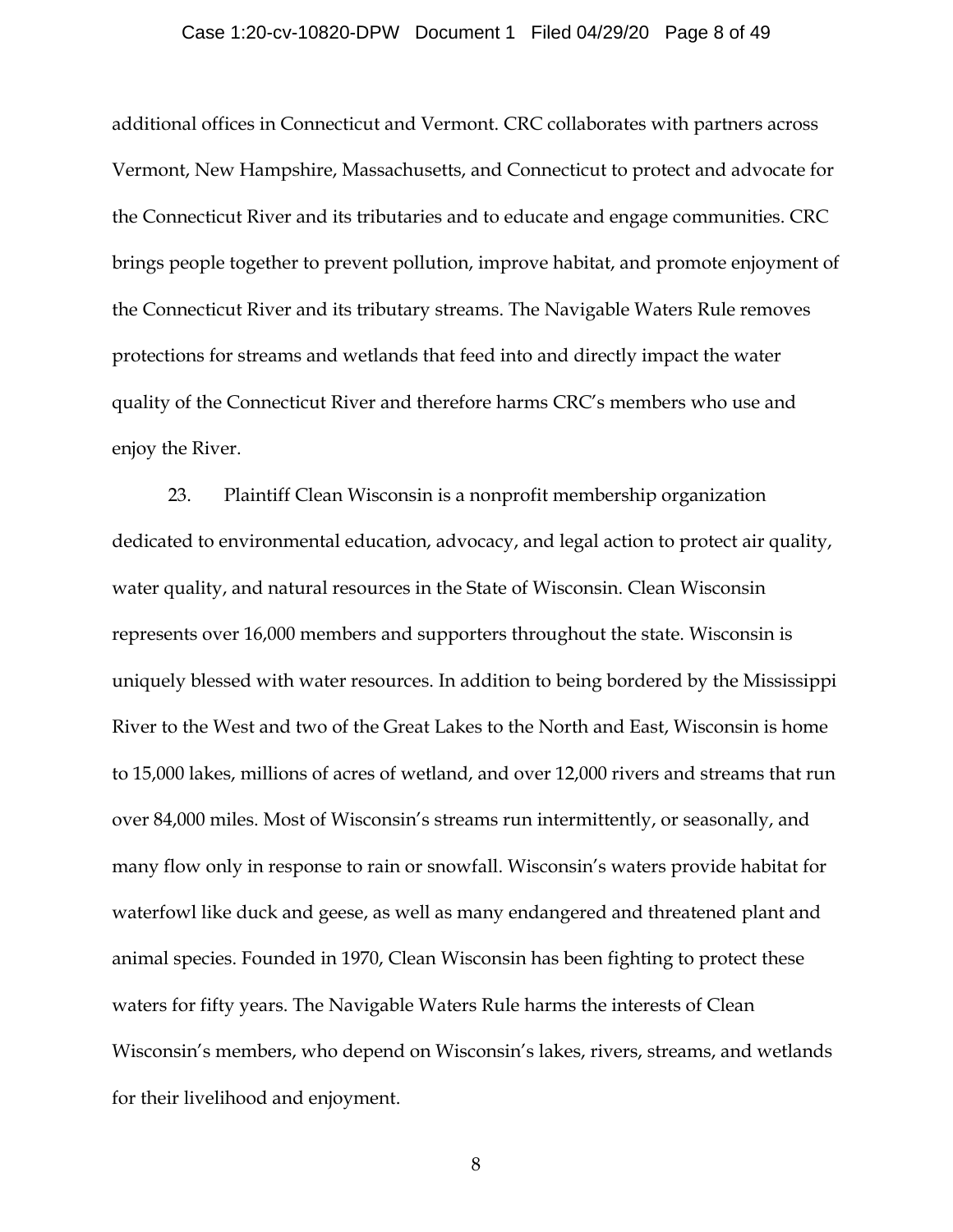additional offices in Connecticut and Vermont. CRC collaborates with partners across Vermont, New Hampshire, Massachusetts, and Connecticut to protect and advocate for the Connecticut River and its tributaries and to educate and engage communities. CRC brings people together to prevent pollution, improve habitat, and promote enjoyment of the Connecticut River and its tributary streams. The Navigable Waters Rule removes protections for streams and wetlands that feed into and directly impact the water quality of the Connecticut River and therefore harms CRC's members who use and enjoy the River.

23. Plaintiff Clean Wisconsin is a nonprofit membership organization dedicated to environmental education, advocacy, and legal action to protect air quality, water quality, and natural resources in the State of Wisconsin. Clean Wisconsin represents over 16,000 members and supporters throughout the state. Wisconsin is uniquely blessed with water resources. In addition to being bordered by the Mississippi River to the West and two of the Great Lakes to the North and East, Wisconsin is home to 15,000 lakes, millions of acres of wetland, and over 12,000 rivers and streams that run over 84,000 miles. Most of Wisconsin's streams run intermittently, or seasonally, and many flow only in response to rain or snowfall. Wisconsin's waters provide habitat for waterfowl like duck and geese, as well as many endangered and threatened plant and animal species. Founded in 1970, Clean Wisconsin has been fighting to protect these waters for fifty years. The Navigable Waters Rule harms the interests of Clean Wisconsin's members, who depend on Wisconsin's lakes, rivers, streams, and wetlands for their livelihood and enjoyment.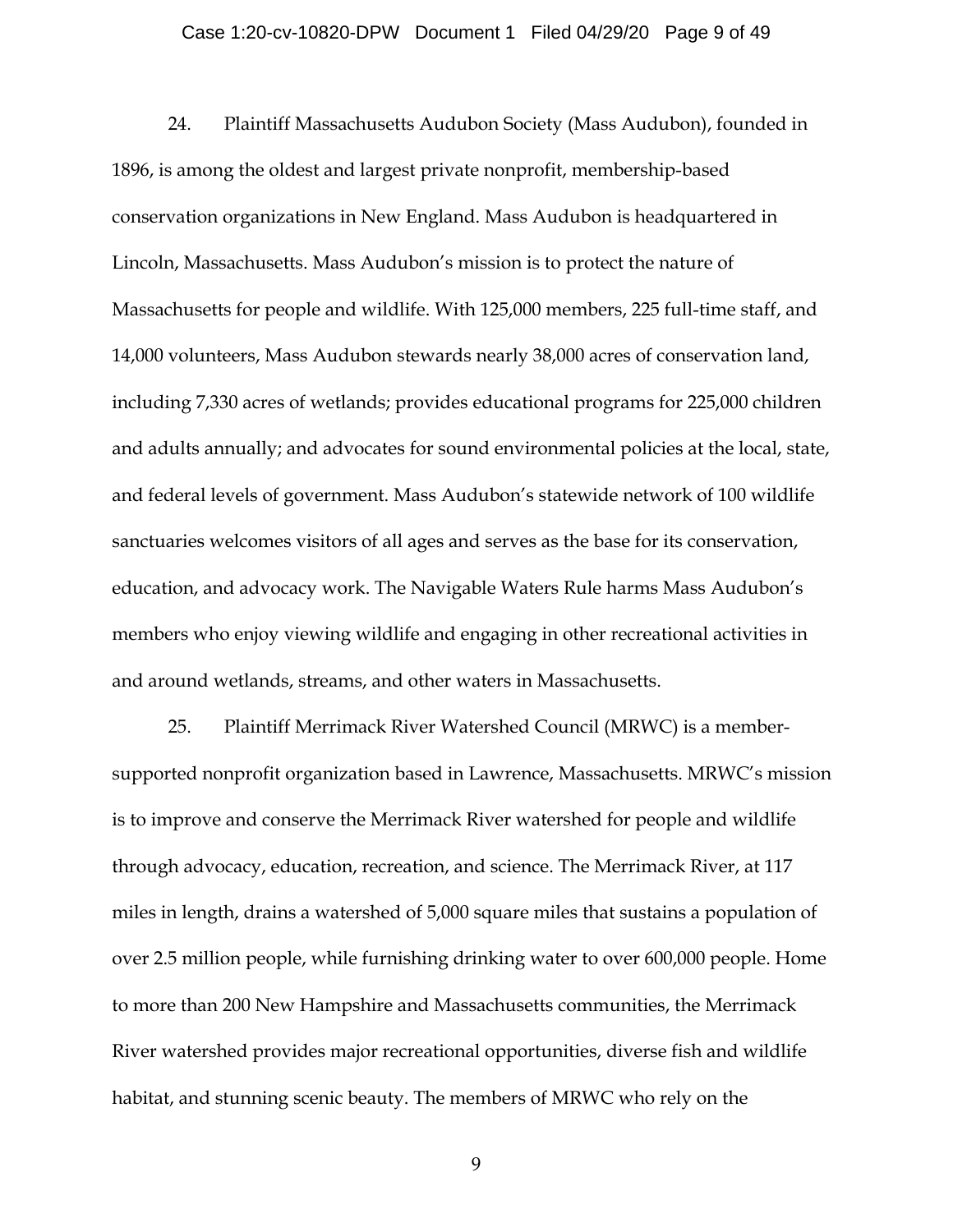24. Plaintiff Massachusetts Audubon Society (Mass Audubon), founded in 1896, is among the oldest and largest private nonprofit, membership-based conservation organizations in New England. Mass Audubon is headquartered in Lincoln, Massachusetts. Mass Audubon's mission is to protect the nature of Massachusetts for people and wildlife. With 125,000 members, 225 full-time staff, and 14,000 volunteers, Mass Audubon stewards nearly 38,000 acres of conservation land, including 7,330 acres of wetlands; provides educational programs for 225,000 children and adults annually; and advocates for sound environmental policies at the local, state, and federal levels of government. Mass Audubon's statewide network of 100 wildlife sanctuaries welcomes visitors of all ages and serves as the base for its conservation, education, and advocacy work. The Navigable Waters Rule harms Mass Audubon's members who enjoy viewing wildlife and engaging in other recreational activities in and around wetlands, streams, and other waters in Massachusetts.

25. Plaintiff Merrimack River Watershed Council (MRWC) is a member-supported nonprofit organization based in Lawrence, Massachusetts. MRWC's mission is to improve and conserve the Merrimack River watershed for people and wildlife through advocacy, education, recreation, and science. The Merrimack River, at 117 miles in length, drains a watershed of 5,000 square miles that sustains a population of over 2.5 million people, while furnishing drinking water to over 600,000 people. Home to more than 200 New Hampshire and Massachusetts communities, the Merrimack River watershed provides major recreational opportunities, diverse fish and wildlife habitat, and stunning scenic beauty. The members of MRWC who rely on the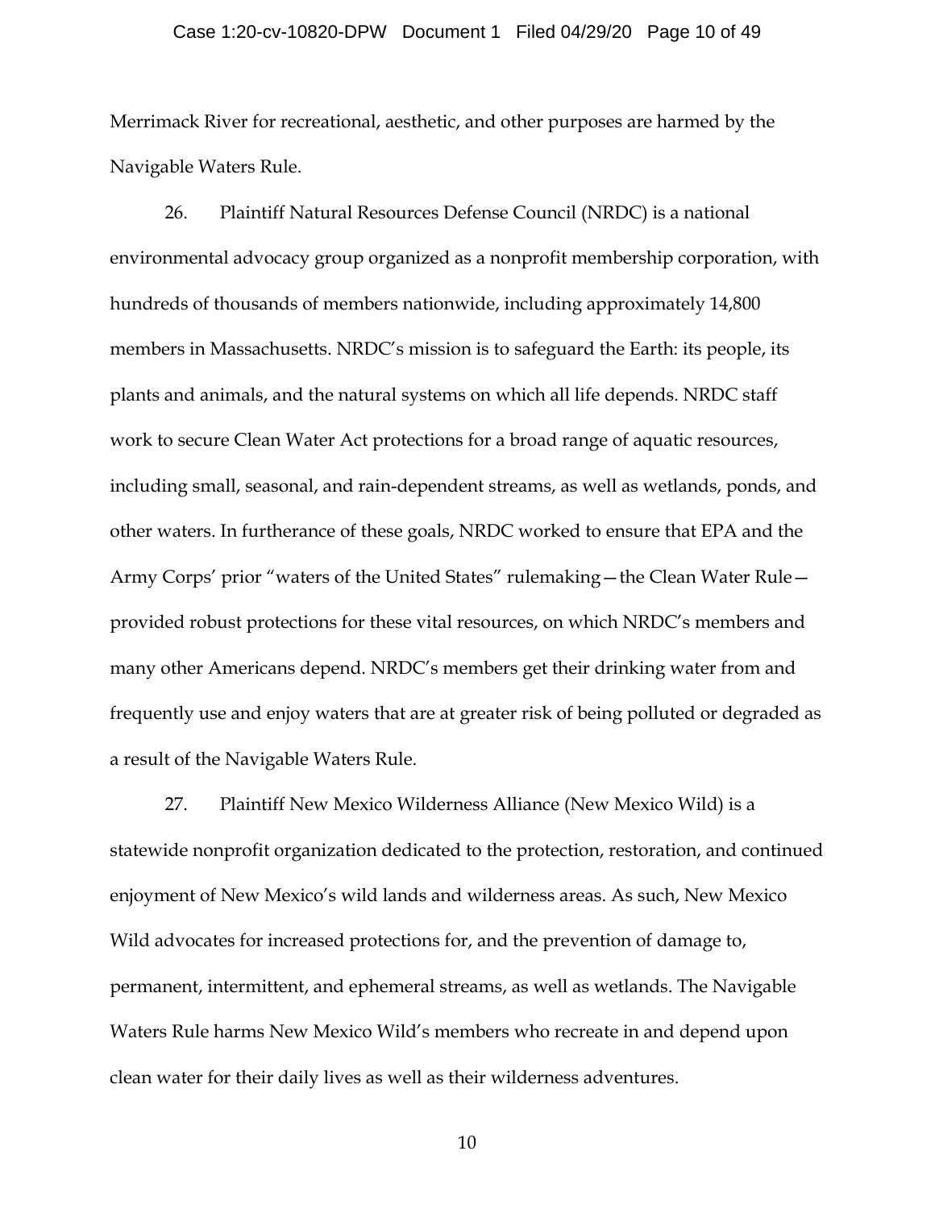Merrimack River for recreational, aesthetic, and other purposes are harmed by the Navigable Waters Rule.

26. Plaintiff Natural Resources Defense Council (NRDC) is a national environmental advocacy group organized as a nonprofit membership corporation, with hundreds of thousands of members nationwide, including approximately 14,800 members in Massachusetts. NRDC's mission is to safeguard the Earth: its people, its plants and animals, and the natural systems on which all life depends. NRDC staff work to secure Clean Water Act protections for a broad range of aquatic resources, including small, seasonal, and rain-dependent streams, as well as wetlands, ponds, and other waters. In furtherance of these goals, NRDC worked to ensure that EPA and the Army Corps' prior "waters of the United States" rulemaking—the Clean Water Rule—provided robust protections for these vital resources, on which NRDC's members and many other Americans depend. NRDC's members get their drinking water from and frequently use and enjoy waters that are at greater risk of being polluted or degraded as a result of the Navigable Waters Rule.

27. Plaintiff New Mexico Wilderness Alliance (New Mexico Wild) is a statewide nonprofit organization dedicated to the protection, restoration, and continued enjoyment of New Mexico's wild lands and wilderness areas. As such, New Mexico Wild advocates for increased protections for, and the prevention of damage to, permanent, intermittent, and ephemeral streams, as well as wetlands. The Navigable Waters Rule harms New Mexico Wild's members who recreate in and depend upon clean water for their daily lives as well as their wilderness adventures.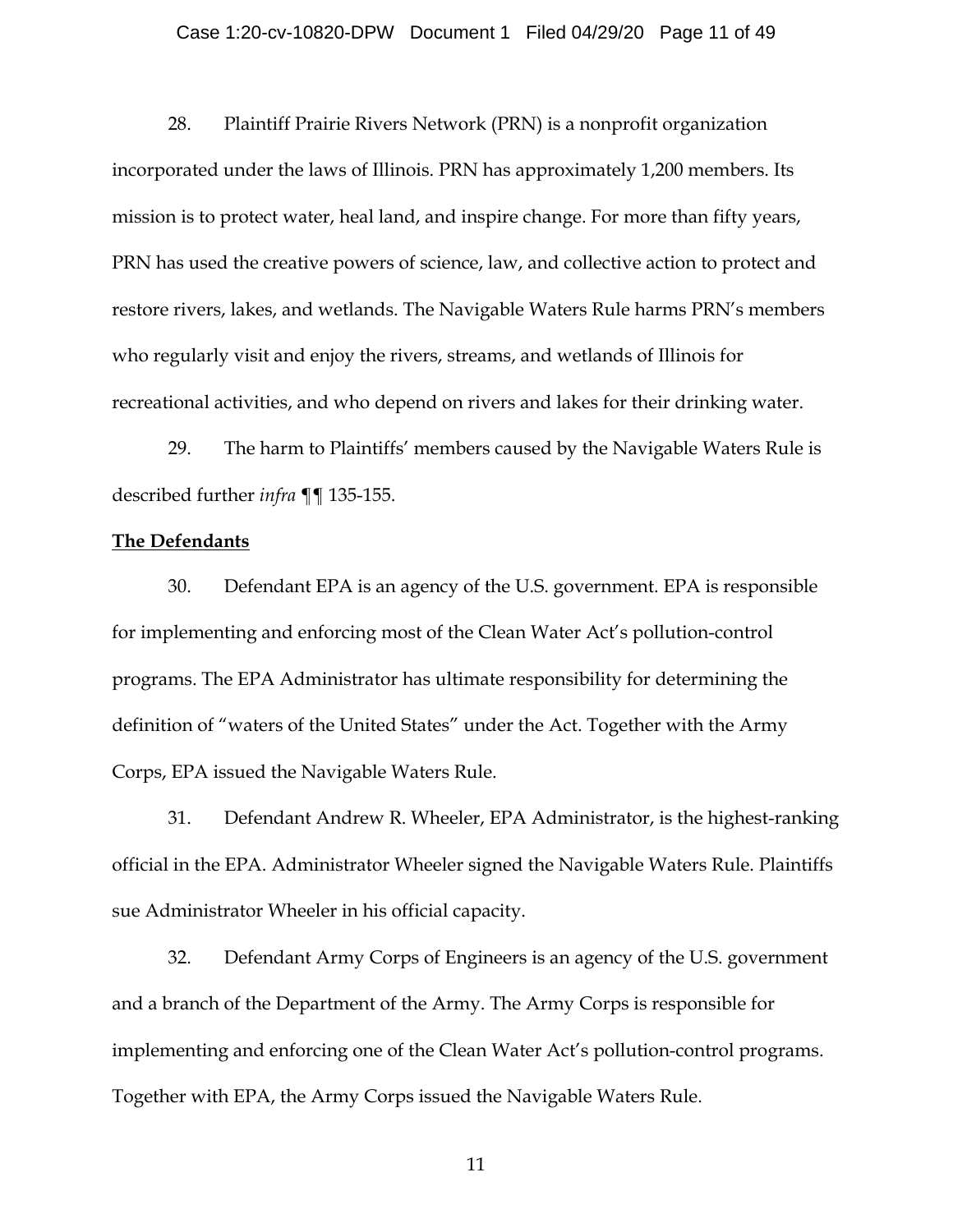28. Plaintiff Prairie Rivers Network (PRN) is a nonprofit organization incorporated under the laws of Illinois. PRN has approximately 1,200 members. Its mission is to protect water, heal land, and inspire change. For more than fifty years, PRN has used the creative powers of science, law, and collective action to protect and restore rivers, lakes, and wetlands. The Navigable Waters Rule harms PRN's members who regularly visit and enjoy the rivers, streams, and wetlands of Illinois for recreational activities, and who depend on rivers and lakes for their drinking water.

29. The harm to Plaintiffs' members caused by the Navigable Waters Rule is described further *infra* ¶¶ 135-155.

**<u>The Defendants</u>**

30. Defendant EPA is an agency of the U.S. government. EPA is responsible for implementing and enforcing most of the Clean Water Act's pollution-control programs. The EPA Administrator has ultimate responsibility for determining the definition of "waters of the United States" under the Act. Together with the Army Corps, EPA issued the Navigable Waters Rule.

31. Defendant Andrew R. Wheeler, EPA Administrator, is the highest-ranking official in the EPA. Administrator Wheeler signed the Navigable Waters Rule. Plaintiffs sue Administrator Wheeler in his official capacity.

32. Defendant Army Corps of Engineers is an agency of the U.S. government and a branch of the Department of the Army. The Army Corps is responsible for implementing and enforcing one of the Clean Water Act's pollution-control programs. Together with EPA, the Army Corps issued the Navigable Waters Rule.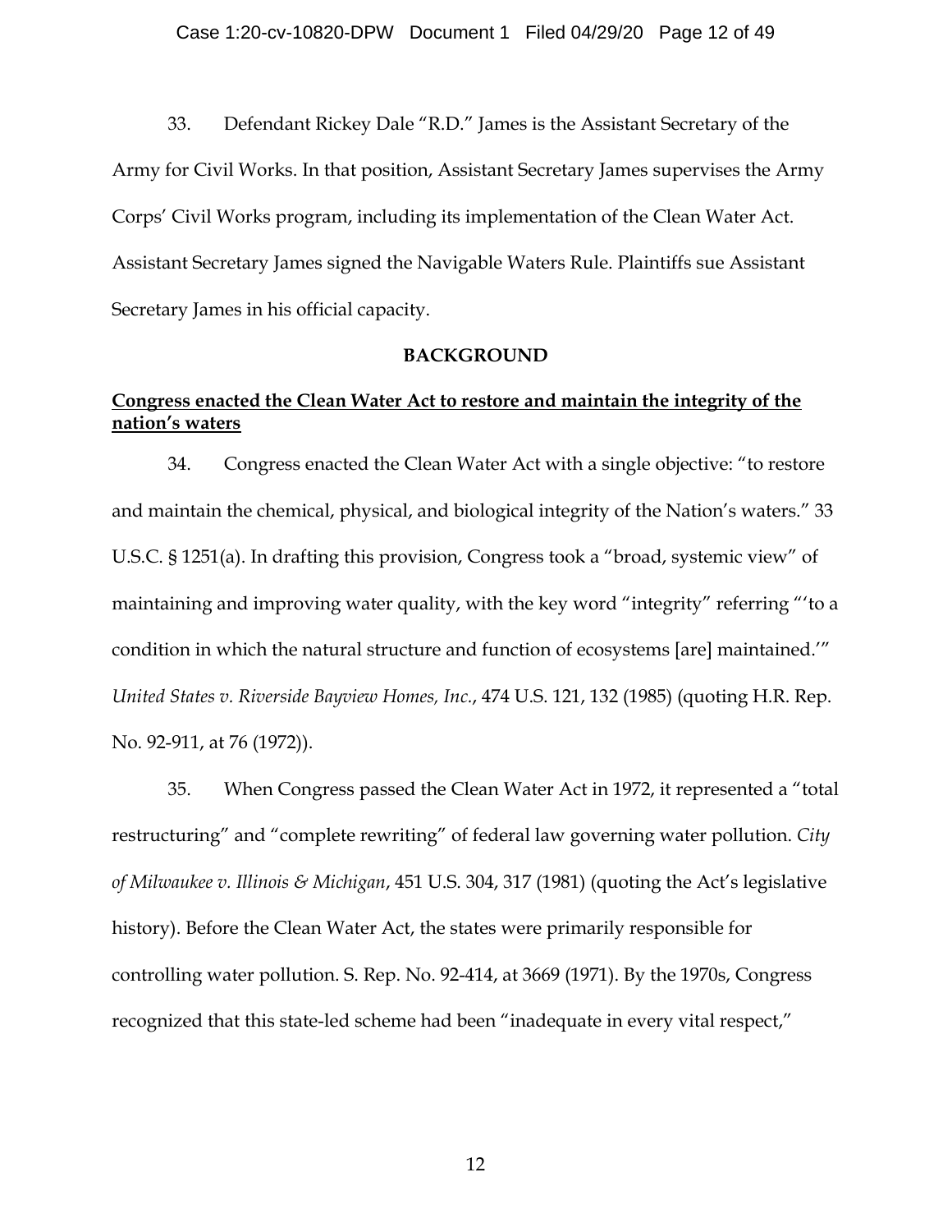33. Defendant Rickey Dale "R.D." James is the Assistant Secretary of the Army for Civil Works. In that position, Assistant Secretary James supervises the Army Corps' Civil Works program, including its implementation of the Clean Water Act. Assistant Secretary James signed the Navigable Waters Rule. Plaintiffs sue Assistant Secretary James in his official capacity.

## BACKGROUND

### Congress enacted the Clean Water Act to restore and maintain the integrity of the nation's waters

34. Congress enacted the Clean Water Act with a single objective: "to restore and maintain the chemical, physical, and biological integrity of the Nation's waters." 33 U.S.C. § 1251(a). In drafting this provision, Congress took a "broad, systemic view" of maintaining and improving water quality, with the key word "integrity" referring "'to a condition in which the natural structure and function of ecosystems [are] maintained.'" *United States v. Riverside Bayview Homes, Inc.*, 474 U.S. 121, 132 (1985) (quoting H.R. Rep. No. 92-911, at 76 (1972)).

35. When Congress passed the Clean Water Act in 1972, it represented a "total restructuring" and "complete rewriting" of federal law governing water pollution. *City of Milwaukee v. Illinois & Michigan*, 451 U.S. 304, 317 (1981) (quoting the Act's legislative history). Before the Clean Water Act, the states were primarily responsible for controlling water pollution. S. Rep. No. 92-414, at 3669 (1971). By the 1970s, Congress recognized that this state-led scheme had been "inadequate in every vital respect,"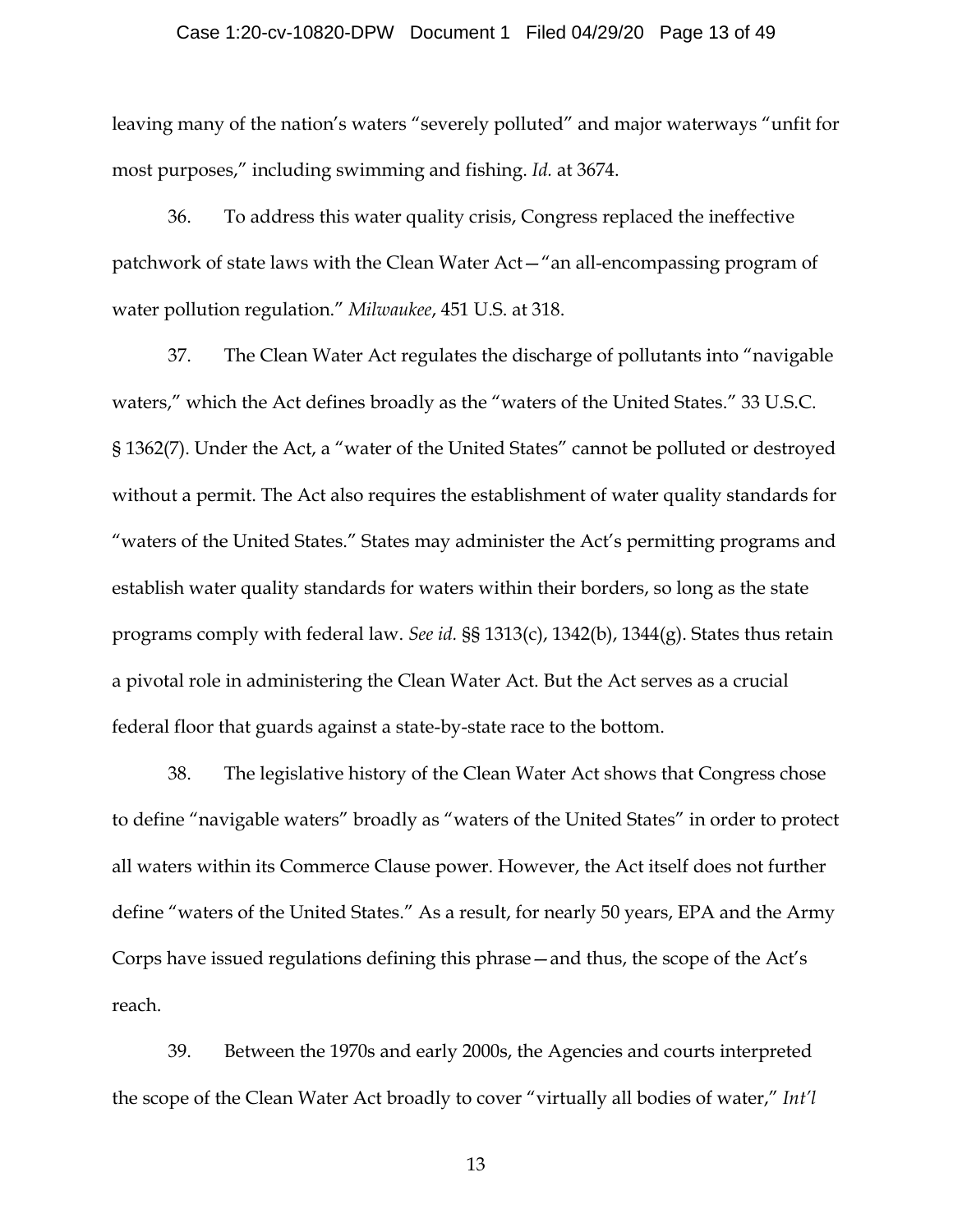leaving many of the nation's waters "severely polluted" and major waterways "unfit for most purposes," including swimming and fishing. *Id.* at 3674.

36. To address this water quality crisis, Congress replaced the ineffective patchwork of state laws with the Clean Water Act—"an all-encompassing program of water pollution regulation." *Milwaukee*, 451 U.S. at 318.

37. The Clean Water Act regulates the discharge of pollutants into "navigable waters," which the Act defines broadly as the "waters of the United States." 33 U.S.C. § 1362(7). Under the Act, a "water of the United States" cannot be polluted or destroyed without a permit. The Act also requires the establishment of water quality standards for "waters of the United States." States may administer the Act's permitting programs and establish water quality standards for waters within their borders, so long as the state programs comply with federal law. *See id.* §§ 1313(c), 1342(b), 1344(g). States thus retain a pivotal role in administering the Clean Water Act. But the Act serves as a crucial federal floor that guards against a state-by-state race to the bottom.

38. The legislative history of the Clean Water Act shows that Congress chose to define "navigable waters" broadly as "waters of the United States" in order to protect all waters within its Commerce Clause power. However, the Act itself does not further define "waters of the United States." As a result, for nearly 50 years, EPA and the Army Corps have issued regulations defining this phrase—and thus, the scope of the Act's reach.

39. Between the 1970s and early 2000s, the Agencies and courts interpreted the scope of the Clean Water Act broadly to cover "virtually all bodies of water," *Int'l*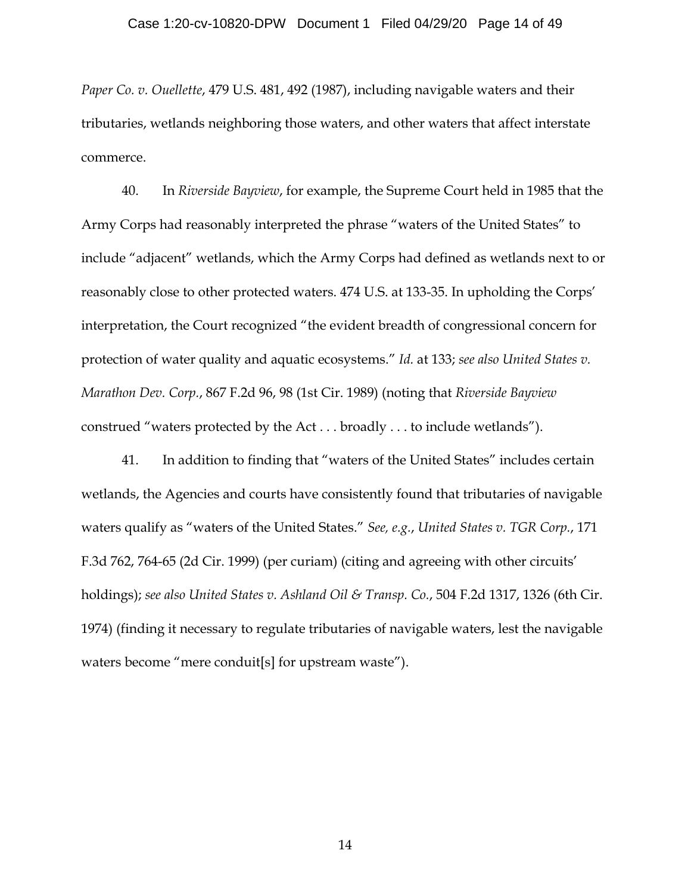*Paper Co. v. Ouellette*, 479 U.S. 481, 492 (1987), including navigable waters and their tributaries, wetlands neighboring those waters, and other waters that affect interstate commerce.

40. In *Riverside Bayview*, for example, the Supreme Court held in 1985 that the Army Corps had reasonably interpreted the phrase "waters of the United States" to include "adjacent" wetlands, which the Army Corps had defined as wetlands next to or reasonably close to other protected waters. 474 U.S. at 133-35. In upholding the Corps' interpretation, the Court recognized "the evident breadth of congressional concern for protection of water quality and aquatic ecosystems." *Id.* at 133; *see also United States v. Marathon Dev. Corp.*, 867 F.2d 96, 98 (1st Cir. 1989) (noting that *Riverside Bayview* construed "waters protected by the Act . . . broadly . . . to include wetlands").

41. In addition to finding that "waters of the United States" includes certain wetlands, the Agencies and courts have consistently found that tributaries of navigable waters qualify as "waters of the United States." *See, e.g.*, *United States v. TGR Corp.*, 171 F.3d 762, 764-65 (2d Cir. 1999) (per curiam) (citing and agreeing with other circuits' holdings); *see also United States v. Ashland Oil & Transp. Co.*, 504 F.2d 1317, 1326 (6th Cir. 1974) (finding it necessary to regulate tributaries of navigable waters, lest the navigable waters become "mere conduit[s] for upstream waste").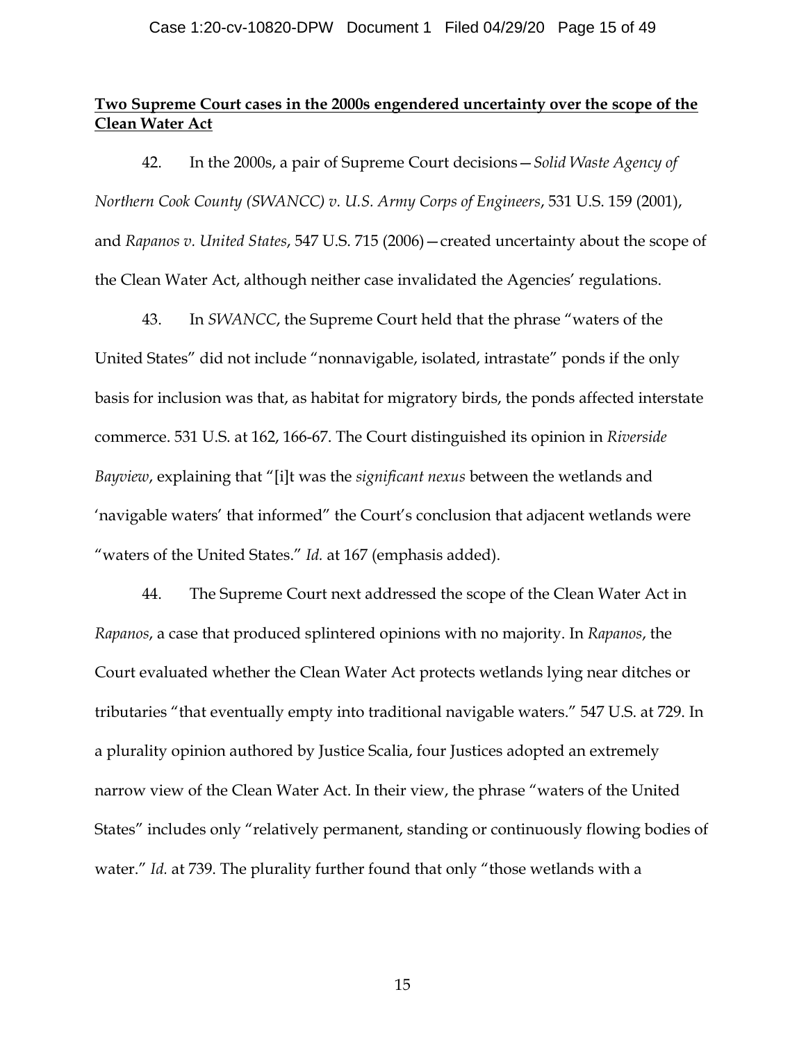**<u>Two Supreme Court cases in the 2000s engendered uncertainty over the scope of the Clean Water Act</u>**

42. In the 2000s, a pair of Supreme Court decisions—*Solid Waste Agency of Northern Cook County (SWANCC) v. U.S. Army Corps of Engineers*, 531 U.S. 159 (2001), and *Rapanos v. United States*, 547 U.S. 715 (2006)—created uncertainty about the scope of the Clean Water Act, although neither case invalidated the Agencies' regulations.

43. In *SWANCC*, the Supreme Court held that the phrase "waters of the United States" did not include "nonnavigable, isolated, intrastate" ponds if the only basis for inclusion was that, as habitat for migratory birds, the ponds affected interstate commerce. 531 U.S. at 162, 166-67. The Court distinguished its opinion in *Riverside Bayview*, explaining that "[i]t was the *significant nexus* between the wetlands and 'navigable waters' that informed" the Court's conclusion that adjacent wetlands were "waters of the United States." *Id.* at 167 (emphasis added).

44. The Supreme Court next addressed the scope of the Clean Water Act in *Rapanos*, a case that produced splintered opinions with no majority. In *Rapanos*, the Court evaluated whether the Clean Water Act protects wetlands lying near ditches or tributaries "that eventually empty into traditional navigable waters." 547 U.S. at 729. In a plurality opinion authored by Justice Scalia, four Justices adopted an extremely narrow view of the Clean Water Act. In their view, the phrase "waters of the United States" includes only "relatively permanent, standing or continuously flowing bodies of water." *Id.* at 739. The plurality further found that only "those wetlands with a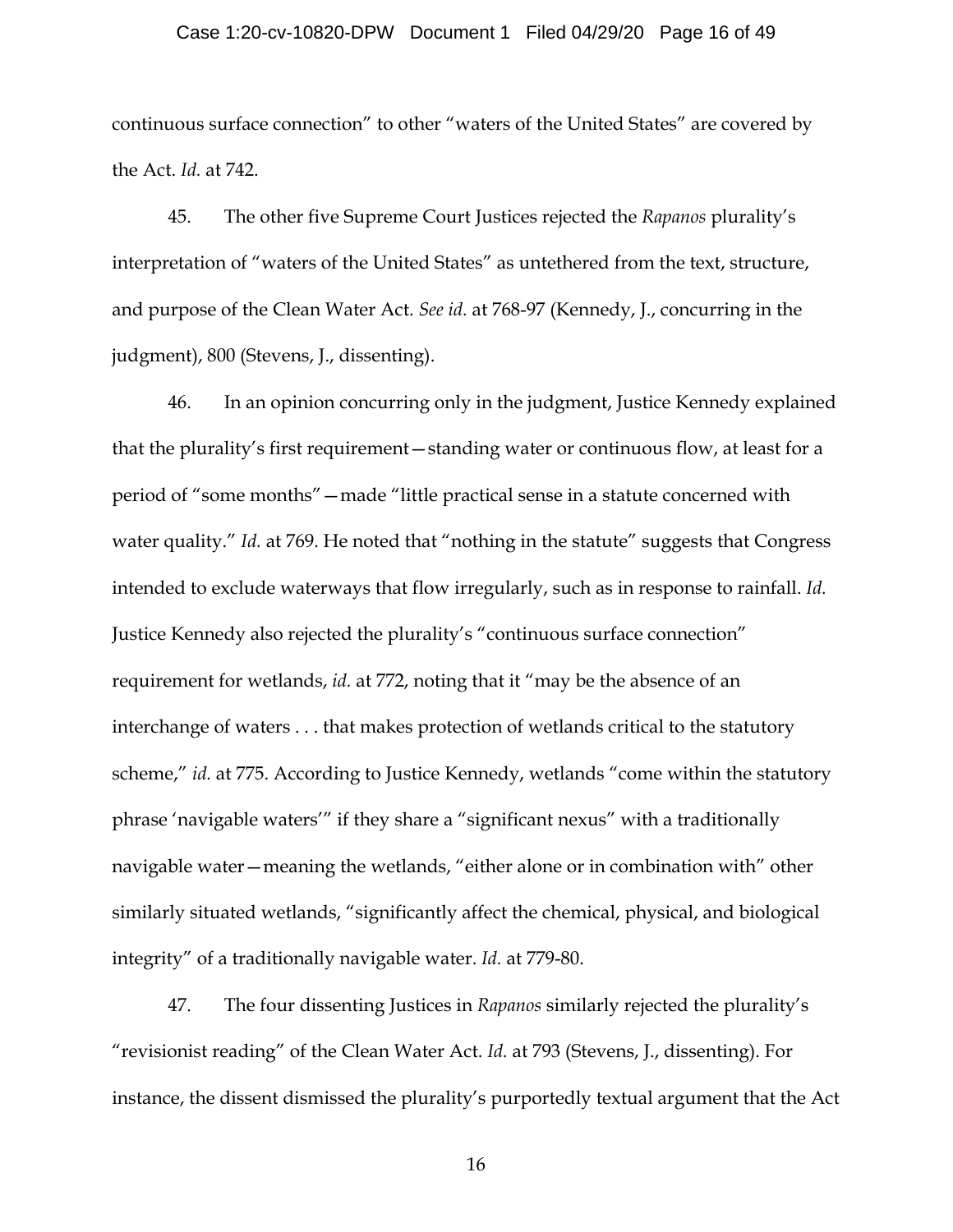continuous surface connection" to other "waters of the United States" are covered by the Act. *Id.* at 742.

45. The other five Supreme Court Justices rejected the *Rapanos* plurality's interpretation of "waters of the United States" as untethered from the text, structure, and purpose of the Clean Water Act. *See id.* at 768-97 (Kennedy, J., concurring in the judgment), 800 (Stevens, J., dissenting).

46. In an opinion concurring only in the judgment, Justice Kennedy explained that the plurality's first requirement—standing water or continuous flow, at least for a period of "some months"—made "little practical sense in a statute concerned with water quality." *Id.* at 769. He noted that "nothing in the statute" suggests that Congress intended to exclude waterways that flow irregularly, such as in response to rainfall. *Id.* Justice Kennedy also rejected the plurality's "continuous surface connection" requirement for wetlands, *id.* at 772, noting that it "may be the absence of an interchange of waters . . . that makes protection of wetlands critical to the statutory scheme," *id.* at 775. According to Justice Kennedy, wetlands "come within the statutory phrase 'navigable waters'" if they share a "significant nexus" with a traditionally navigable water—meaning the wetlands, "either alone or in combination with" other similarly situated wetlands, "significantly affect the chemical, physical, and biological integrity" of a traditionally navigable water. *Id.* at 779-80.

47. The four dissenting Justices in *Rapanos* similarly rejected the plurality's "revisionist reading" of the Clean Water Act. *Id.* at 793 (Stevens, J., dissenting). For instance, the dissent dismissed the plurality's purportedly textual argument that the Act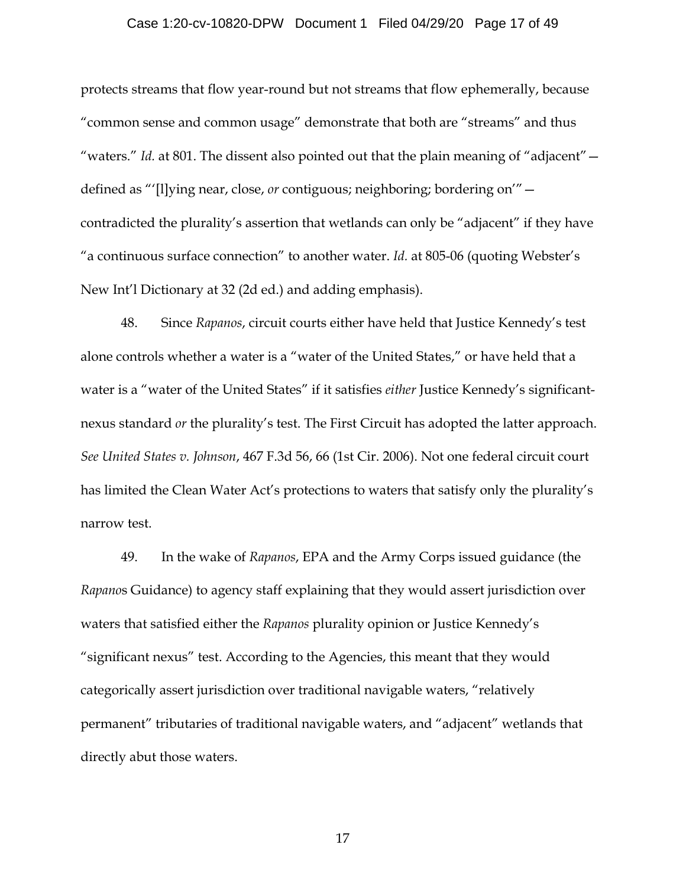protects streams that flow year-round but not streams that flow ephemerally, because "common sense and common usage" demonstrate that both are "streams" and thus "waters." *Id.* at 801. The dissent also pointed out that the plain meaning of "adjacent"— defined as "'[l]ying near, close, *or* contiguous; neighboring; bordering on'"— contradicted the plurality's assertion that wetlands can only be "adjacent" if they have "a continuous surface connection" to another water. *Id.* at 805-06 (quoting Webster's New Int'l Dictionary at 32 (2d ed.) and adding emphasis).

48. Since *Rapanos*, circuit courts either have held that Justice Kennedy's test alone controls whether a water is a "water of the United States," or have held that a water is a "water of the United States" if it satisfies *either* Justice Kennedy's significant-nexus standard *or* the plurality's test. The First Circuit has adopted the latter approach. *See United States v. Johnson*, 467 F.3d 56, 66 (1st Cir. 2006). Not one federal circuit court has limited the Clean Water Act's protections to waters that satisfy only the plurality's narrow test.

49. In the wake of *Rapanos*, EPA and the Army Corps issued guidance (the *Rapanos* Guidance) to agency staff explaining that they would assert jurisdiction over waters that satisfied either the *Rapanos* plurality opinion or Justice Kennedy's "significant nexus" test. According to the Agencies, this meant that they would categorically assert jurisdiction over traditional navigable waters, "relatively permanent" tributaries of traditional navigable waters, and "adjacent" wetlands that directly abut those waters.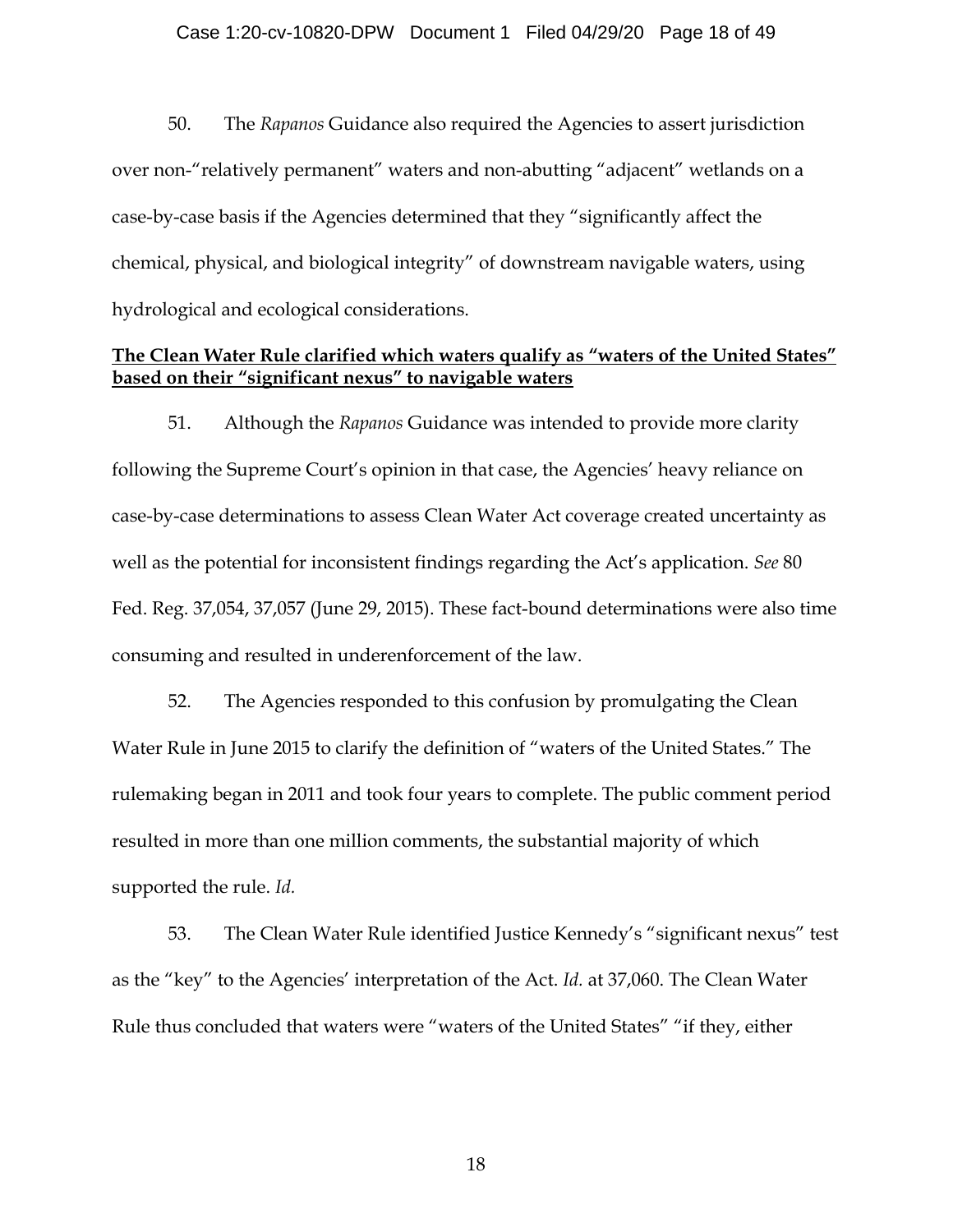50. The *Rapanos* Guidance also required the Agencies to assert jurisdiction over non-"relatively permanent" waters and non-abutting "adjacent" wetlands on a case-by-case basis if the Agencies determined that they "significantly affect the chemical, physical, and biological integrity" of downstream navigable waters, using hydrological and ecological considerations.

**The Clean Water Rule clarified which waters qualify as "waters of the United States" based on their "significant nexus" to navigable waters**

51. Although the *Rapanos* Guidance was intended to provide more clarity following the Supreme Court's opinion in that case, the Agencies' heavy reliance on case-by-case determinations to assess Clean Water Act coverage created uncertainty as well as the potential for inconsistent findings regarding the Act's application. *See* 80 Fed. Reg. 37,054, 37,057 (June 29, 2015). These fact-bound determinations were also time consuming and resulted in underenforcement of the law.

52. The Agencies responded to this confusion by promulgating the Clean Water Rule in June 2015 to clarify the definition of "waters of the United States." The rulemaking began in 2011 and took four years to complete. The public comment period resulted in more than one million comments, the substantial majority of which supported the rule. *Id.*

53. The Clean Water Rule identified Justice Kennedy's "significant nexus" test as the "key" to the Agencies' interpretation of the Act. *Id.* at 37,060. The Clean Water Rule thus concluded that waters were "waters of the United States" "if they, either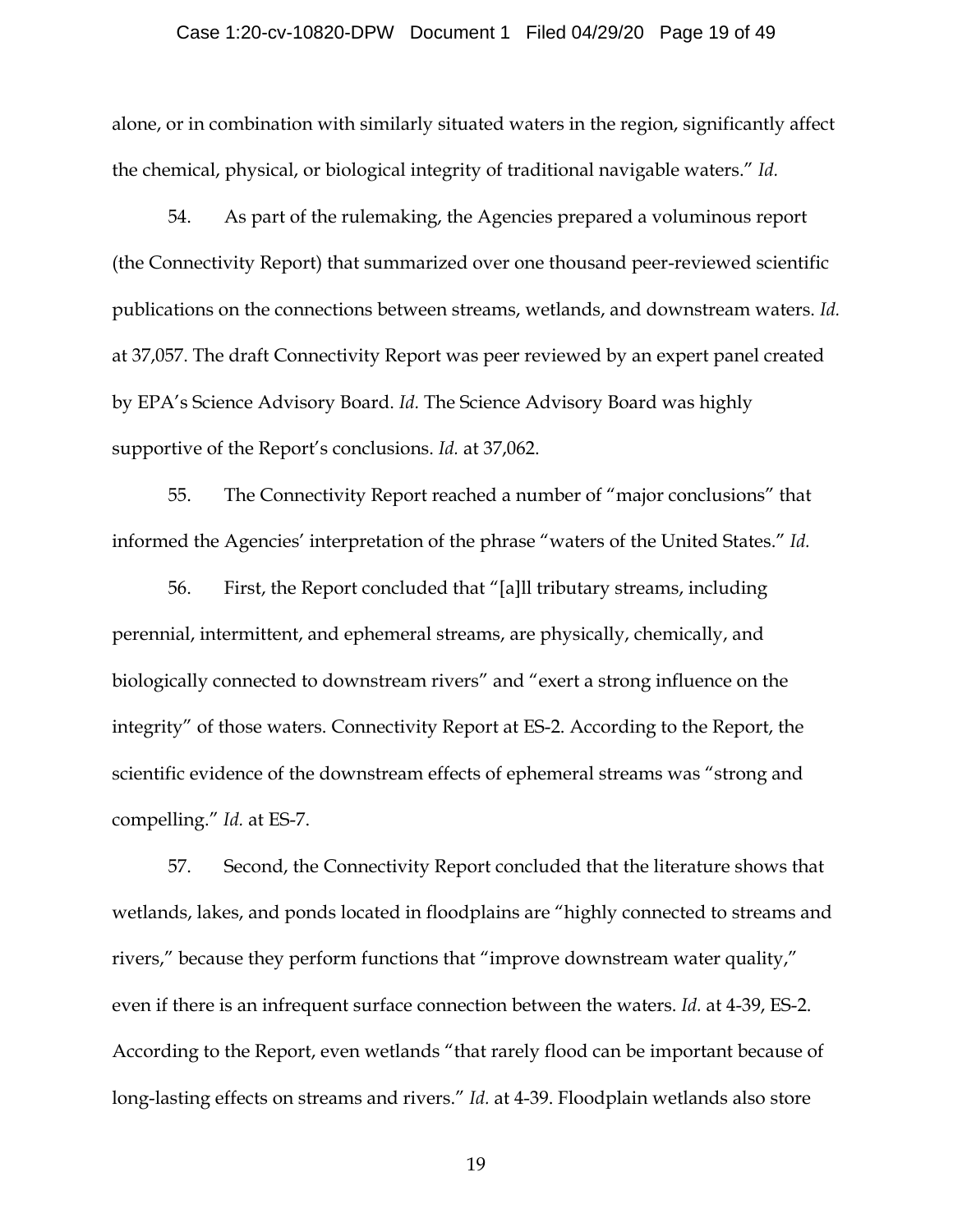alone, or in combination with similarly situated waters in the region, significantly affect the chemical, physical, or biological integrity of traditional navigable waters." *Id.*

54. As part of the rulemaking, the Agencies prepared a voluminous report (the Connectivity Report) that summarized over one thousand peer-reviewed scientific publications on the connections between streams, wetlands, and downstream waters. *Id.* at 37,057. The draft Connectivity Report was peer reviewed by an expert panel created by EPA's Science Advisory Board. *Id.* The Science Advisory Board was highly supportive of the Report's conclusions. *Id.* at 37,062.

55. The Connectivity Report reached a number of "major conclusions" that informed the Agencies' interpretation of the phrase "waters of the United States." *Id.*

56. First, the Report concluded that "[a]ll tributary streams, including perennial, intermittent, and ephemeral streams, are physically, chemically, and biologically connected to downstream rivers" and "exert a strong influence on the integrity" of those waters. Connectivity Report at ES-2. According to the Report, the scientific evidence of the downstream effects of ephemeral streams was "strong and compelling." *Id.* at ES-7.

57. Second, the Connectivity Report concluded that the literature shows that wetlands, lakes, and ponds located in floodplains are "highly connected to streams and rivers," because they perform functions that "improve downstream water quality," even if there is an infrequent surface connection between the waters. *Id.* at 4-39, ES-2. According to the Report, even wetlands "that rarely flood can be important because of long-lasting effects on streams and rivers." *Id.* at 4-39. Floodplain wetlands also store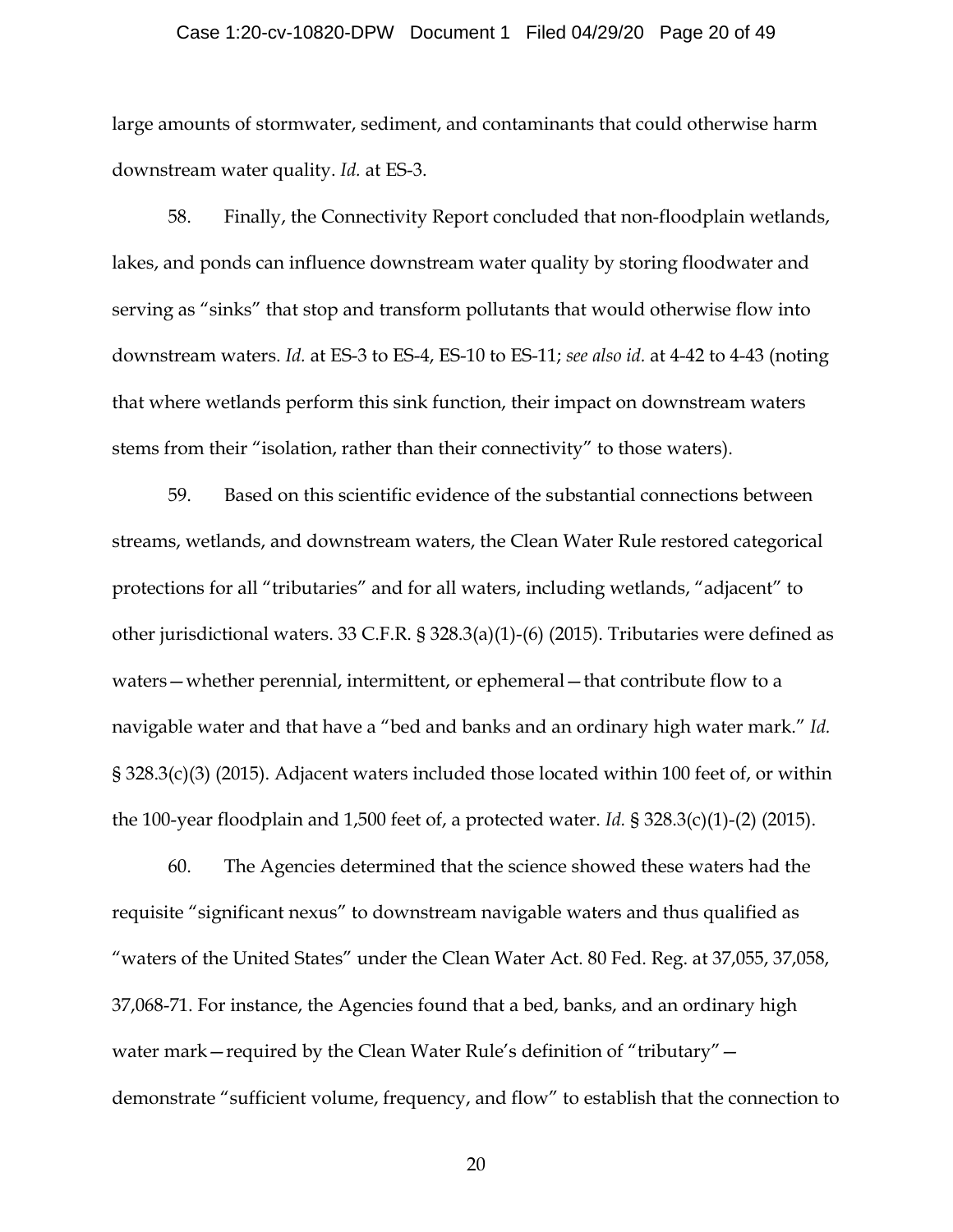large amounts of stormwater, sediment, and contaminants that could otherwise harm downstream water quality. *Id.* at ES-3.

58. Finally, the Connectivity Report concluded that non-floodplain wetlands, lakes, and ponds can influence downstream water quality by storing floodwater and serving as "sinks" that stop and transform pollutants that would otherwise flow into downstream waters. *Id.* at ES-3 to ES-4, ES-10 to ES-11; *see also id.* at 4-42 to 4-43 (noting that where wetlands perform this sink function, their impact on downstream waters stems from their "isolation, rather than their connectivity" to those waters).

59. Based on this scientific evidence of the substantial connections between streams, wetlands, and downstream waters, the Clean Water Rule restored categorical protections for all "tributaries" and for all waters, including wetlands, "adjacent" to other jurisdictional waters. 33 C.F.R. § 328.3(a)(1)-(6) (2015). Tributaries were defined as waters—whether perennial, intermittent, or ephemeral—that contribute flow to a navigable water and that have a "bed and banks and an ordinary high water mark." *Id.* § 328.3(c)(3) (2015). Adjacent waters included those located within 100 feet of, or within the 100-year floodplain and 1,500 feet of, a protected water. *Id.* § 328.3(c)(1)-(2) (2015).

60. The Agencies determined that the science showed these waters had the requisite "significant nexus" to downstream navigable waters and thus qualified as "waters of the United States" under the Clean Water Act. 80 Fed. Reg. at 37,055, 37,058, 37,068-71. For instance, the Agencies found that a bed, banks, and an ordinary high water mark—required by the Clean Water Rule's definition of "tributary"—demonstrate "sufficient volume, frequency, and flow" to establish that the connection to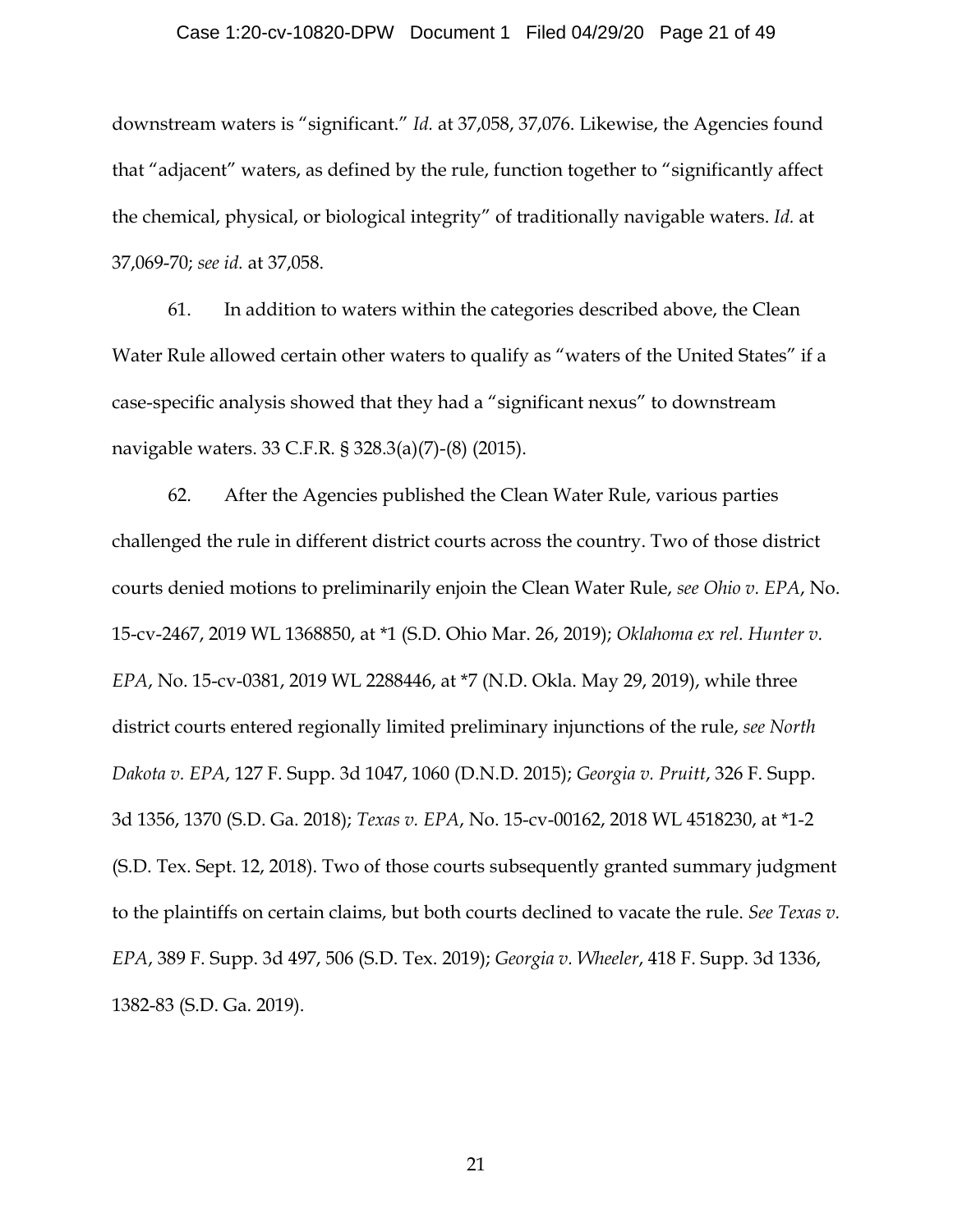downstream waters is "significant." *Id.* at 37,058, 37,076. Likewise, the Agencies found that "adjacent" waters, as defined by the rule, function together to "significantly affect the chemical, physical, or biological integrity" of traditionally navigable waters. *Id.* at 37,069-70; *see id.* at 37,058.

61. In addition to waters within the categories described above, the Clean Water Rule allowed certain other waters to qualify as "waters of the United States" if a case-specific analysis showed that they had a "significant nexus" to downstream navigable waters. 33 C.F.R. § 328.3(a)(7)-(8) (2015).

62. After the Agencies published the Clean Water Rule, various parties challenged the rule in different district courts across the country. Two of those district courts denied motions to preliminarily enjoin the Clean Water Rule, *see Ohio v. EPA*, No. 15-cv-2467, 2019 WL 1368850, at *1 (S.D. Ohio Mar. 26, 2019); *Oklahoma ex rel. Hunter v. EPA*, No. 15-cv-0381, 2019 WL 2288446, at *7 (N.D. Okla. May 29, 2019), while three district courts entered regionally limited preliminary injunctions of the rule, *see North Dakota v. EPA*, 127 F. Supp. 3d 1047, 1060 (D.N.D. 2015); *Georgia v. Pruitt*, 326 F. Supp. 3d 1356, 1370 (S.D. Ga. 2018); *Texas v. EPA*, No. 15-cv-00162, 2018 WL 4518230, at *1-2 (S.D. Tex. Sept. 12, 2018). Two of those courts subsequently granted summary judgment to the plaintiffs on certain claims, but both courts declined to vacate the rule. *See Texas v. EPA*, 389 F. Supp. 3d 497, 506 (S.D. Tex. 2019); *Georgia v. Wheeler*, 418 F. Supp. 3d 1336, 1382-83 (S.D. Ga. 2019).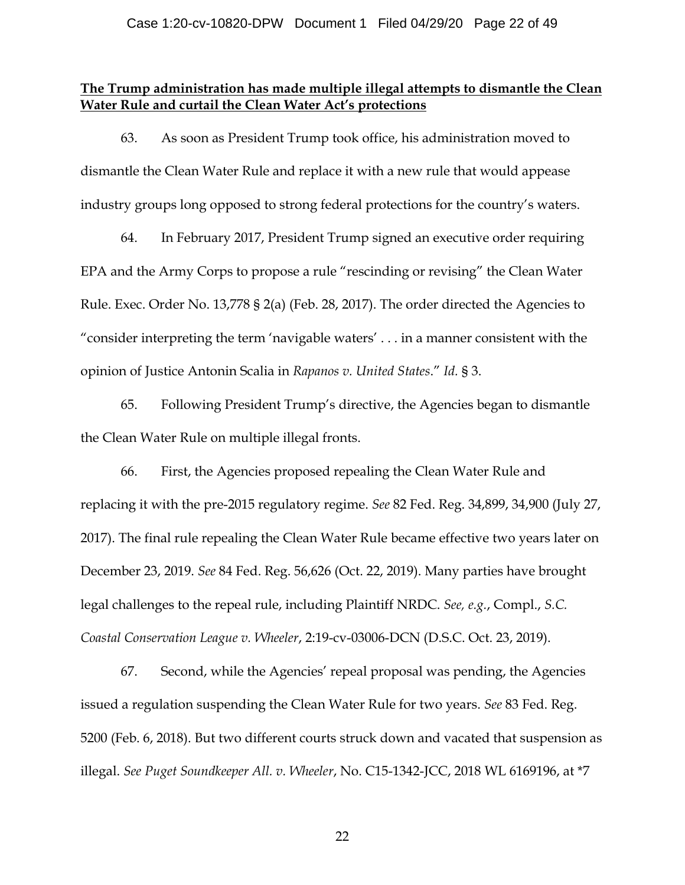**The Trump administration has made multiple illegal attempts to dismantle the Clean Water Rule and curtail the Clean Water Act's protections**

63. As soon as President Trump took office, his administration moved to dismantle the Clean Water Rule and replace it with a new rule that would appease industry groups long opposed to strong federal protections for the country's waters.

64. In February 2017, President Trump signed an executive order requiring EPA and the Army Corps to propose a rule "rescinding or revising" the Clean Water Rule. Exec. Order No. 13,778 § 2(a) (Feb. 28, 2017). The order directed the Agencies to "consider interpreting the term 'navigable waters' . . . in a manner consistent with the opinion of Justice Antonin Scalia in *Rapanos v. United States*." *Id.* § 3.

65. Following President Trump's directive, the Agencies began to dismantle the Clean Water Rule on multiple illegal fronts.

66. First, the Agencies proposed repealing the Clean Water Rule and replacing it with the pre-2015 regulatory regime. *See* 82 Fed. Reg. 34,899, 34,900 (July 27, 2017). The final rule repealing the Clean Water Rule became effective two years later on December 23, 2019. *See* 84 Fed. Reg. 56,626 (Oct. 22, 2019). Many parties have brought legal challenges to the repeal rule, including Plaintiff NRDC. *See, e.g.*, Compl., *S.C. Coastal Conservation League v. Wheeler*, 2:19-cv-03006-DCN (D.S.C. Oct. 23, 2019).

67. Second, while the Agencies' repeal proposal was pending, the Agencies issued a regulation suspending the Clean Water Rule for two years. *See* 83 Fed. Reg. 5200 (Feb. 6, 2018). But two different courts struck down and vacated that suspension as illegal. *See Puget Soundkeeper All. v. Wheeler*, No. C15-1342-JCC, 2018 WL 6169196, at *7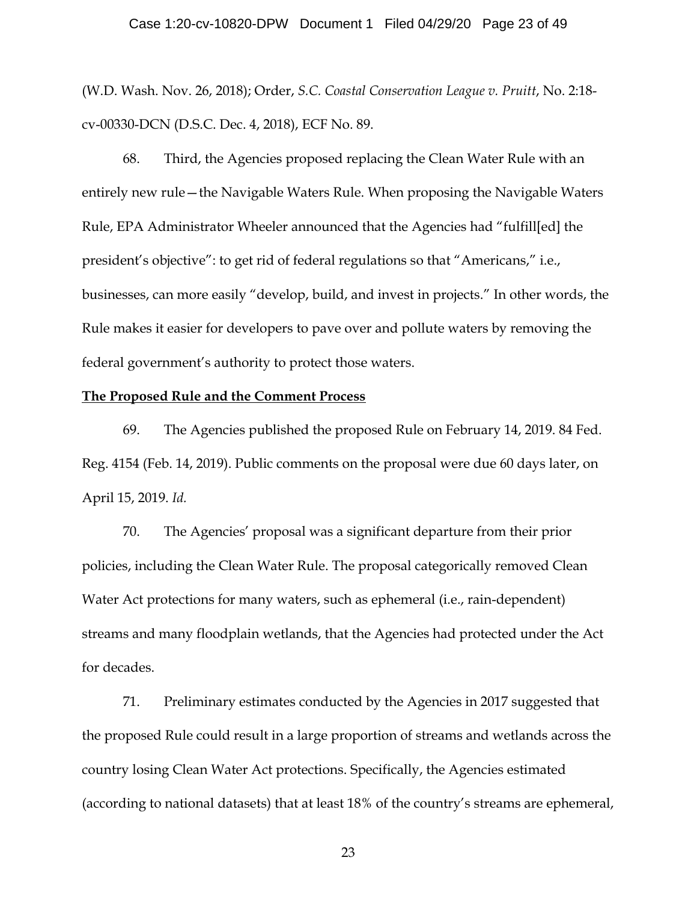(W.D. Wash. Nov. 26, 2018); Order, *S.C. Coastal Conservation League v. Pruitt*, No. 2:18-cv-00330-DCN (D.S.C. Dec. 4, 2018), ECF No. 89.

68. Third, the Agencies proposed replacing the Clean Water Rule with an entirely new rule—the Navigable Waters Rule. When proposing the Navigable Waters Rule, EPA Administrator Wheeler announced that the Agencies had "fulfill[ed] the president's objective": to get rid of federal regulations so that "Americans," i.e., businesses, can more easily "develop, build, and invest in projects." In other words, the Rule makes it easier for developers to pave over and pollute waters by removing the federal government's authority to protect those waters.

**<u>The Proposed Rule and the Comment Process</u>**

69. The Agencies published the proposed Rule on February 14, 2019. 84 Fed. Reg. 4154 (Feb. 14, 2019). Public comments on the proposal were due 60 days later, on April 15, 2019. *Id.*

70. The Agencies' proposal was a significant departure from their prior policies, including the Clean Water Rule. The proposal categorically removed Clean Water Act protections for many waters, such as ephemeral (i.e., rain-dependent) streams and many floodplain wetlands, that the Agencies had protected under the Act for decades.

71. Preliminary estimates conducted by the Agencies in 2017 suggested that the proposed Rule could result in a large proportion of streams and wetlands across the country losing Clean Water Act protections. Specifically, the Agencies estimated (according to national datasets) that at least 18% of the country's streams are ephemeral,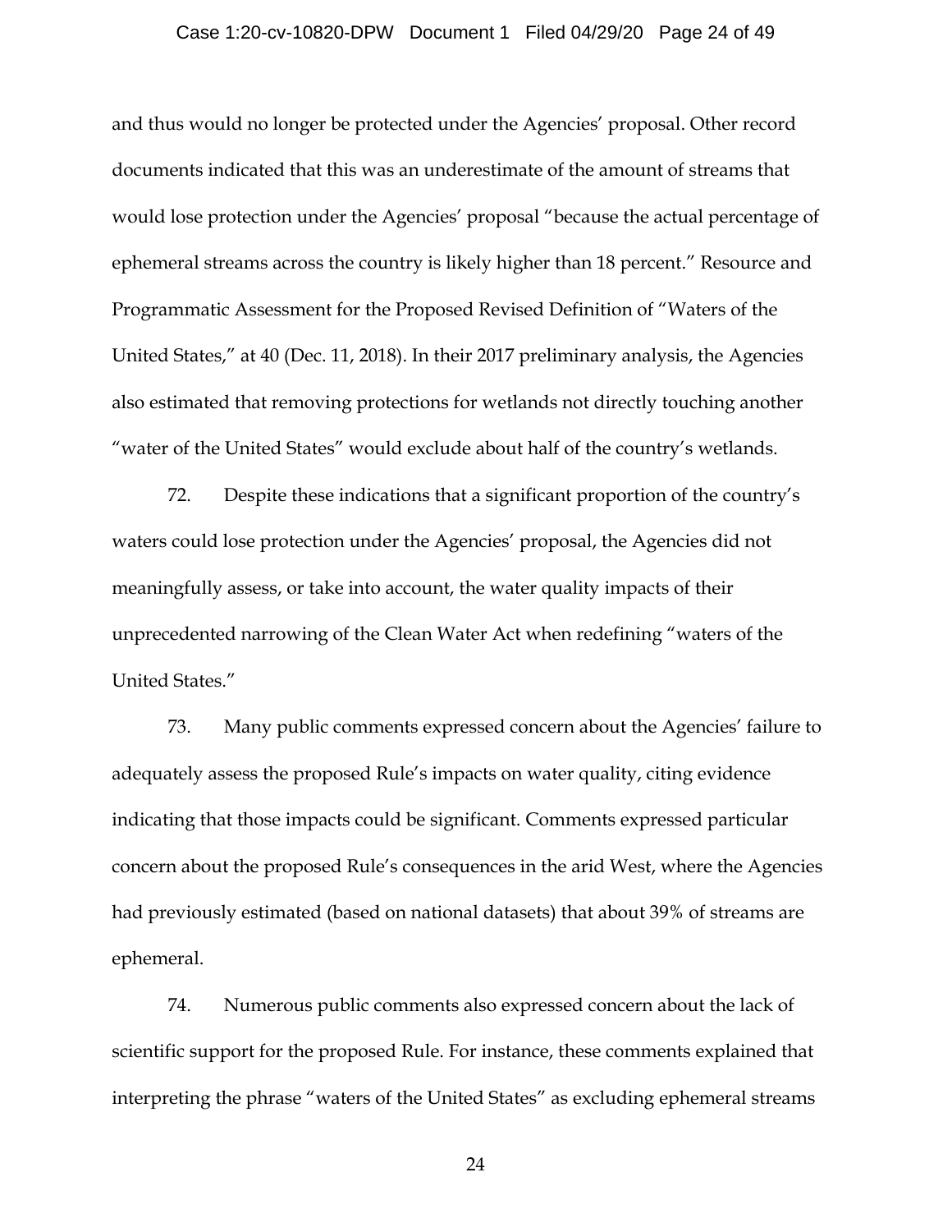and thus would no longer be protected under the Agencies' proposal. Other record documents indicated that this was an underestimate of the amount of streams that would lose protection under the Agencies' proposal "because the actual percentage of ephemeral streams across the country is likely higher than 18 percent." Resource and Programmatic Assessment for the Proposed Revised Definition of "Waters of the United States," at 40 (Dec. 11, 2018). In their 2017 preliminary analysis, the Agencies also estimated that removing protections for wetlands not directly touching another "water of the United States" would exclude about half of the country's wetlands.

72. Despite these indications that a significant proportion of the country's waters could lose protection under the Agencies' proposal, the Agencies did not meaningfully assess, or take into account, the water quality impacts of their unprecedented narrowing of the Clean Water Act when redefining "waters of the United States."

73. Many public comments expressed concern about the Agencies' failure to adequately assess the proposed Rule's impacts on water quality, citing evidence indicating that those impacts could be significant. Comments expressed particular concern about the proposed Rule's consequences in the arid West, where the Agencies had previously estimated (based on national datasets) that about 39% of streams are ephemeral.

74. Numerous public comments also expressed concern about the lack of scientific support for the proposed Rule. For instance, these comments explained that interpreting the phrase "waters of the United States" as excluding ephemeral streams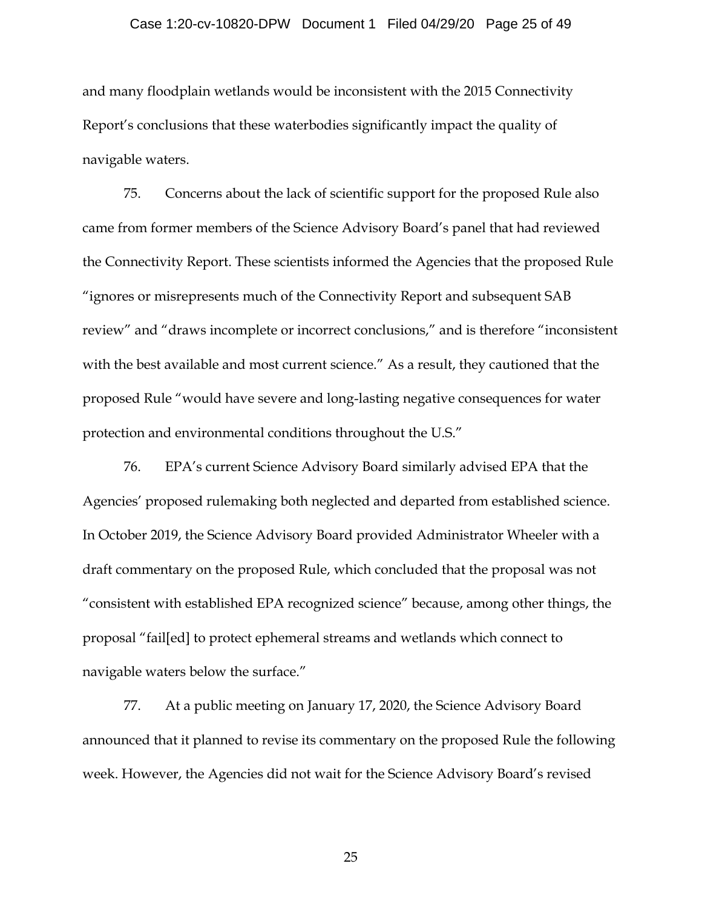and many floodplain wetlands would be inconsistent with the 2015 Connectivity Report's conclusions that these waterbodies significantly impact the quality of navigable waters.

75. Concerns about the lack of scientific support for the proposed Rule also came from former members of the Science Advisory Board's panel that had reviewed the Connectivity Report. These scientists informed the Agencies that the proposed Rule "ignores or misrepresents much of the Connectivity Report and subsequent SAB review" and "draws incomplete or incorrect conclusions," and is therefore "inconsistent with the best available and most current science." As a result, they cautioned that the proposed Rule "would have severe and long-lasting negative consequences for water protection and environmental conditions throughout the U.S."

76. EPA's current Science Advisory Board similarly advised EPA that the Agencies' proposed rulemaking both neglected and departed from established science. In October 2019, the Science Advisory Board provided Administrator Wheeler with a draft commentary on the proposed Rule, which concluded that the proposal was not "consistent with established EPA recognized science" because, among other things, the proposal "fail[ed] to protect ephemeral streams and wetlands which connect to navigable waters below the surface."

77. At a public meeting on January 17, 2020, the Science Advisory Board announced that it planned to revise its commentary on the proposed Rule the following week. However, the Agencies did not wait for the Science Advisory Board's revised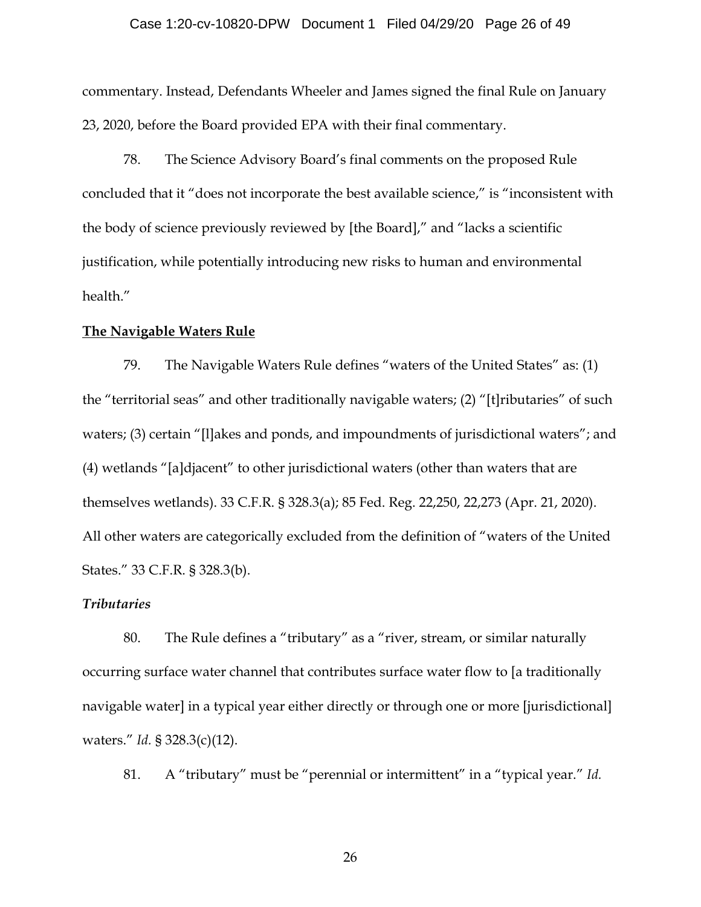commentary. Instead, Defendants Wheeler and James signed the final Rule on January 23, 2020, before the Board provided EPA with their final commentary.

78. The Science Advisory Board's final comments on the proposed Rule concluded that it "does not incorporate the best available science," is "inconsistent with the body of science previously reviewed by [the Board]," and "lacks a scientific justification, while potentially introducing new risks to human and environmental health."

**The Navigable Waters Rule**

79. The Navigable Waters Rule defines "waters of the United States" as: (1) the "territorial seas" and other traditionally navigable waters; (2) "[t]ributaries" of such waters; (3) certain "[l]akes and ponds, and impoundments of jurisdictional waters"; and (4) wetlands "[a]djacent" to other jurisdictional waters (other than waters that are themselves wetlands). 33 C.F.R. § 328.3(a); 85 Fed. Reg. 22,250, 22,273 (Apr. 21, 2020). All other waters are categorically excluded from the definition of "waters of the United States." 33 C.F.R. § 328.3(b).

***Tributaries***

80. The Rule defines a "tributary" as a "river, stream, or similar naturally occurring surface water channel that contributes surface water flow to [a traditionally navigable water] in a typical year either directly or through one or more [jurisdictional] waters." *Id.* § 328.3(c)(12).

81. A "tributary" must be "perennial or intermittent" in a "typical year." *Id.*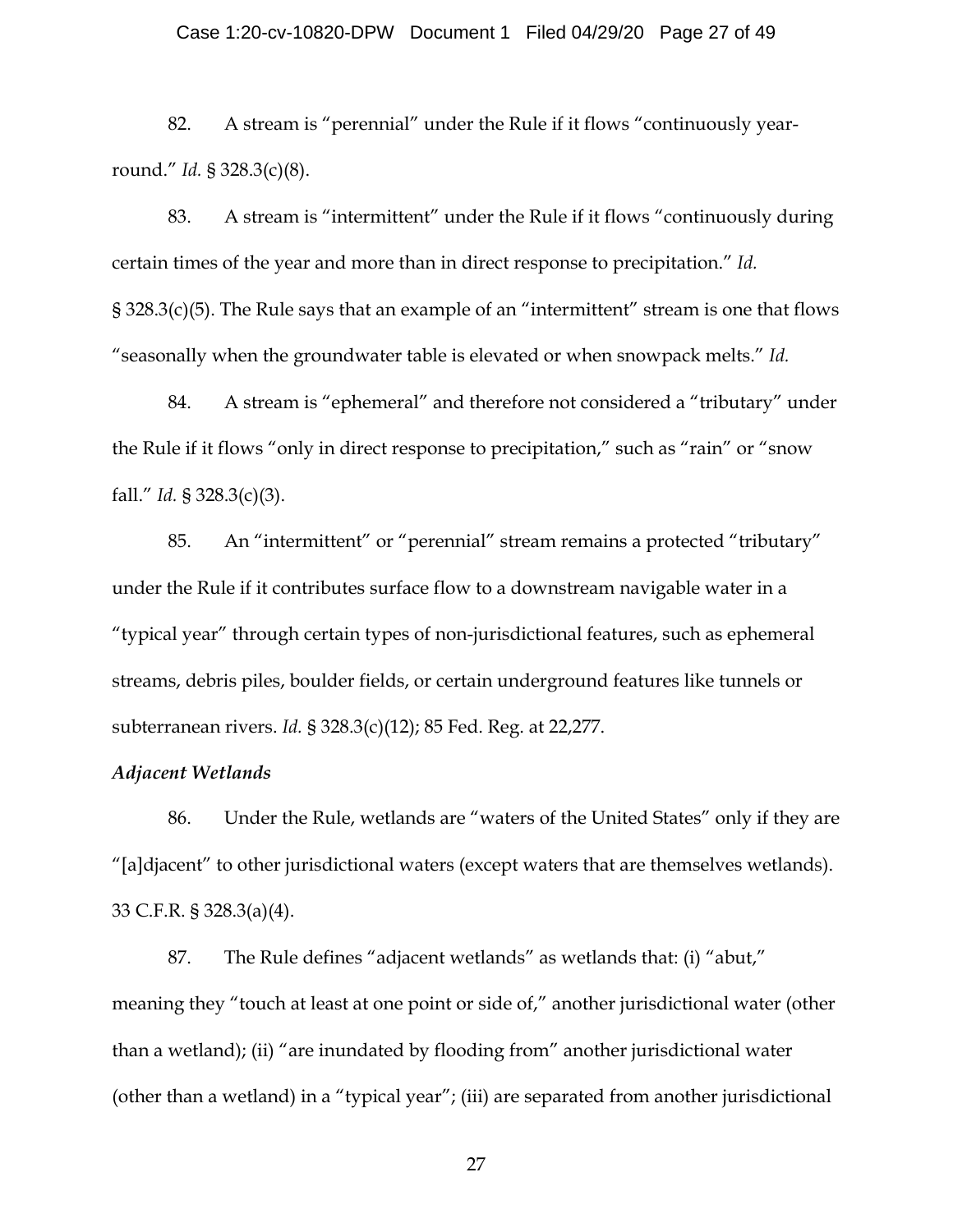82. A stream is "perennial" under the Rule if it flows "continuously year-round." *Id.* § 328.3(c)(8).

83. A stream is "intermittent" under the Rule if it flows "continuously during certain times of the year and more than in direct response to precipitation." *Id.* § 328.3(c)(5). The Rule says that an example of an "intermittent" stream is one that flows "seasonally when the groundwater table is elevated or when snowpack melts." *Id.*

84. A stream is "ephemeral" and therefore not considered a "tributary" under the Rule if it flows "only in direct response to precipitation," such as "rain" or "snow fall." *Id.* § 328.3(c)(3).

85. An "intermittent" or "perennial" stream remains a protected "tributary" under the Rule if it contributes surface flow to a downstream navigable water in a "typical year" through certain types of non-jurisdictional features, such as ephemeral streams, debris piles, boulder fields, or certain underground features like tunnels or subterranean rivers. *Id.* § 328.3(c)(12); 85 Fed. Reg. at 22,277.

***Adjacent Wetlands***

86. Under the Rule, wetlands are "waters of the United States" only if they are "[a]djacent" to other jurisdictional waters (except waters that are themselves wetlands). 33 C.F.R. § 328.3(a)(4).

87. The Rule defines "adjacent wetlands" as wetlands that: (i) "abut," meaning they "touch at least at one point or side of," another jurisdictional water (other than a wetland); (ii) "are inundated by flooding from" another jurisdictional water (other than a wetland) in a "typical year"; (iii) are separated from another jurisdictional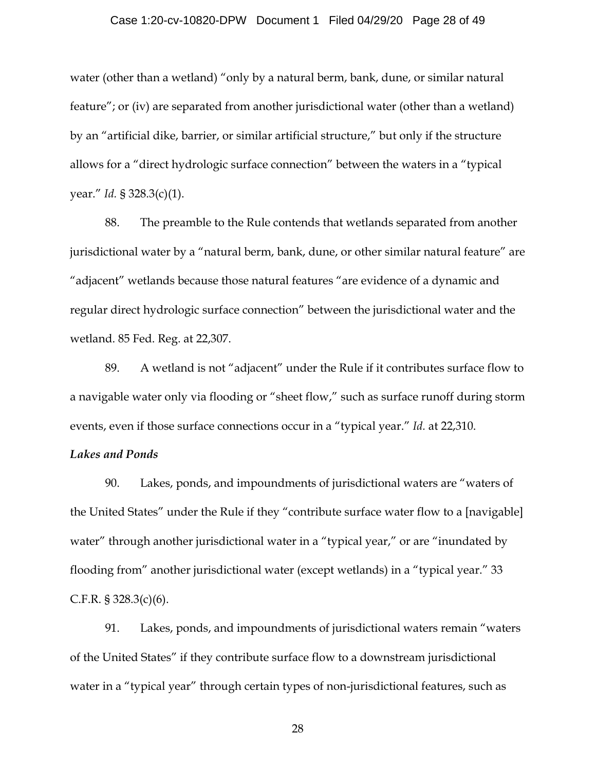water (other than a wetland) "only by a natural berm, bank, dune, or similar natural feature"; or (iv) are separated from another jurisdictional water (other than a wetland) by an "artificial dike, barrier, or similar artificial structure," but only if the structure allows for a "direct hydrologic surface connection" between the waters in a "typical year." *Id.* § 328.3(c)(1).

88. The preamble to the Rule contends that wetlands separated from another jurisdictional water by a "natural berm, bank, dune, or other similar natural feature" are "adjacent" wetlands because those natural features "are evidence of a dynamic and regular direct hydrologic surface connection" between the jurisdictional water and the wetland. 85 Fed. Reg. at 22,307.

89. A wetland is not "adjacent" under the Rule if it contributes surface flow to a navigable water only via flooding or "sheet flow," such as surface runoff during storm events, even if those surface connections occur in a "typical year." *Id.* at 22,310.

***Lakes and Ponds***

90. Lakes, ponds, and impoundments of jurisdictional waters are "waters of the United States" under the Rule if they "contribute surface water flow to a [navigable] water" through another jurisdictional water in a "typical year," or are "inundated by flooding from" another jurisdictional water (except wetlands) in a "typical year." 33 C.F.R. § 328.3(c)(6).

91. Lakes, ponds, and impoundments of jurisdictional waters remain "waters of the United States" if they contribute surface flow to a downstream jurisdictional water in a "typical year" through certain types of non-jurisdictional features, such as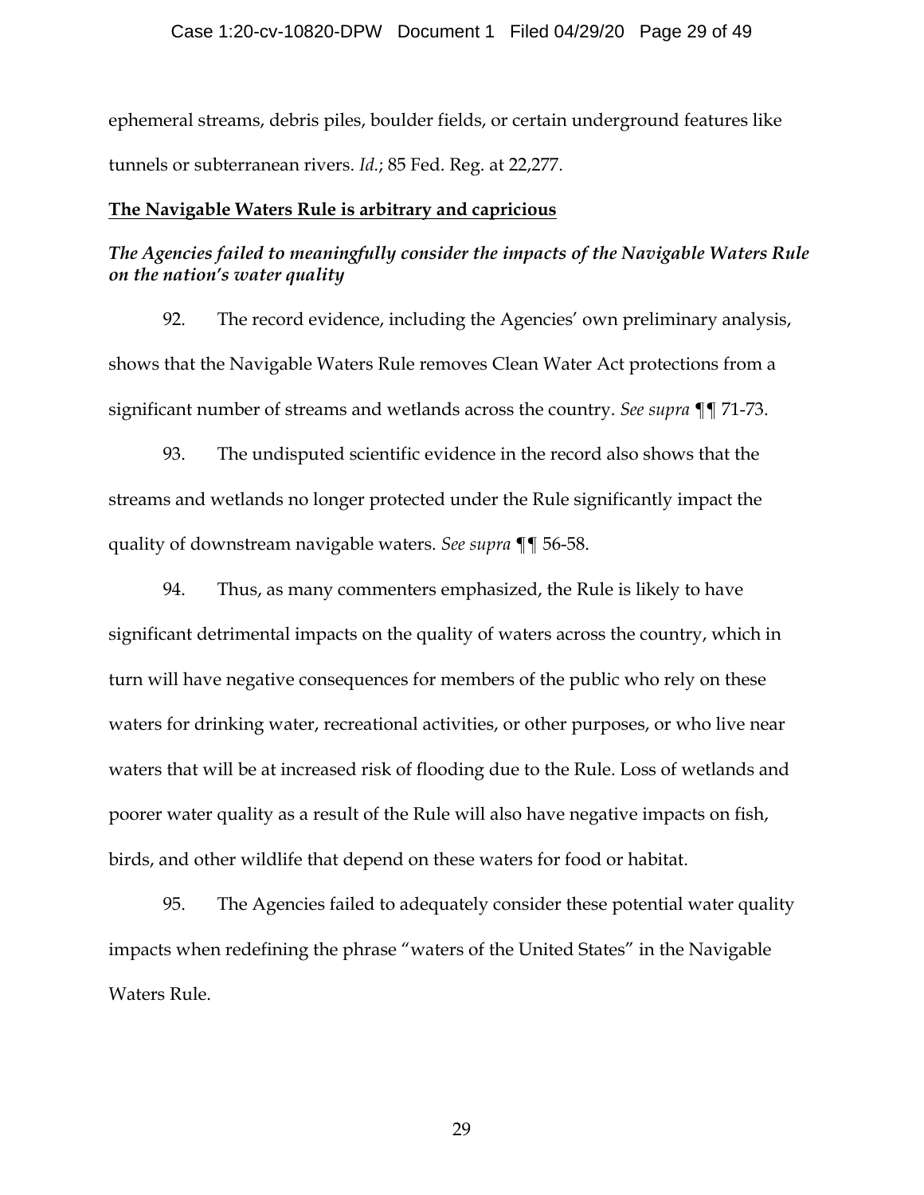ephemeral streams, debris piles, boulder fields, or certain underground features like tunnels or subterranean rivers. *Id.*; 85 Fed. Reg. at 22,277.

**<u>The Navigable Waters Rule is arbitrary and capricious</u>**

***The Agencies failed to meaningfully consider the impacts of the Navigable Waters Rule on the nation's water quality***

92. The record evidence, including the Agencies' own preliminary analysis, shows that the Navigable Waters Rule removes Clean Water Act protections from a significant number of streams and wetlands across the country. *See supra* ¶¶ 71-73.

93. The undisputed scientific evidence in the record also shows that the streams and wetlands no longer protected under the Rule significantly impact the quality of downstream navigable waters. *See supra* ¶¶ 56-58.

94. Thus, as many commenters emphasized, the Rule is likely to have significant detrimental impacts on the quality of waters across the country, which in turn will have negative consequences for members of the public who rely on these waters for drinking water, recreational activities, or other purposes, or who live near waters that will be at increased risk of flooding due to the Rule. Loss of wetlands and poorer water quality as a result of the Rule will also have negative impacts on fish, birds, and other wildlife that depend on these waters for food or habitat.

95. The Agencies failed to adequately consider these potential water quality impacts when redefining the phrase "waters of the United States" in the Navigable Waters Rule.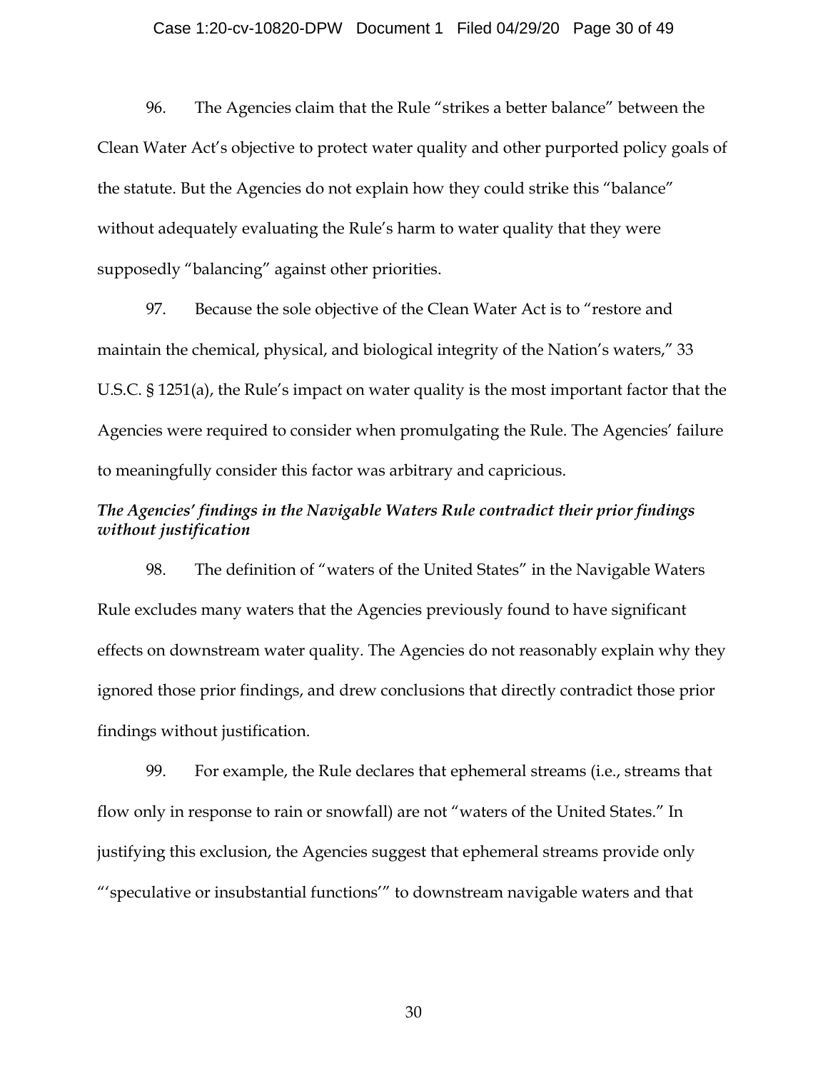96. The Agencies claim that the Rule "strikes a better balance" between the Clean Water Act's objective to protect water quality and other purported policy goals of the statute. But the Agencies do not explain how they could strike this "balance" without adequately evaluating the Rule's harm to water quality that they were supposedly "balancing" against other priorities.

97. Because the sole objective of the Clean Water Act is to "restore and maintain the chemical, physical, and biological integrity of the Nation's waters," 33 U.S.C. § 1251(a), the Rule's impact on water quality is the most important factor that the Agencies were required to consider when promulgating the Rule. The Agencies' failure to meaningfully consider this factor was arbitrary and capricious.

***The Agencies' findings in the Navigable Waters Rule contradict their prior findings without justification***

98. The definition of "waters of the United States" in the Navigable Waters Rule excludes many waters that the Agencies previously found to have significant effects on downstream water quality. The Agencies do not reasonably explain why they ignored those prior findings, and drew conclusions that directly contradict those prior findings without justification.

99. For example, the Rule declares that ephemeral streams (i.e., streams that flow only in response to rain or snowfall) are not "waters of the United States." In justifying this exclusion, the Agencies suggest that ephemeral streams provide only "'speculative or insubstantial functions'" to downstream navigable waters and that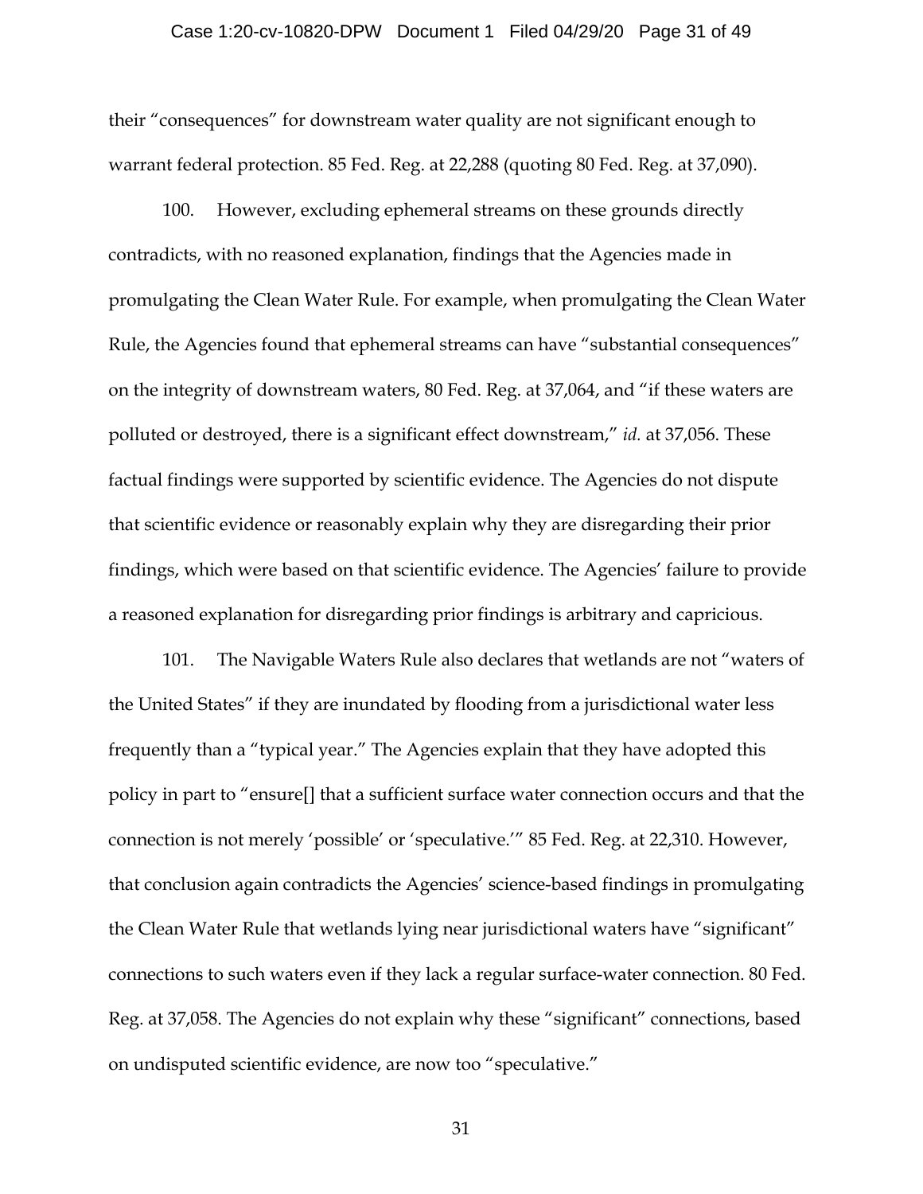their “consequences” for downstream water quality are not significant enough to warrant federal protection. 85 Fed. Reg. at 22,288 (quoting 80 Fed. Reg. at 37,090).

100. However, excluding ephemeral streams on these grounds directly contradicts, with no reasoned explanation, findings that the Agencies made in promulgating the Clean Water Rule. For example, when promulgating the Clean Water Rule, the Agencies found that ephemeral streams can have “substantial consequences” on the integrity of downstream waters, 80 Fed. Reg. at 37,064, and “if these waters are polluted or destroyed, there is a significant effect downstream,” *id.* at 37,056. These factual findings were supported by scientific evidence. The Agencies do not dispute that scientific evidence or reasonably explain why they are disregarding their prior findings, which were based on that scientific evidence. The Agencies’ failure to provide a reasoned explanation for disregarding prior findings is arbitrary and capricious.

101. The Navigable Waters Rule also declares that wetlands are not “waters of the United States” if they are inundated by flooding from a jurisdictional water less frequently than a “typical year.” The Agencies explain that they have adopted this policy in part to “ensure[] that a sufficient surface water connection occurs and that the connection is not merely ‘possible’ or ‘speculative.’” 85 Fed. Reg. at 22,310. However, that conclusion again contradicts the Agencies’ science-based findings in promulgating the Clean Water Rule that wetlands lying near jurisdictional waters have “significant” connections to such waters even if they lack a regular surface-water connection. 80 Fed. Reg. at 37,058. The Agencies do not explain why these “significant” connections, based on undisputed scientific evidence, are now too “speculative.”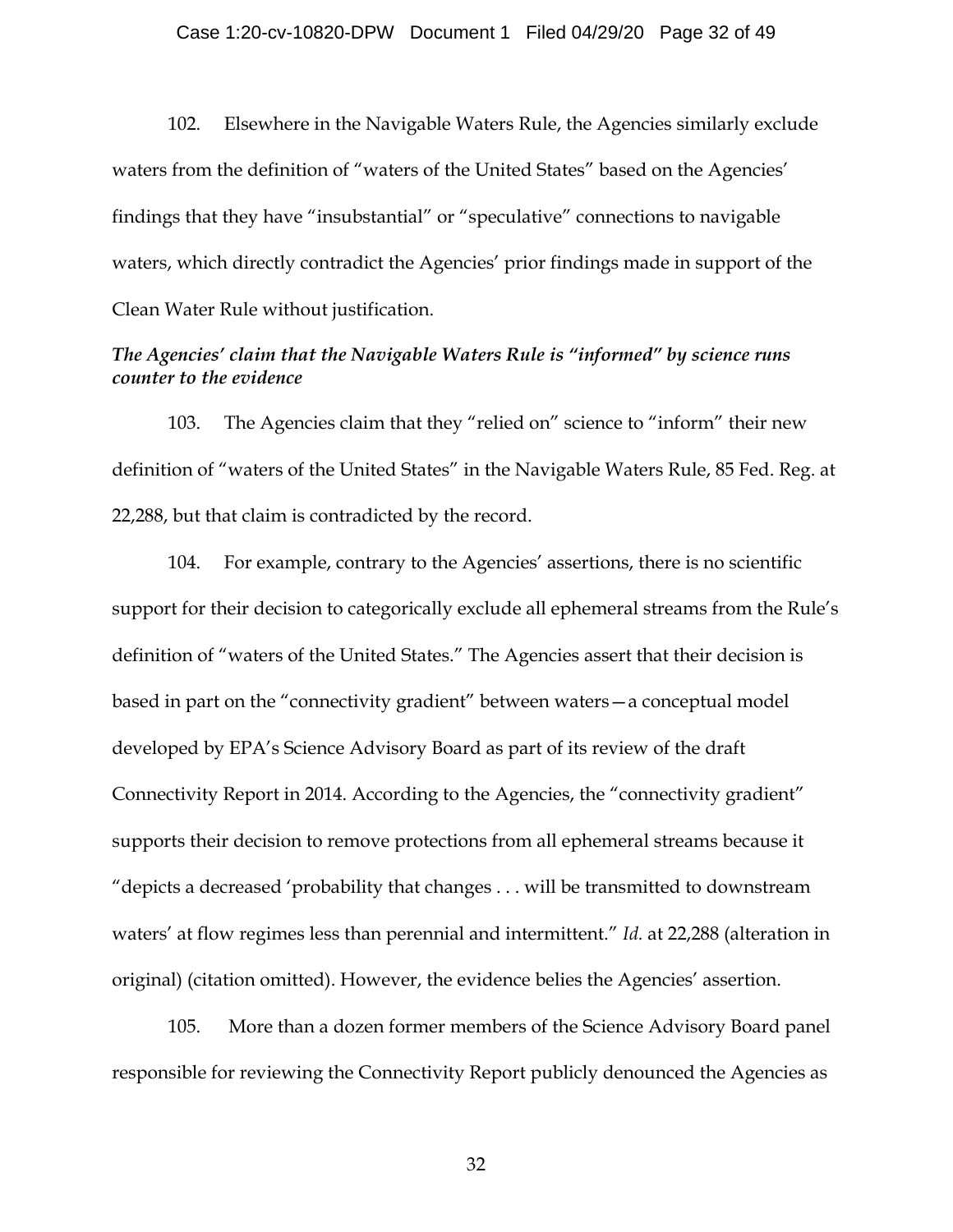102. Elsewhere in the Navigable Waters Rule, the Agencies similarly exclude waters from the definition of "waters of the United States" based on the Agencies' findings that they have "insubstantial" or "speculative" connections to navigable waters, which directly contradict the Agencies' prior findings made in support of the Clean Water Rule without justification.

***The Agencies' claim that the Navigable Waters Rule is "informed" by science runs counter to the evidence***

103. The Agencies claim that they "relied on" science to "inform" their new definition of "waters of the United States" in the Navigable Waters Rule, 85 Fed. Reg. at 22,288, but that claim is contradicted by the record.

104. For example, contrary to the Agencies' assertions, there is no scientific support for their decision to categorically exclude all ephemeral streams from the Rule's definition of "waters of the United States." The Agencies assert that their decision is based in part on the "connectivity gradient" between waters—a conceptual model developed by EPA's Science Advisory Board as part of its review of the draft Connectivity Report in 2014. According to the Agencies, the "connectivity gradient" supports their decision to remove protections from all ephemeral streams because it "depicts a decreased 'probability that changes . . . will be transmitted to downstream waters' at flow regimes less than perennial and intermittent." *Id.* at 22,288 (alteration in original) (citation omitted). However, the evidence belies the Agencies' assertion.

105. More than a dozen former members of the Science Advisory Board panel responsible for reviewing the Connectivity Report publicly denounced the Agencies as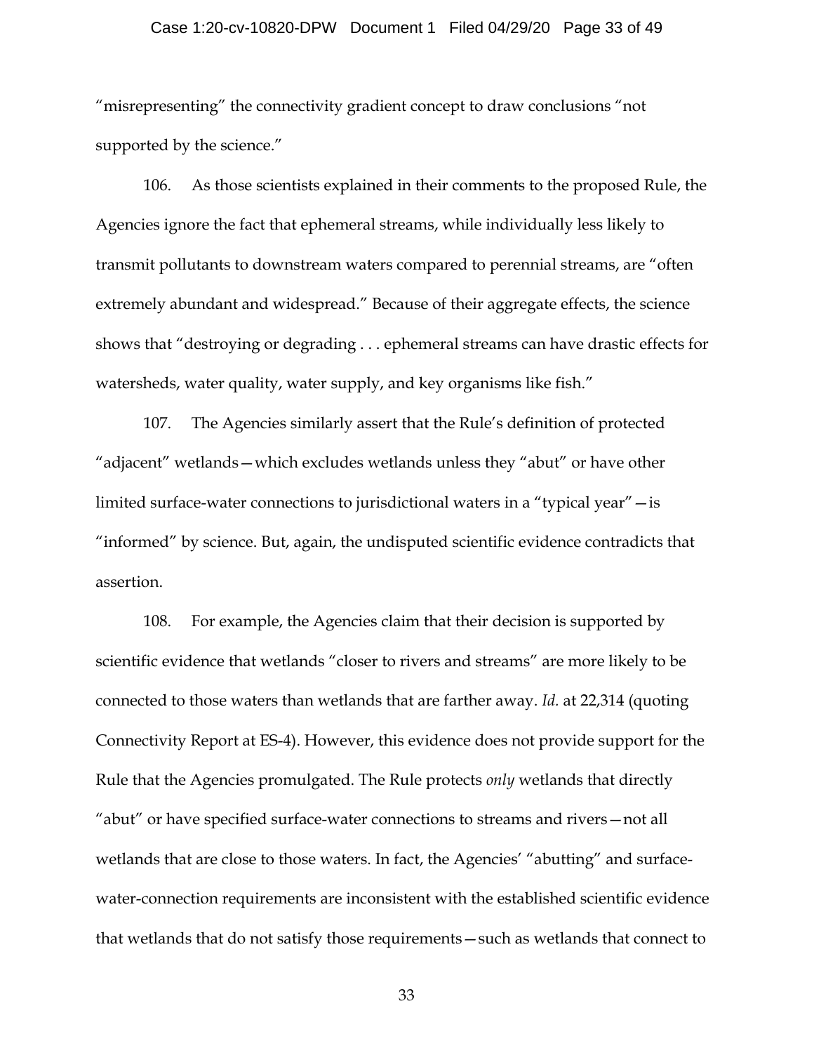"misrepresenting" the connectivity gradient concept to draw conclusions "not supported by the science."

106. As those scientists explained in their comments to the proposed Rule, the Agencies ignore the fact that ephemeral streams, while individually less likely to transmit pollutants to downstream waters compared to perennial streams, are "often extremely abundant and widespread." Because of their aggregate effects, the science shows that "destroying or degrading . . . ephemeral streams can have drastic effects for watersheds, water quality, water supply, and key organisms like fish."

107. The Agencies similarly assert that the Rule's definition of protected "adjacent" wetlands—which excludes wetlands unless they "abut" or have other limited surface-water connections to jurisdictional waters in a "typical year"—is "informed" by science. But, again, the undisputed scientific evidence contradicts that assertion.

108. For example, the Agencies claim that their decision is supported by scientific evidence that wetlands "closer to rivers and streams" are more likely to be connected to those waters than wetlands that are farther away. *Id.* at 22,314 (quoting Connectivity Report at ES-4). However, this evidence does not provide support for the Rule that the Agencies promulgated. The Rule protects *only* wetlands that directly "abut" or have specified surface-water connections to streams and rivers—not all wetlands that are close to those waters. In fact, the Agencies' "abutting" and surface-water-connection requirements are inconsistent with the established scientific evidence that wetlands that do not satisfy those requirements—such as wetlands that connect to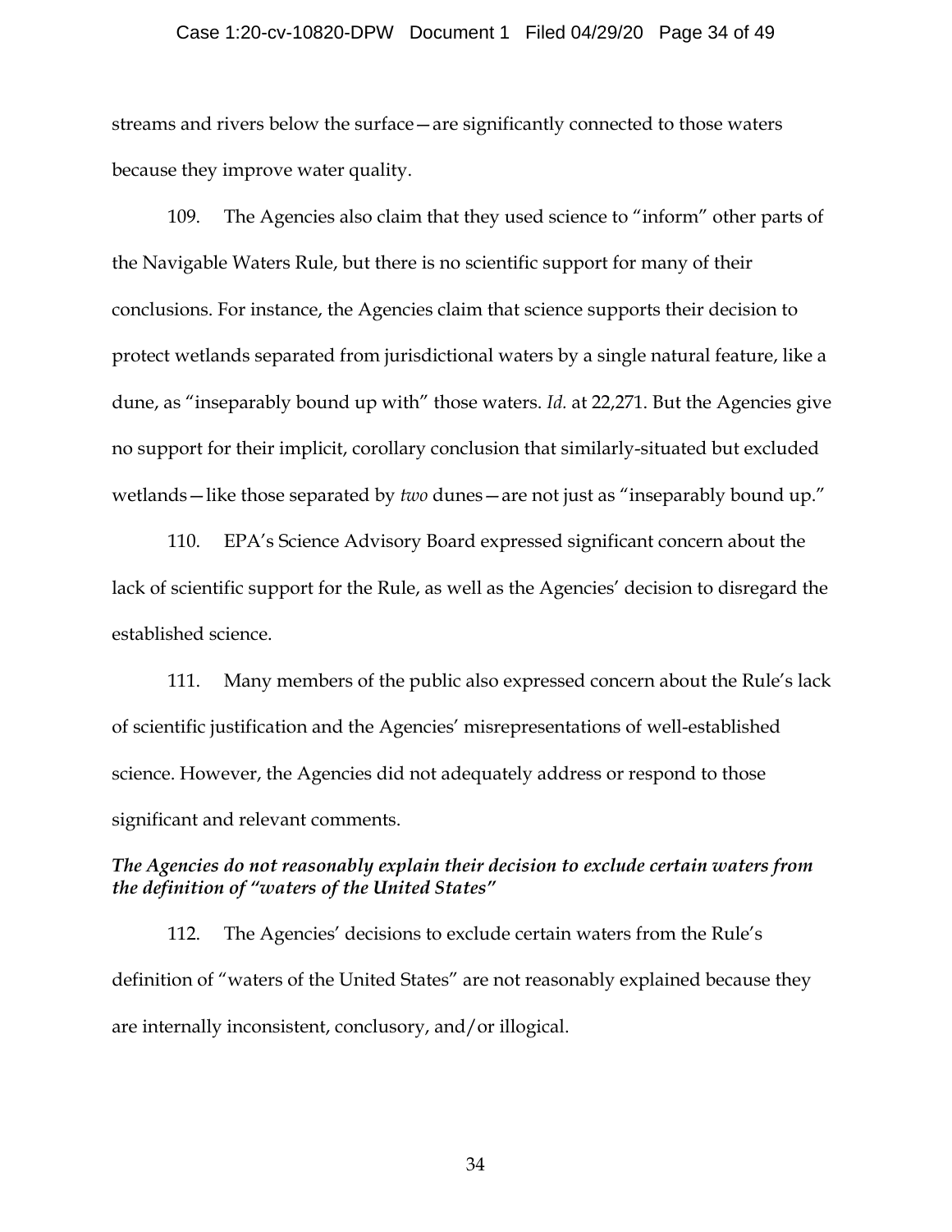streams and rivers below the surface—are significantly connected to those waters because they improve water quality.

109. The Agencies also claim that they used science to "inform" other parts of the Navigable Waters Rule, but there is no scientific support for many of their conclusions. For instance, the Agencies claim that science supports their decision to protect wetlands separated from jurisdictional waters by a single natural feature, like a dune, as "inseparably bound up with" those waters. *Id.* at 22,271. But the Agencies give no support for their implicit, corollary conclusion that similarly-situated but excluded wetlands—like those separated by *two* dunes—are not just as "inseparably bound up."

110. EPA's Science Advisory Board expressed significant concern about the lack of scientific support for the Rule, as well as the Agencies' decision to disregard the established science.

111. Many members of the public also expressed concern about the Rule's lack of scientific justification and the Agencies' misrepresentations of well-established science. However, the Agencies did not adequately address or respond to those significant and relevant comments.

***The Agencies do not reasonably explain their decision to exclude certain waters from the definition of "waters of the United States"***

112. The Agencies' decisions to exclude certain waters from the Rule's definition of "waters of the United States" are not reasonably explained because they are internally inconsistent, conclusory, and/or illogical.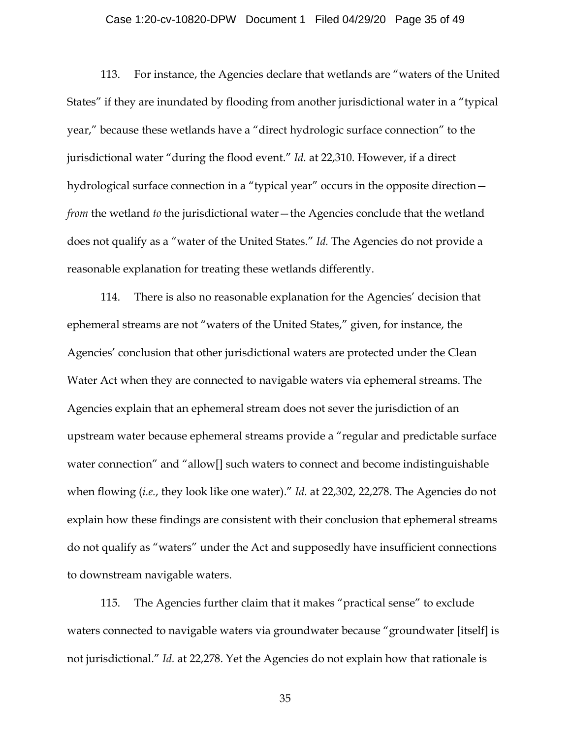113. For instance, the Agencies declare that wetlands are "waters of the United States" if they are inundated by flooding from another jurisdictional water in a "typical year," because these wetlands have a "direct hydrologic surface connection" to the jurisdictional water "during the flood event." *Id.* at 22,310. However, if a direct hydrological surface connection in a "typical year" occurs in the opposite direction—*from* the wetland *to* the jurisdictional water—the Agencies conclude that the wetland does not qualify as a "water of the United States." *Id.* The Agencies do not provide a reasonable explanation for treating these wetlands differently.

114. There is also no reasonable explanation for the Agencies' decision that ephemeral streams are not "waters of the United States," given, for instance, the Agencies' conclusion that other jurisdictional waters are protected under the Clean Water Act when they are connected to navigable waters via ephemeral streams. The Agencies explain that an ephemeral stream does not sever the jurisdiction of an upstream water because ephemeral streams provide a "regular and predictable surface water connection" and "allow[] such waters to connect and become indistinguishable when flowing (*i.e.*, they look like one water)." *Id.* at 22,302, 22,278. The Agencies do not explain how these findings are consistent with their conclusion that ephemeral streams do not qualify as "waters" under the Act and supposedly have insufficient connections to downstream navigable waters.

115. The Agencies further claim that it makes "practical sense" to exclude waters connected to navigable waters via groundwater because "groundwater [itself] is not jurisdictional." *Id.* at 22,278. Yet the Agencies do not explain how that rationale is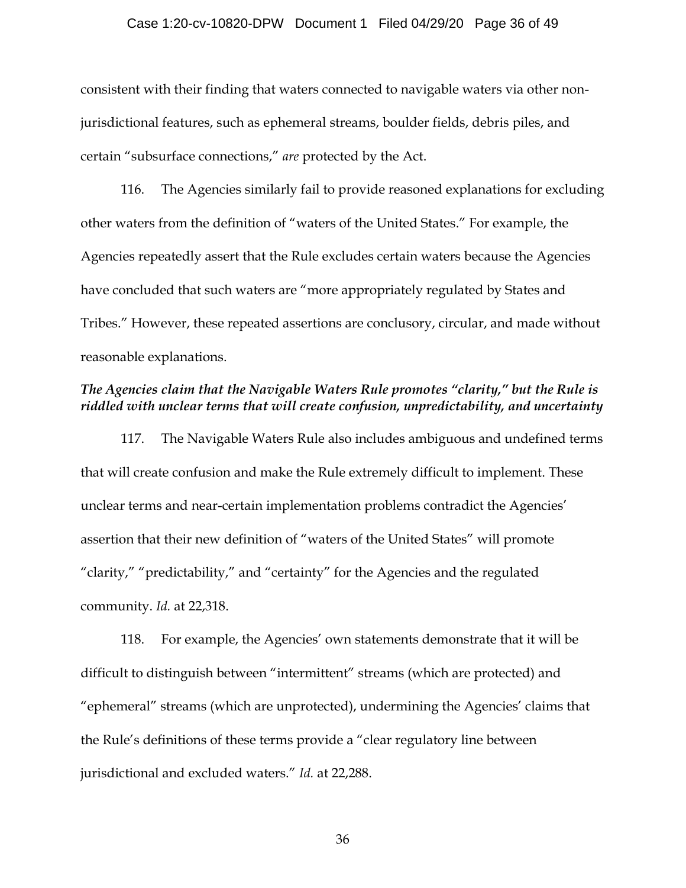consistent with their finding that waters connected to navigable waters via other non-jurisdictional features, such as ephemeral streams, boulder fields, debris piles, and certain "subsurface connections," *are* protected by the Act.

116. The Agencies similarly fail to provide reasoned explanations for excluding other waters from the definition of "waters of the United States." For example, the Agencies repeatedly assert that the Rule excludes certain waters because the Agencies have concluded that such waters are "more appropriately regulated by States and Tribes." However, these repeated assertions are conclusory, circular, and made without reasonable explanations.

***The Agencies claim that the Navigable Waters Rule promotes "clarity," but the Rule is riddled with unclear terms that will create confusion, unpredictability, and uncertainty***

117. The Navigable Waters Rule also includes ambiguous and undefined terms that will create confusion and make the Rule extremely difficult to implement. These unclear terms and near-certain implementation problems contradict the Agencies' assertion that their new definition of "waters of the United States" will promote "clarity," "predictability," and "certainty" for the Agencies and the regulated community. *Id.* at 22,318.

118. For example, the Agencies' own statements demonstrate that it will be difficult to distinguish between "intermittent" streams (which are protected) and "ephemeral" streams (which are unprotected), undermining the Agencies' claims that the Rule's definitions of these terms provide a "clear regulatory line between jurisdictional and excluded waters." *Id.* at 22,288.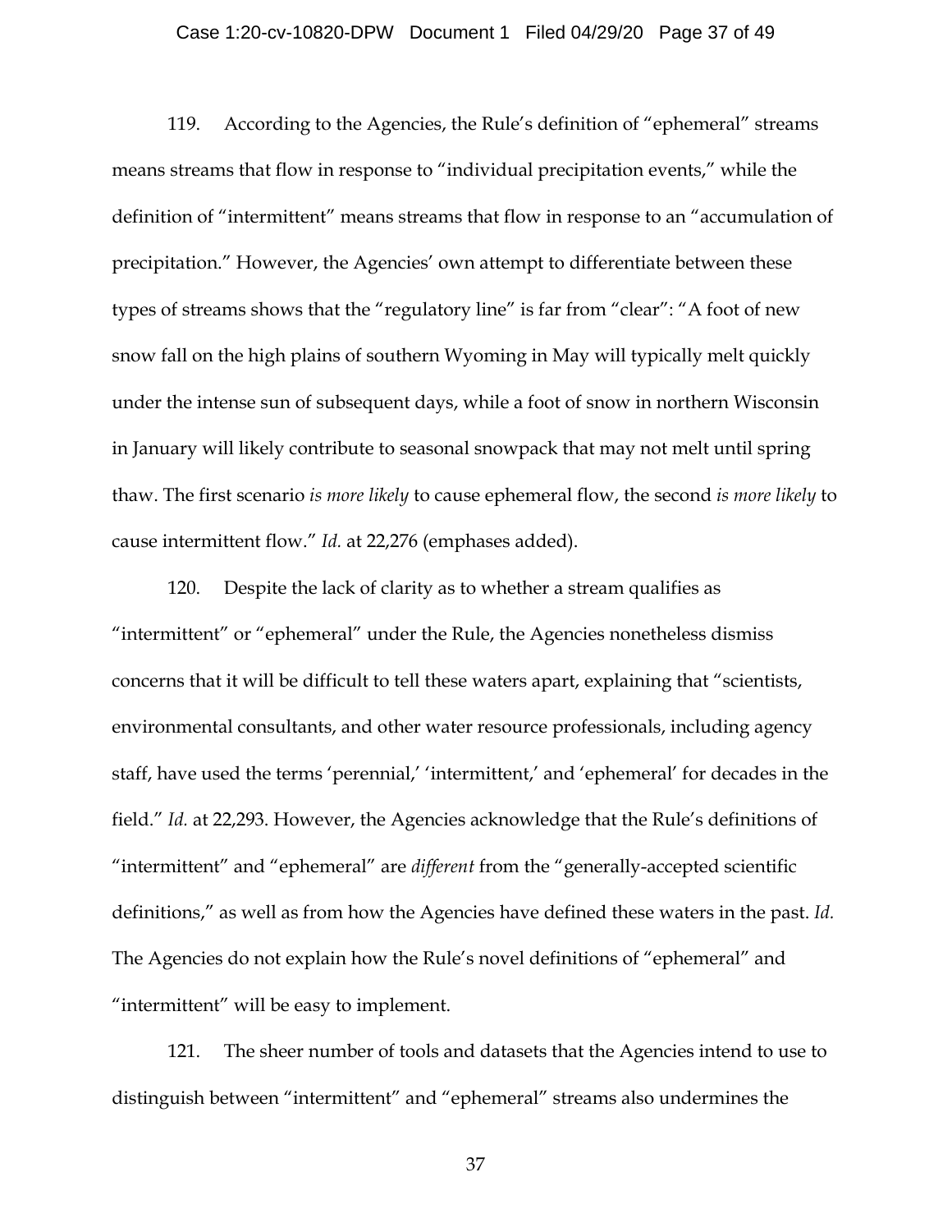119. According to the Agencies, the Rule's definition of "ephemeral" streams means streams that flow in response to "individual precipitation events," while the definition of "intermittent" means streams that flow in response to an "accumulation of precipitation." However, the Agencies' own attempt to differentiate between these types of streams shows that the "regulatory line" is far from "clear": "A foot of new snow fall on the high plains of southern Wyoming in May will typically melt quickly under the intense sun of subsequent days, while a foot of snow in northern Wisconsin in January will likely contribute to seasonal snowpack that may not melt until spring thaw. The first scenario *is more likely* to cause ephemeral flow, the second *is more likely* to cause intermittent flow." *Id.* at 22,276 (emphases added).

120. Despite the lack of clarity as to whether a stream qualifies as "intermittent" or "ephemeral" under the Rule, the Agencies nonetheless dismiss concerns that it will be difficult to tell these waters apart, explaining that "scientists, environmental consultants, and other water resource professionals, including agency staff, have used the terms 'perennial,' 'intermittent,' and 'ephemeral' for decades in the field." *Id.* at 22,293. However, the Agencies acknowledge that the Rule's definitions of "intermittent" and "ephemeral" are *different* from the "generally-accepted scientific definitions," as well as from how the Agencies have defined these waters in the past. *Id.* The Agencies do not explain how the Rule's novel definitions of "ephemeral" and "intermittent" will be easy to implement.

121. The sheer number of tools and datasets that the Agencies intend to use to distinguish between "intermittent" and "ephemeral" streams also undermines the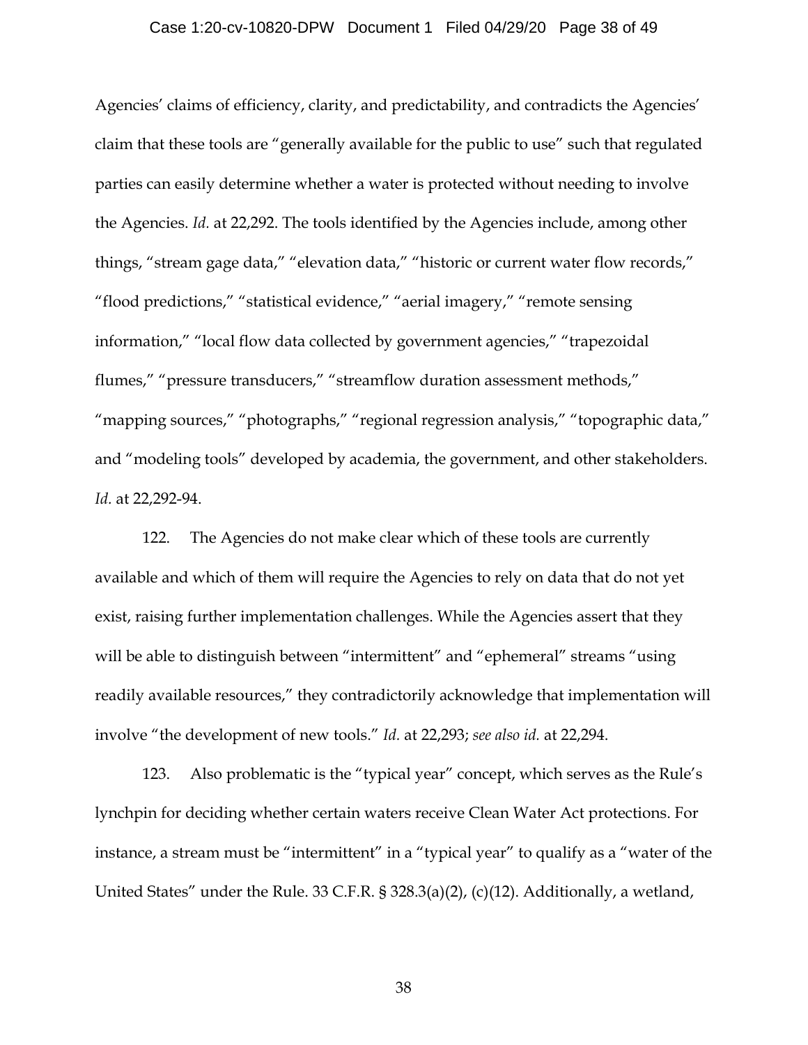Agencies' claims of efficiency, clarity, and predictability, and contradicts the Agencies' claim that these tools are "generally available for the public to use" such that regulated parties can easily determine whether a water is protected without needing to involve the Agencies. *Id.* at 22,292. The tools identified by the Agencies include, among other things, "stream gage data," "elevation data," "historic or current water flow records," "flood predictions," "statistical evidence," "aerial imagery," "remote sensing information," "local flow data collected by government agencies," "trapezoidal flumes," "pressure transducers," "streamflow duration assessment methods," "mapping sources," "photographs," "regional regression analysis," "topographic data," and "modeling tools" developed by academia, the government, and other stakeholders. *Id.* at 22,292-94.

122. The Agencies do not make clear which of these tools are currently available and which of them will require the Agencies to rely on data that do not yet exist, raising further implementation challenges. While the Agencies assert that they will be able to distinguish between "intermittent" and "ephemeral" streams "using readily available resources," they contradictorily acknowledge that implementation will involve "the development of new tools." *Id.* at 22,293; *see also id.* at 22,294.

123. Also problematic is the "typical year" concept, which serves as the Rule's lynchpin for deciding whether certain waters receive Clean Water Act protections. For instance, a stream must be "intermittent" in a "typical year" to qualify as a "water of the United States" under the Rule. 33 C.F.R. § 328.3(a)(2), (c)(12). Additionally, a wetland,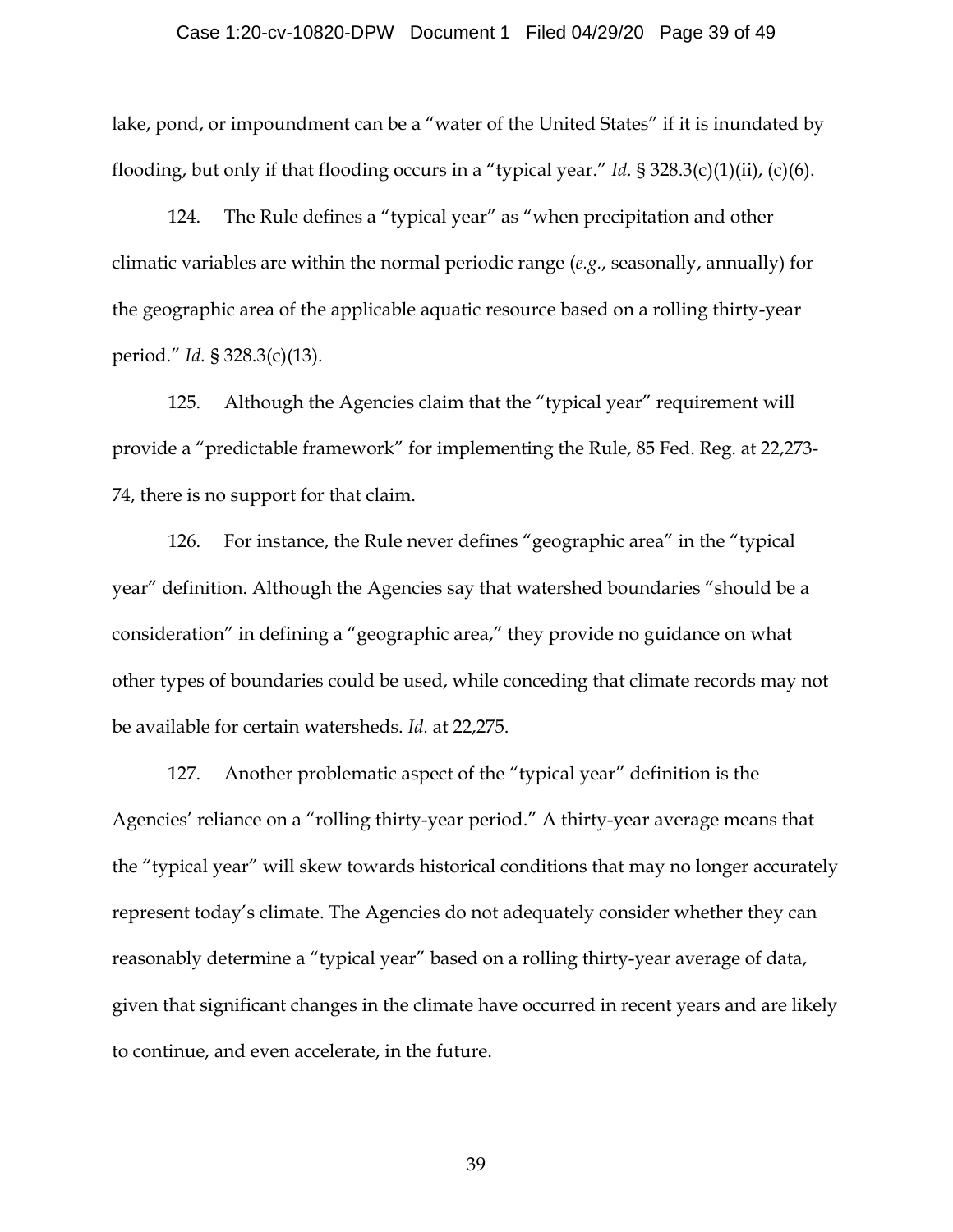lake, pond, or impoundment can be a "water of the United States" if it is inundated by flooding, but only if that flooding occurs in a "typical year." *Id.* § 328.3(c)(1)(ii), (c)(6).

124. The Rule defines a "typical year" as "when precipitation and other climatic variables are within the normal periodic range (*e.g.*, seasonally, annually) for the geographic area of the applicable aquatic resource based on a rolling thirty-year period." *Id.* § 328.3(c)(13).

125. Although the Agencies claim that the "typical year" requirement will provide a "predictable framework" for implementing the Rule, 85 Fed. Reg. at 22,273-74, there is no support for that claim.

126. For instance, the Rule never defines "geographic area" in the "typical year" definition. Although the Agencies say that watershed boundaries "should be a consideration" in defining a "geographic area," they provide no guidance on what other types of boundaries could be used, while conceding that climate records may not be available for certain watersheds. *Id.* at 22,275.

127. Another problematic aspect of the "typical year" definition is the Agencies' reliance on a "rolling thirty-year period." A thirty-year average means that the "typical year" will skew towards historical conditions that may no longer accurately represent today's climate. The Agencies do not adequately consider whether they can reasonably determine a "typical year" based on a rolling thirty-year average of data, given that significant changes in the climate have occurred in recent years and are likely to continue, and even accelerate, in the future.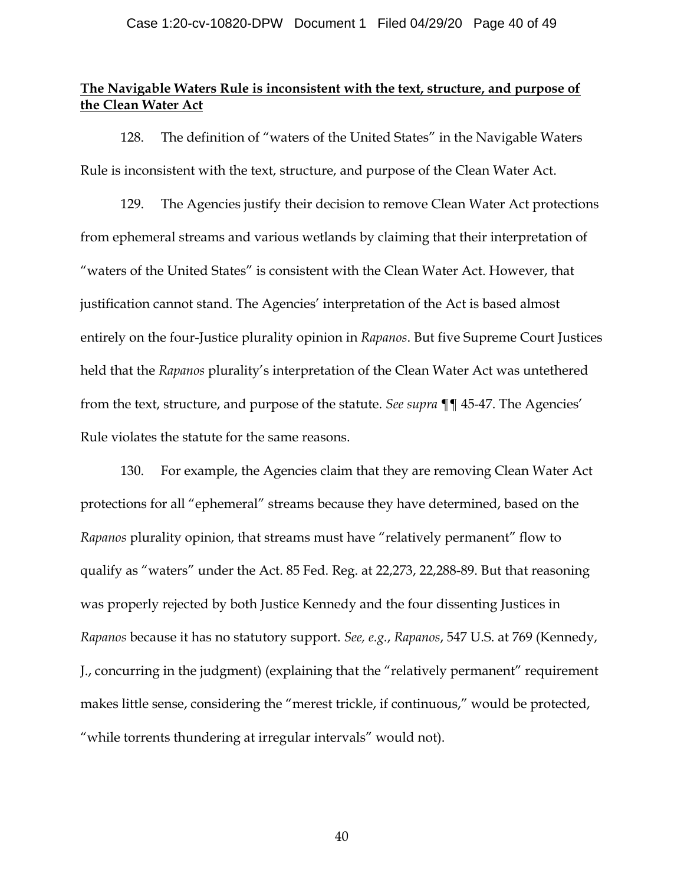**<u>The Navigable Waters Rule is inconsistent with the text, structure, and purpose of the Clean Water Act</u>**

128. The definition of "waters of the United States" in the Navigable Waters Rule is inconsistent with the text, structure, and purpose of the Clean Water Act.

129. The Agencies justify their decision to remove Clean Water Act protections from ephemeral streams and various wetlands by claiming that their interpretation of "waters of the United States" is consistent with the Clean Water Act. However, that justification cannot stand. The Agencies' interpretation of the Act is based almost entirely on the four-Justice plurality opinion in *Rapanos*. But five Supreme Court Justices held that the *Rapanos* plurality's interpretation of the Clean Water Act was untethered from the text, structure, and purpose of the statute. *See supra* ¶¶ 45-47. The Agencies' Rule violates the statute for the same reasons.

130. For example, the Agencies claim that they are removing Clean Water Act protections for all "ephemeral" streams because they have determined, based on the *Rapanos* plurality opinion, that streams must have "relatively permanent" flow to qualify as "waters" under the Act. 85 Fed. Reg. at 22,273, 22,288-89. But that reasoning was properly rejected by both Justice Kennedy and the four dissenting Justices in *Rapanos* because it has no statutory support. *See, e.g.*, *Rapanos*, 547 U.S. at 769 (Kennedy, J., concurring in the judgment) (explaining that the "relatively permanent" requirement makes little sense, considering the "merest trickle, if continuous," would be protected, "while torrents thundering at irregular intervals" would not).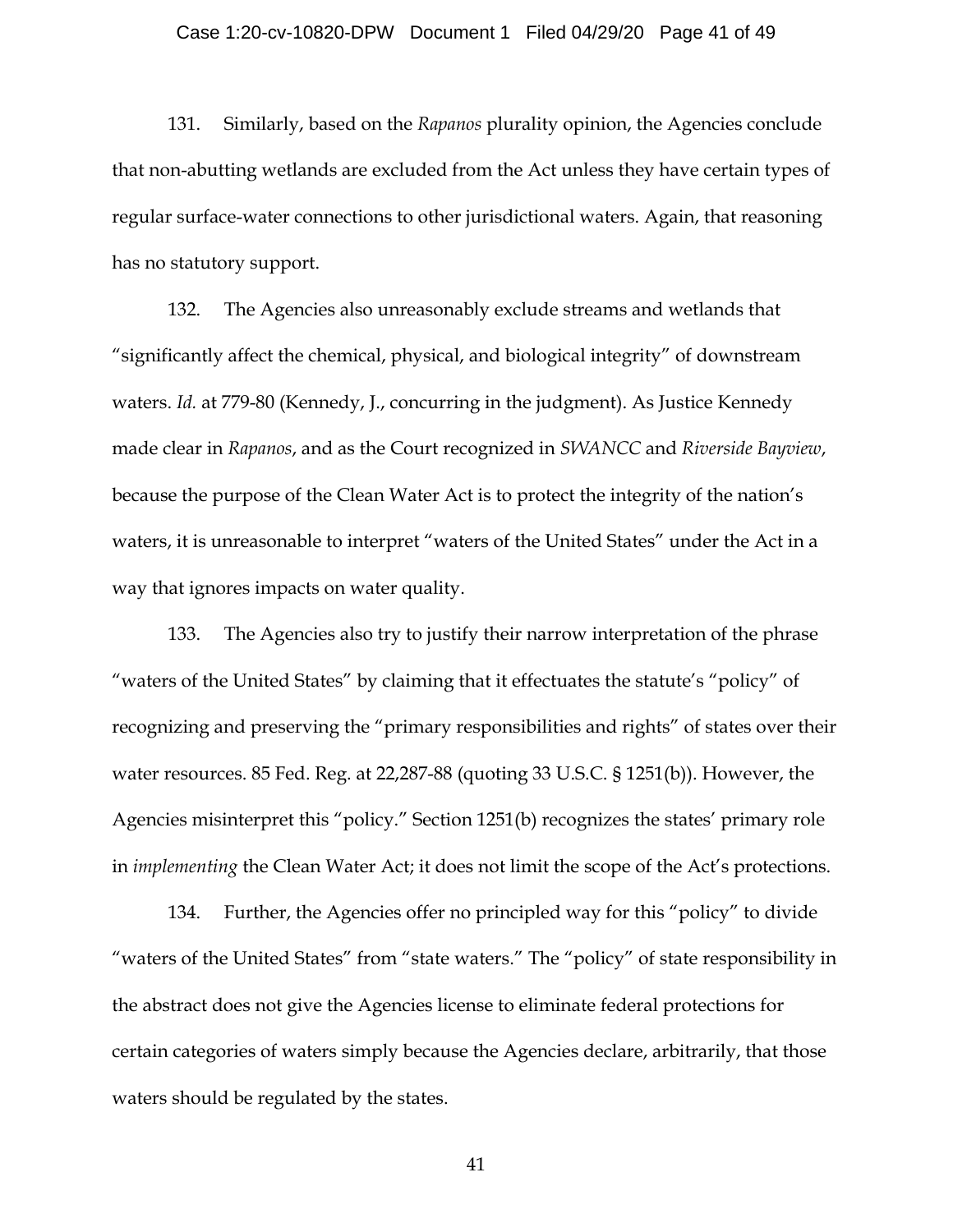131. Similarly, based on the *Rapanos* plurality opinion, the Agencies conclude that non-abutting wetlands are excluded from the Act unless they have certain types of regular surface-water connections to other jurisdictional waters. Again, that reasoning has no statutory support.

132. The Agencies also unreasonably exclude streams and wetlands that "significantly affect the chemical, physical, and biological integrity" of downstream waters. *Id.* at 779-80 (Kennedy, J., concurring in the judgment). As Justice Kennedy made clear in *Rapanos*, and as the Court recognized in *SWANCC* and *Riverside Bayview*, because the purpose of the Clean Water Act is to protect the integrity of the nation's waters, it is unreasonable to interpret "waters of the United States" under the Act in a way that ignores impacts on water quality.

133. The Agencies also try to justify their narrow interpretation of the phrase "waters of the United States" by claiming that it effectuates the statute's "policy" of recognizing and preserving the "primary responsibilities and rights" of states over their water resources. 85 Fed. Reg. at 22,287-88 (quoting 33 U.S.C. § 1251(b)). However, the Agencies misinterpret this "policy." Section 1251(b) recognizes the states' primary role in *implementing* the Clean Water Act; it does not limit the scope of the Act's protections.

134. Further, the Agencies offer no principled way for this "policy" to divide "waters of the United States" from "state waters." The "policy" of state responsibility in the abstract does not give the Agencies license to eliminate federal protections for certain categories of waters simply because the Agencies declare, arbitrarily, that those waters should be regulated by the states.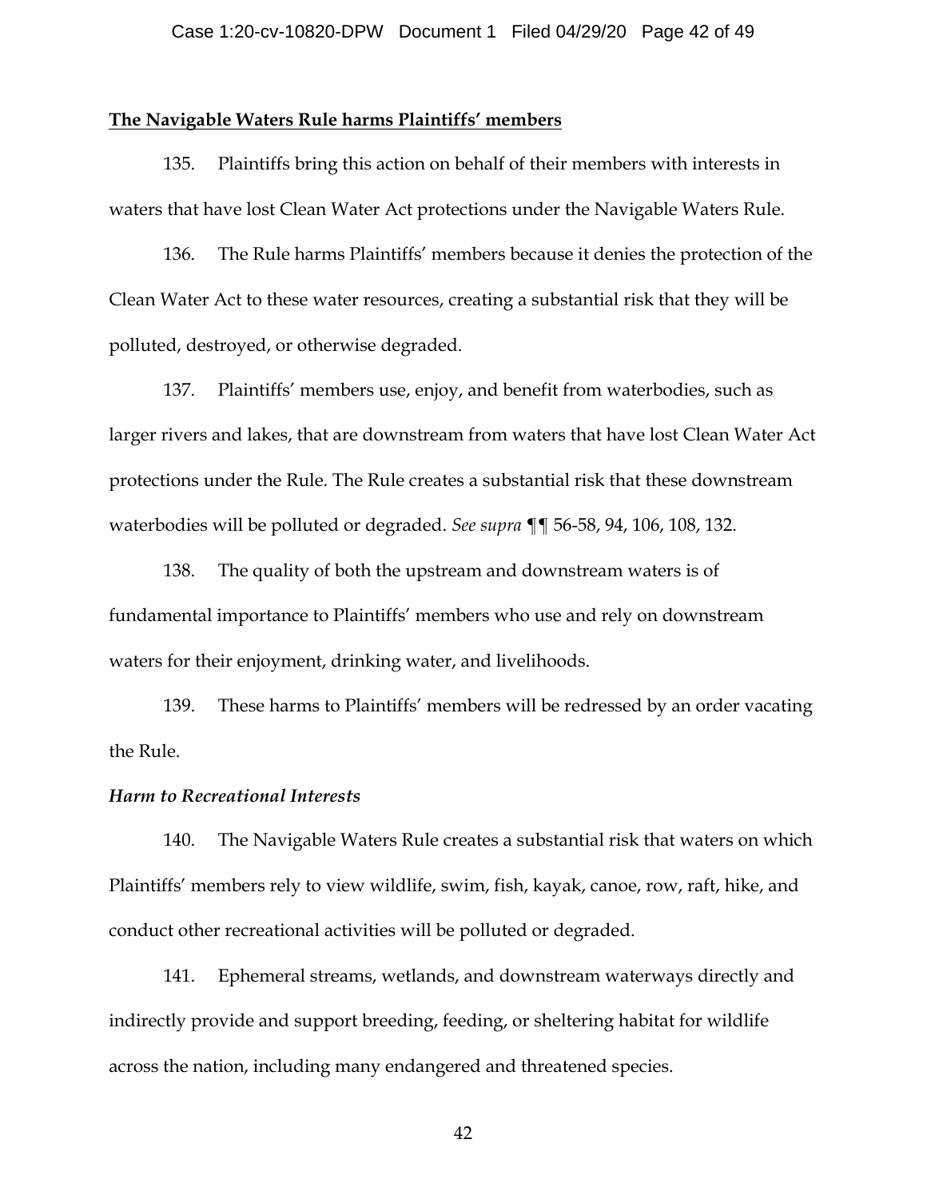**<u>The Navigable Waters Rule harms Plaintiffs' members</u>**

135. Plaintiffs bring this action on behalf of their members with interests in waters that have lost Clean Water Act protections under the Navigable Waters Rule.

136. The Rule harms Plaintiffs' members because it denies the protection of the Clean Water Act to these water resources, creating a substantial risk that they will be polluted, destroyed, or otherwise degraded.

137. Plaintiffs' members use, enjoy, and benefit from waterbodies, such as larger rivers and lakes, that are downstream from waters that have lost Clean Water Act protections under the Rule. The Rule creates a substantial risk that these downstream waterbodies will be polluted or degraded. *See supra* ¶¶ 56-58, 94, 106, 108, 132.

138. The quality of both the upstream and downstream waters is of fundamental importance to Plaintiffs' members who use and rely on downstream waters for their enjoyment, drinking water, and livelihoods.

139. These harms to Plaintiffs' members will be redressed by an order vacating the Rule.

***Harm to Recreational Interests***

140. The Navigable Waters Rule creates a substantial risk that waters on which Plaintiffs' members rely to view wildlife, swim, fish, kayak, canoe, row, raft, hike, and conduct other recreational activities will be polluted or degraded.

141. Ephemeral streams, wetlands, and downstream waterways directly and indirectly provide and support breeding, feeding, or sheltering habitat for wildlife across the nation, including many endangered and threatened species.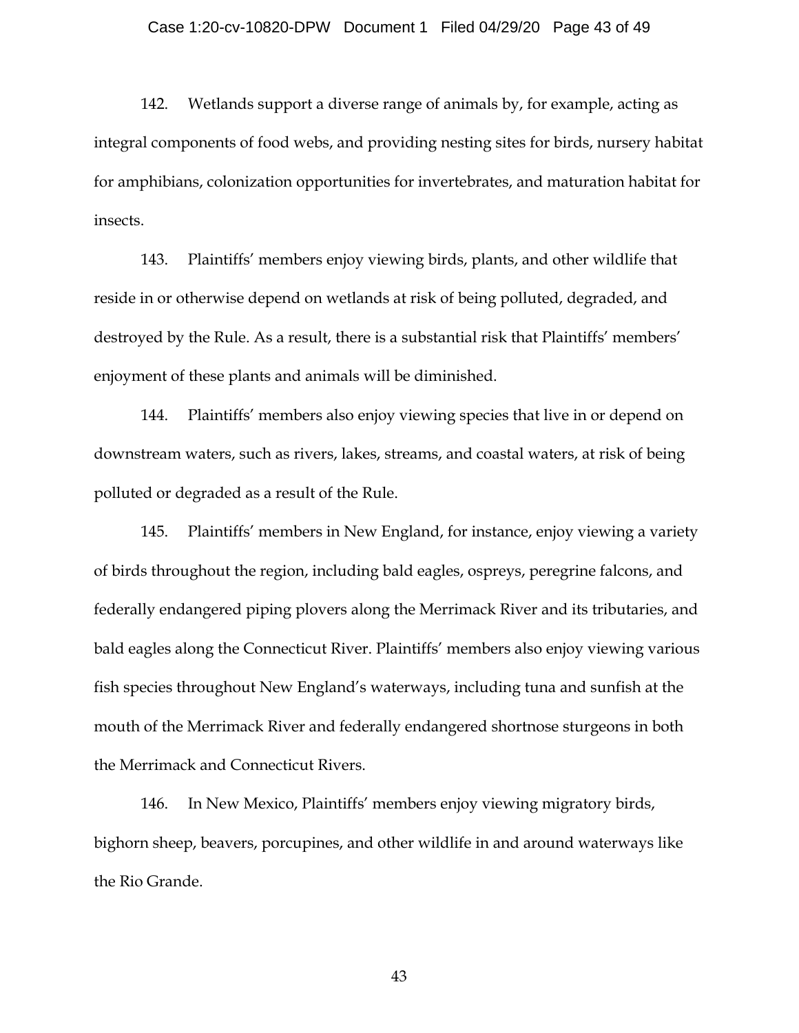142. Wetlands support a diverse range of animals by, for example, acting as integral components of food webs, and providing nesting sites for birds, nursery habitat for amphibians, colonization opportunities for invertebrates, and maturation habitat for insects.

143. Plaintiffs' members enjoy viewing birds, plants, and other wildlife that reside in or otherwise depend on wetlands at risk of being polluted, degraded, and destroyed by the Rule. As a result, there is a substantial risk that Plaintiffs' members' enjoyment of these plants and animals will be diminished.

144. Plaintiffs' members also enjoy viewing species that live in or depend on downstream waters, such as rivers, lakes, streams, and coastal waters, at risk of being polluted or degraded as a result of the Rule.

145. Plaintiffs' members in New England, for instance, enjoy viewing a variety of birds throughout the region, including bald eagles, ospreys, peregrine falcons, and federally endangered piping plovers along the Merrimack River and its tributaries, and bald eagles along the Connecticut River. Plaintiffs' members also enjoy viewing various fish species throughout New England's waterways, including tuna and sunfish at the mouth of the Merrimack River and federally endangered shortnose sturgeons in both the Merrimack and Connecticut Rivers.

146. In New Mexico, Plaintiffs' members enjoy viewing migratory birds, bighorn sheep, beavers, porcupines, and other wildlife in and around waterways like the Rio Grande.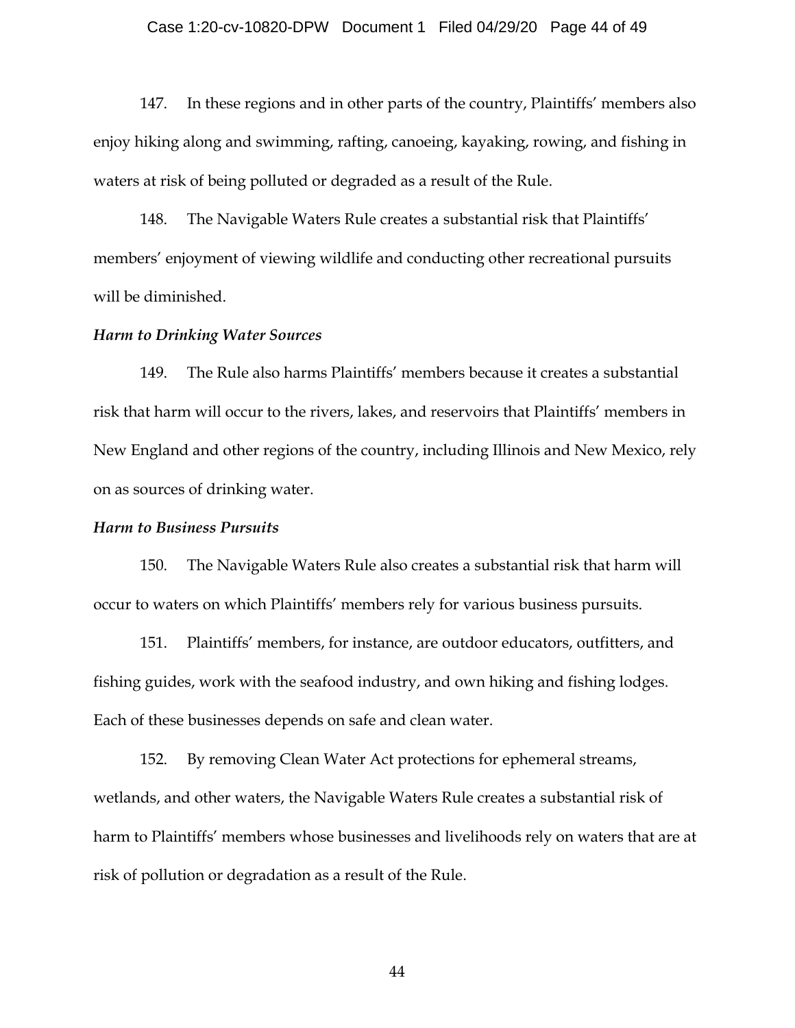147. In these regions and in other parts of the country, Plaintiffs' members also enjoy hiking along and swimming, rafting, canoeing, kayaking, rowing, and fishing in waters at risk of being polluted or degraded as a result of the Rule.

148. The Navigable Waters Rule creates a substantial risk that Plaintiffs' members' enjoyment of viewing wildlife and conducting other recreational pursuits will be diminished.

***Harm to Drinking Water Sources***

149. The Rule also harms Plaintiffs' members because it creates a substantial risk that harm will occur to the rivers, lakes, and reservoirs that Plaintiffs' members in New England and other regions of the country, including Illinois and New Mexico, rely on as sources of drinking water.

***Harm to Business Pursuits***

150. The Navigable Waters Rule also creates a substantial risk that harm will occur to waters on which Plaintiffs' members rely for various business pursuits.

151. Plaintiffs' members, for instance, are outdoor educators, outfitters, and fishing guides, work with the seafood industry, and own hiking and fishing lodges. Each of these businesses depends on safe and clean water.

152. By removing Clean Water Act protections for ephemeral streams, wetlands, and other waters, the Navigable Waters Rule creates a substantial risk of harm to Plaintiffs' members whose businesses and livelihoods rely on waters that are at risk of pollution or degradation as a result of the Rule.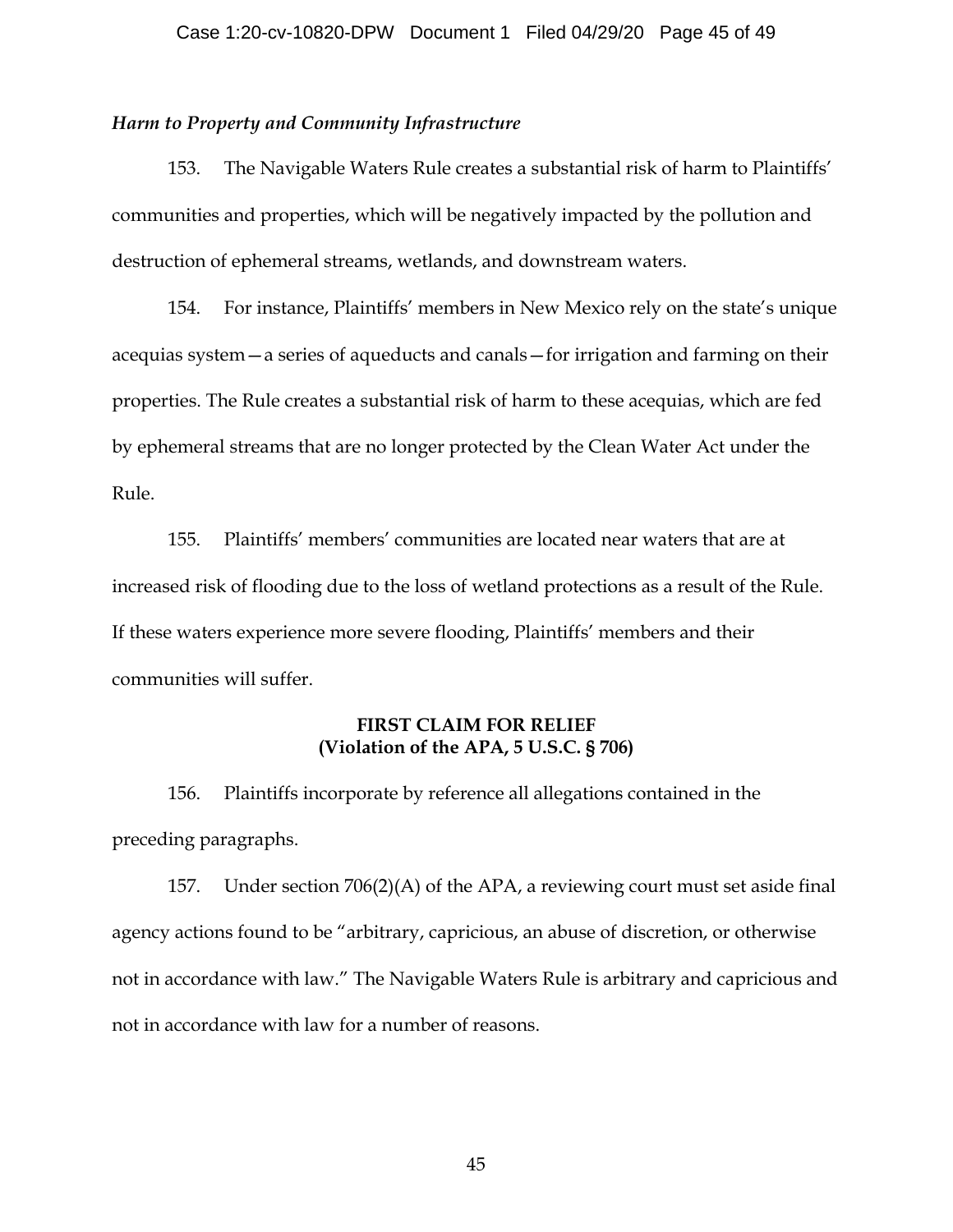*Harm to Property and Community Infrastructure*

153. The Navigable Waters Rule creates a substantial risk of harm to Plaintiffs' communities and properties, which will be negatively impacted by the pollution and destruction of ephemeral streams, wetlands, and downstream waters.

154. For instance, Plaintiffs' members in New Mexico rely on the state's unique acequias system—a series of aqueducts and canals—for irrigation and farming on their properties. The Rule creates a substantial risk of harm to these acequias, which are fed by ephemeral streams that are no longer protected by the Clean Water Act under the Rule.

155. Plaintiffs' members' communities are located near waters that are at increased risk of flooding due to the loss of wetland protections as a result of the Rule. If these waters experience more severe flooding, Plaintiffs' members and their communities will suffer.

**FIRST CLAIM FOR RELIEF**
**(Violation of the APA, 5 U.S.C. § 706)**

156. Plaintiffs incorporate by reference all allegations contained in the preceding paragraphs.

157. Under section 706(2)(A) of the APA, a reviewing court must set aside final agency actions found to be "arbitrary, capricious, an abuse of discretion, or otherwise not in accordance with law." The Navigable Waters Rule is arbitrary and capricious and not in accordance with law for a number of reasons.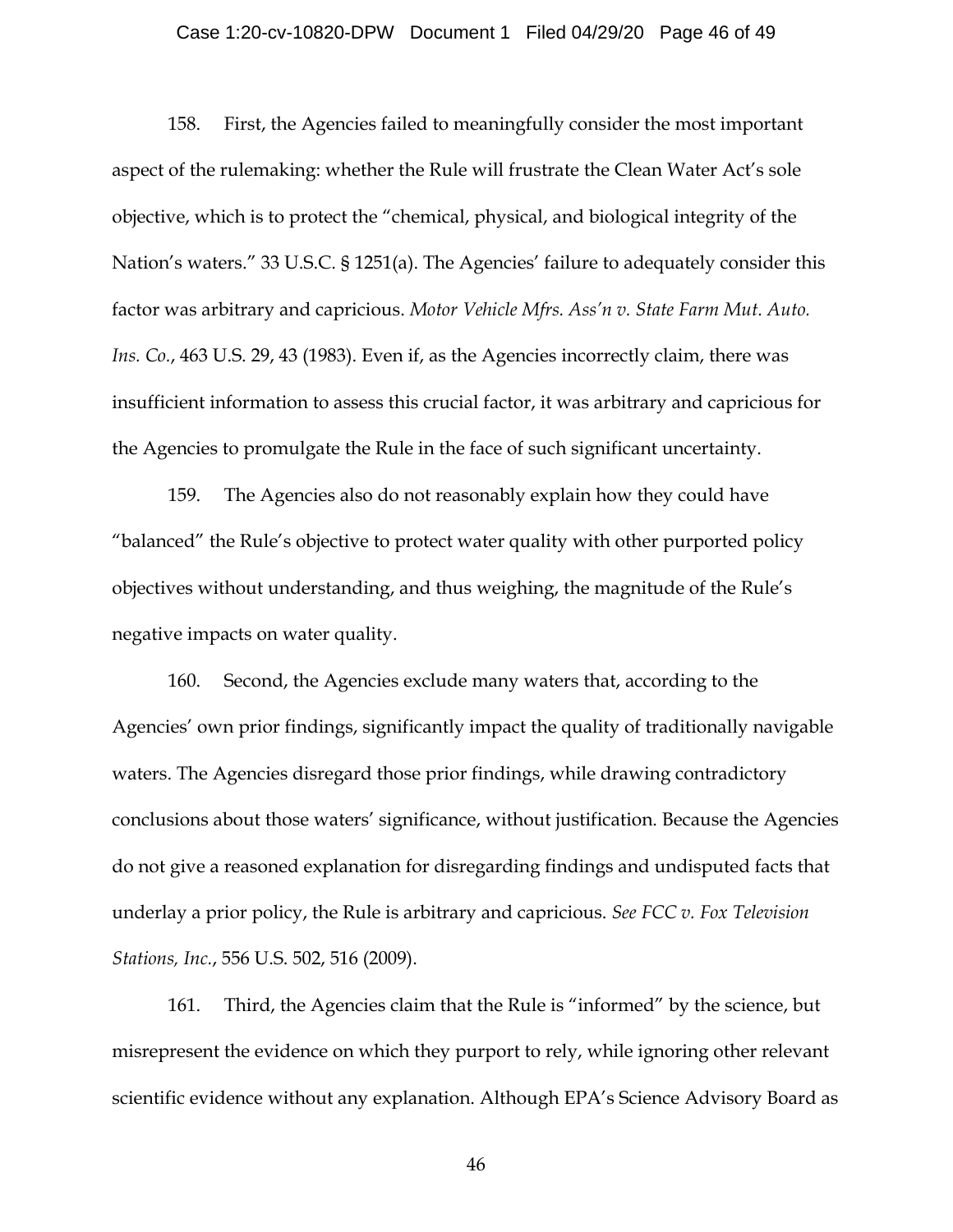158. First, the Agencies failed to meaningfully consider the most important aspect of the rulemaking: whether the Rule will frustrate the Clean Water Act's sole objective, which is to protect the "chemical, physical, and biological integrity of the Nation's waters." 33 U.S.C. § 1251(a). The Agencies' failure to adequately consider this factor was arbitrary and capricious. *Motor Vehicle Mfrs. Ass'n v. State Farm Mut. Auto. Ins. Co.*, 463 U.S. 29, 43 (1983). Even if, as the Agencies incorrectly claim, there was insufficient information to assess this crucial factor, it was arbitrary and capricious for the Agencies to promulgate the Rule in the face of such significant uncertainty.

159. The Agencies also do not reasonably explain how they could have "balanced" the Rule's objective to protect water quality with other purported policy objectives without understanding, and thus weighing, the magnitude of the Rule's negative impacts on water quality.

160. Second, the Agencies exclude many waters that, according to the Agencies' own prior findings, significantly impact the quality of traditionally navigable waters. The Agencies disregard those prior findings, while drawing contradictory conclusions about those waters' significance, without justification. Because the Agencies do not give a reasoned explanation for disregarding findings and undisputed facts that underlay a prior policy, the Rule is arbitrary and capricious. *See FCC v. Fox Television Stations, Inc.*, 556 U.S. 502, 516 (2009).

161. Third, the Agencies claim that the Rule is "informed" by the science, but misrepresent the evidence on which they purport to rely, while ignoring other relevant scientific evidence without any explanation. Although EPA's Science Advisory Board as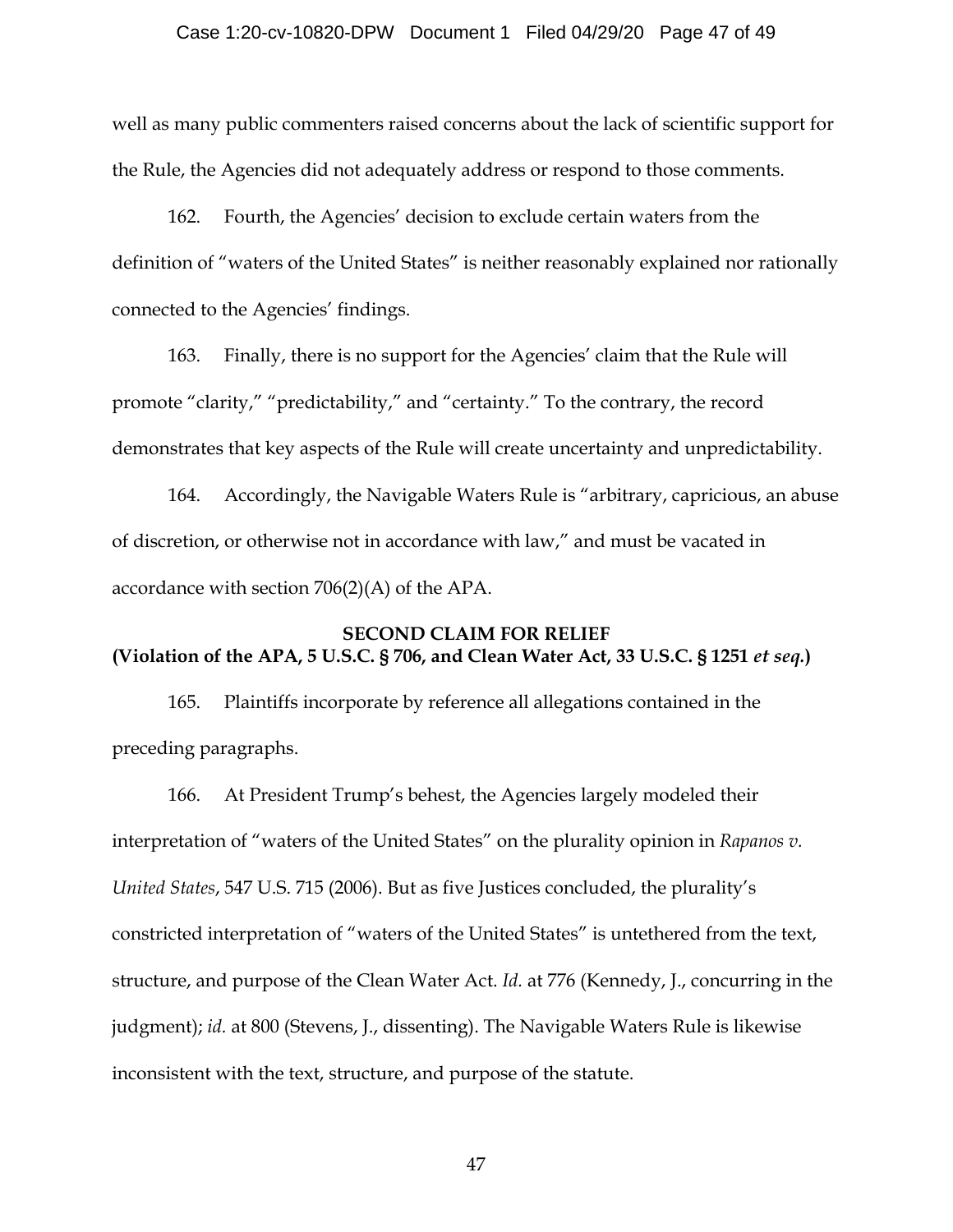well as many public commenters raised concerns about the lack of scientific support for the Rule, the Agencies did not adequately address or respond to those comments.

162. Fourth, the Agencies' decision to exclude certain waters from the definition of "waters of the United States" is neither reasonably explained nor rationally connected to the Agencies' findings.

163. Finally, there is no support for the Agencies' claim that the Rule will promote "clarity," "predictability," and "certainty." To the contrary, the record demonstrates that key aspects of the Rule will create uncertainty and unpredictability.

164. Accordingly, the Navigable Waters Rule is "arbitrary, capricious, an abuse of discretion, or otherwise not in accordance with law," and must be vacated in accordance with section 706(2)(A) of the APA.

**SECOND CLAIM FOR RELIEF**
**(Violation of the APA, 5 U.S.C. § 706, and Clean Water Act, 33 U.S.C. § 1251 *et seq.*)**

165. Plaintiffs incorporate by reference all allegations contained in the preceding paragraphs.

166. At President Trump's behest, the Agencies largely modeled their interpretation of "waters of the United States" on the plurality opinion in *Rapanos v. United States*, 547 U.S. 715 (2006). But as five Justices concluded, the plurality's constricted interpretation of "waters of the United States" is untethered from the text, structure, and purpose of the Clean Water Act. *Id.* at 776 (Kennedy, J., concurring in the judgment); *id.* at 800 (Stevens, J., dissenting). The Navigable Waters Rule is likewise inconsistent with the text, structure, and purpose of the statute.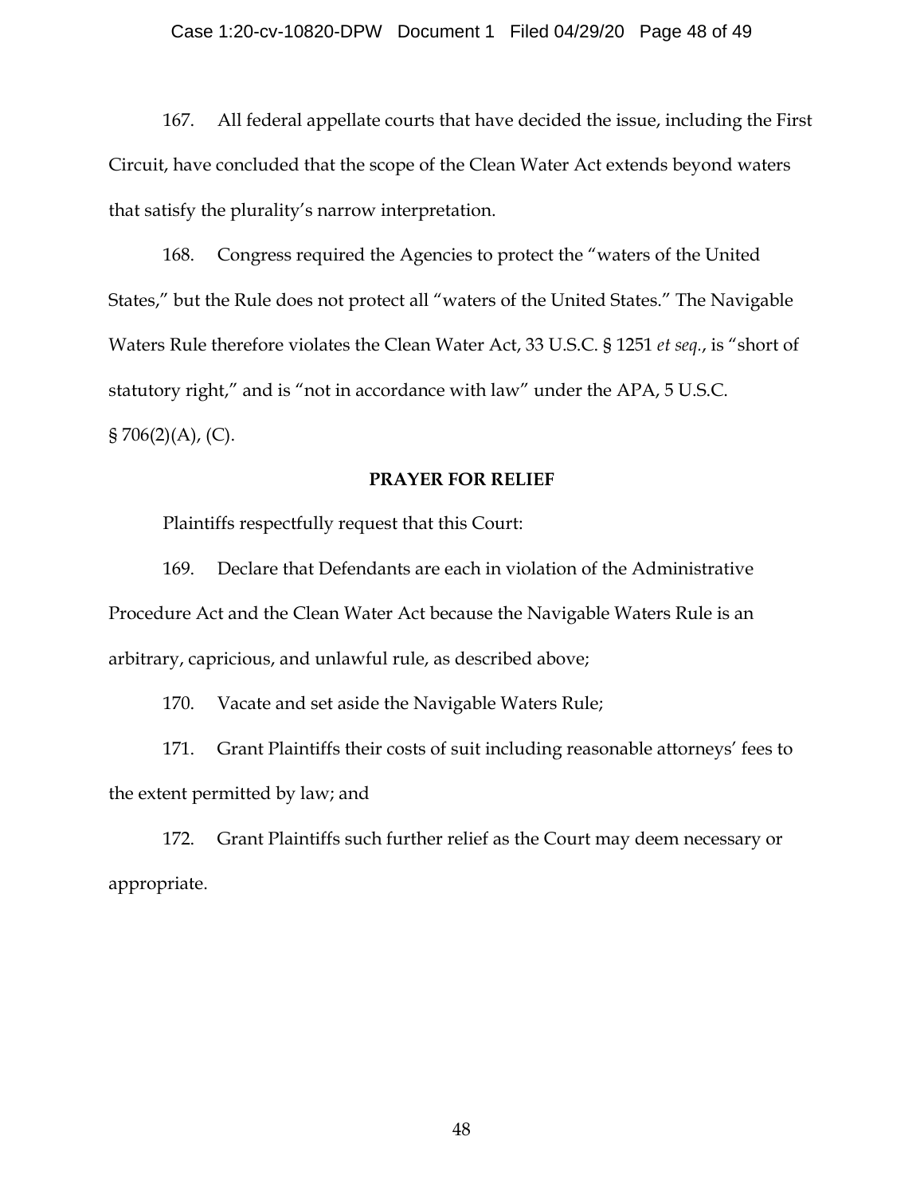167. All federal appellate courts that have decided the issue, including the First Circuit, have concluded that the scope of the Clean Water Act extends beyond waters that satisfy the plurality's narrow interpretation.

168. Congress required the Agencies to protect the "waters of the United States," but the Rule does not protect all "waters of the United States." The Navigable Waters Rule therefore violates the Clean Water Act, 33 U.S.C. § 1251 *et seq.*, is "short of statutory right," and is "not in accordance with law" under the APA, 5 U.S.C. § 706(2)(A), (C).

**PRAYER FOR RELIEF**

Plaintiffs respectfully request that this Court:

169. Declare that Defendants are each in violation of the Administrative Procedure Act and the Clean Water Act because the Navigable Waters Rule is an arbitrary, capricious, and unlawful rule, as described above;

170. Vacate and set aside the Navigable Waters Rule;

171. Grant Plaintiffs their costs of suit including reasonable attorneys' fees to the extent permitted by law; and

172. Grant Plaintiffs such further relief as the Court may deem necessary or appropriate.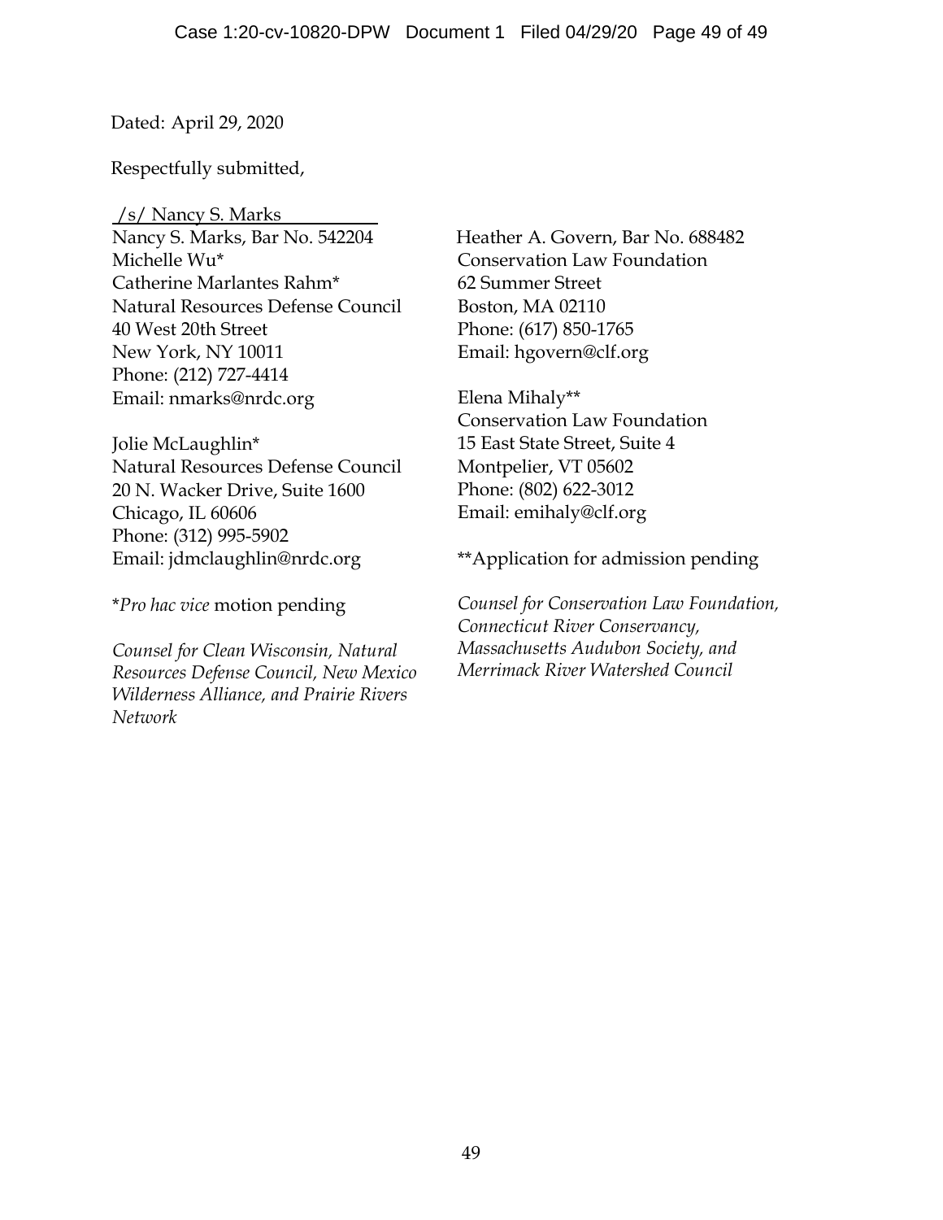Dated: April 29, 2020

Respectfully submitted,

/s/ Nancy S. Marks
Nancy S. Marks, Bar No. 542204
Michelle Wu*
Catherine Marlantes Rahm*
Natural Resources Defense Council
40 West 20th Street
New York, NY 10011
Phone: (212) 727-4414
Email: nmarks@nrdc.org

Jolie McLaughlin*
Natural Resources Defense Council
20 N. Wacker Drive, Suite 1600
Chicago, IL 60606
Phone: (312) 995-5902
Email: jdmclaughlin@nrdc.org

**Pro hac vice* motion pending

*Counsel for Clean Wisconsin, Natural Resources Defense Council, New Mexico Wilderness Alliance, and Prairie Rivers Network*

Heather A. Govern, Bar No. 688482
Conservation Law Foundation
62 Summer Street
Boston, MA 02110
Phone: (617) 850-1765
Email: hgovern@clf.org

Elena Mihaly**
Conservation Law Foundation
15 East State Street, Suite 4
Montpelier, VT 05602
Phone: (802) 622-3012
Email: emihaly@clf.org

**Application for admission pending

*Counsel for Conservation Law Foundation, Connecticut River Conservancy, Massachusetts Audubon Society, and Merrimack River Watershed Council*